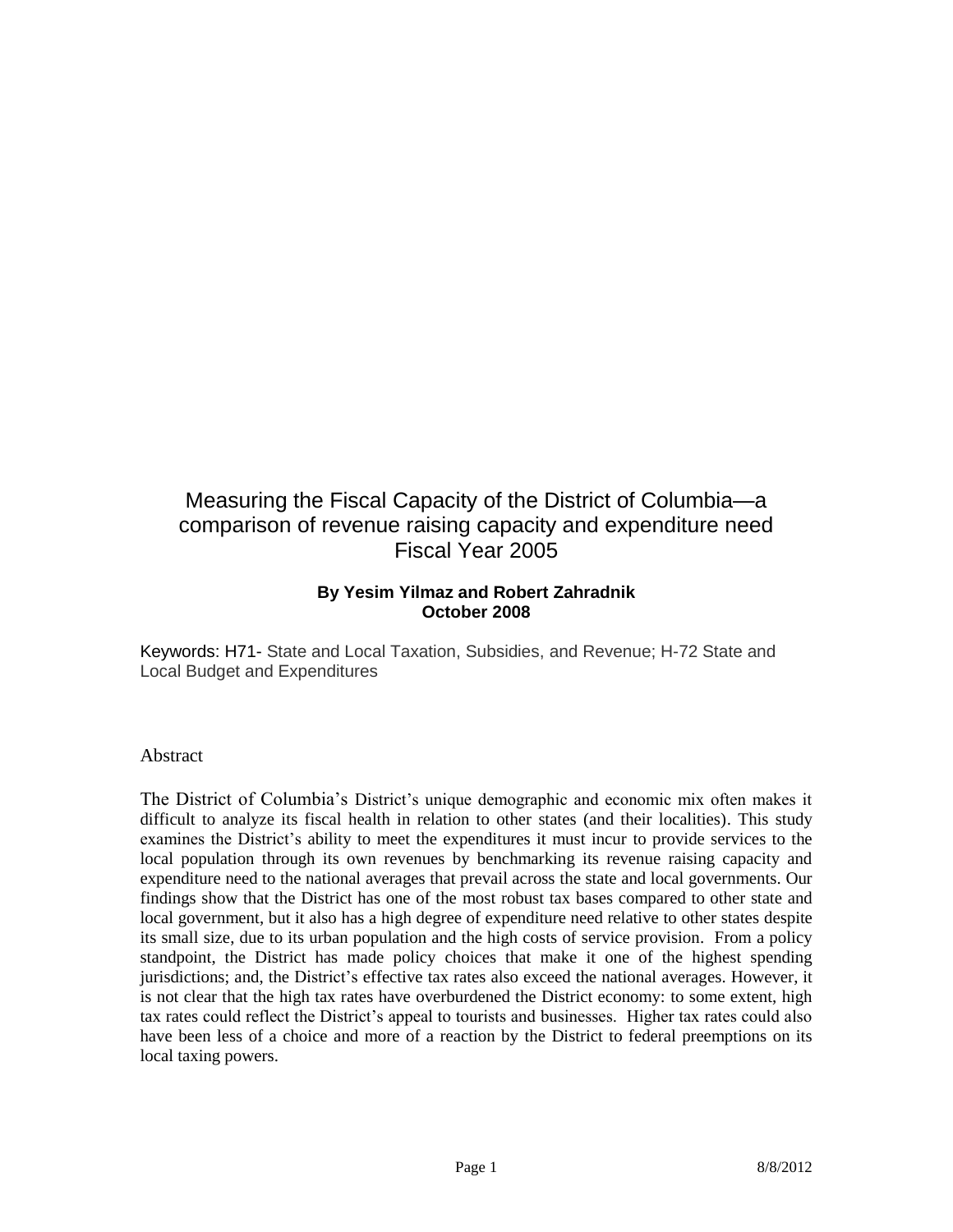# Measuring the Fiscal Capacity of the District of Columbia—a comparison of revenue raising capacity and expenditure need Fiscal Year 2005

**By Yesim Yilmaz and Robert Zahradnik**
**October 2008**

Keywords: H71- State and Local Taxation, Subsidies, and Revenue; H-72 State and Local Budget and Expenditures

## Abstract

The District of Columbia's District's unique demographic and economic mix often makes it difficult to analyze its fiscal health in relation to other states (and their localities). This study examines the District's ability to meet the expenditures it must incur to provide services to the local population through its own revenues by benchmarking its revenue raising capacity and expenditure need to the national averages that prevail across the state and local governments. Our findings show that the District has one of the most robust tax bases compared to other state and local government, but it also has a high degree of expenditure need relative to other states despite its small size, due to its urban population and the high costs of service provision. From a policy standpoint, the District has made policy choices that make it one of the highest spending jurisdictions; and, the District's effective tax rates also exceed the national averages. However, it is not clear that the high tax rates have overburdened the District economy: to some extent, high tax rates could reflect the District's appeal to tourists and businesses. Higher tax rates could also have been less of a choice and more of a reaction by the District to federal preemptions on its local taxing powers.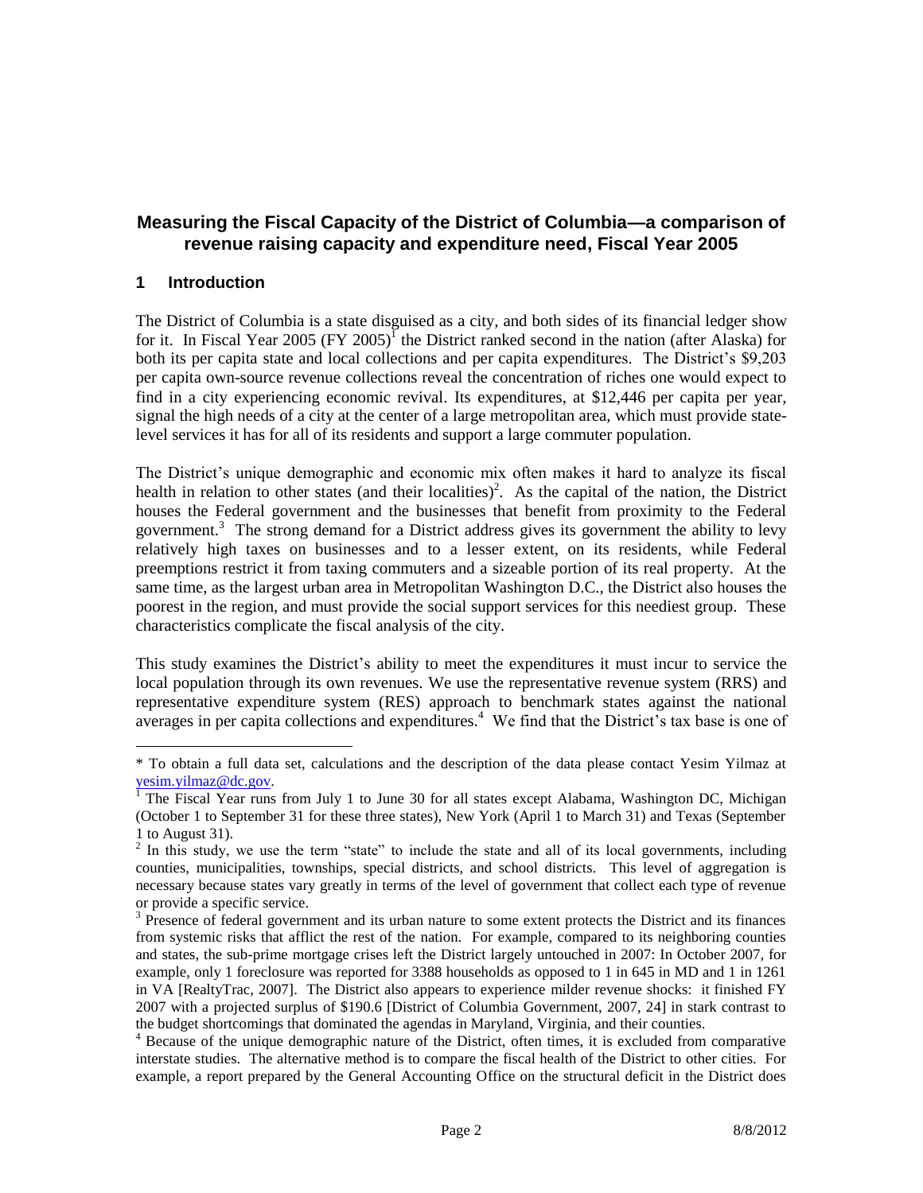## Measuring the Fiscal Capacity of the District of Columbia—a comparison of revenue raising capacity and expenditure need, Fiscal Year 2005

### 1 Introduction

The District of Columbia is a state disguised as a city, and both sides of its financial ledger show for it. In Fiscal Year 2005 (FY 2005)[1] the District ranked second in the nation (after Alaska) for both its per capita state and local collections and per capita expenditures. The District's $9,203 per capita own-source revenue collections reveal the concentration of riches one would expect to find in a city experiencing economic revival. Its expenditures, at $12,446 per capita per year, signal the high needs of a city at the center of a large metropolitan area, which must provide state-level services it has for all of its residents and support a large commuter population.

The District's unique demographic and economic mix often makes it hard to analyze its fiscal health in relation to other states (and their localities)[2]. As the capital of the nation, the District houses the Federal government and the businesses that benefit from proximity to the Federal government.[3] The strong demand for a District address gives its government the ability to levy relatively high taxes on businesses and to a lesser extent, on its residents, while Federal preemptions restrict it from taxing commuters and a sizeable portion of its real property. At the same time, as the largest urban area in Metropolitan Washington D.C., the District also houses the poorest in the region, and must provide the social support services for this neediest group. These characteristics complicate the fiscal analysis of the city.

This study examines the District's ability to meet the expenditures it must incur to service the local population through its own revenues. We use the representative revenue system (RRS) and representative expenditure system (RES) approach to benchmark states against the national averages in per capita collections and expenditures.[4] We find that the District's tax base is one of

---

* To obtain a full data set, calculations and the description of the data please contact Yesim Yilmaz at yesim.yilmaz@dc.gov.

[1] The Fiscal Year runs from July 1 to June 30 for all states except Alabama, Washington DC, Michigan (October 1 to September 31 for these three states), New York (April 1 to March 31) and Texas (September 1 to August 31).

[2] In this study, we use the term "state" to include the state and all of its local governments, including counties, municipalities, townships, special districts, and school districts. This level of aggregation is necessary because states vary greatly in terms of the level of government that collect each type of revenue or provide a specific service.

[3] Presence of federal government and its urban nature to some extent protects the District and its finances from systemic risks that afflict the rest of the nation. For example, compared to its neighboring counties and states, the sub-prime mortgage crises left the District largely untouched in 2007: In October 2007, for example, only 1 foreclosure was reported for 3388 households as opposed to 1 in 645 in MD and 1 in 1261 in VA [RealtyTrac, 2007]. The District also appears to experience milder revenue shocks: it finished FY 2007 with a projected surplus of $190.6 [District of Columbia Government, 2007, 24] in stark contrast to the budget shortcomings that dominated the agendas in Maryland, Virginia, and their counties.

[4] Because of the unique demographic nature of the District, often times, it is excluded from comparative interstate studies. The alternative method is to compare the fiscal health of the District to other cities. For example, a report prepared by the General Accounting Office on the structural deficit in the District does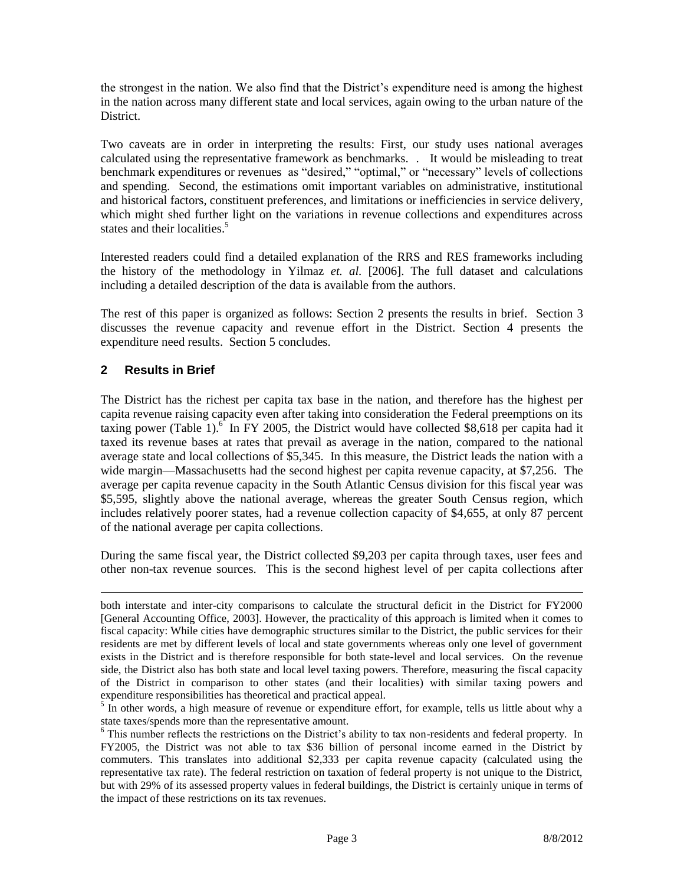the strongest in the nation. We also find that the District's expenditure need is among the highest in the nation across many different state and local services, again owing to the urban nature of the District.

Two caveats are in order in interpreting the results: First, our study uses national averages calculated using the representative framework as benchmarks. . It would be misleading to treat benchmark expenditures or revenues as "desired," "optimal," or "necessary" levels of collections and spending. Second, the estimations omit important variables on administrative, institutional and historical factors, constituent preferences, and limitations or inefficiencies in service delivery, which might shed further light on the variations in revenue collections and expenditures across states and their localities.[5]

Interested readers could find a detailed explanation of the RRS and RES frameworks including the history of the methodology in Yilmaz *et. al.* [2006]. The full dataset and calculations including a detailed description of the data is available from the authors.

The rest of this paper is organized as follows: Section 2 presents the results in brief. Section 3 discusses the revenue capacity and revenue effort in the District. Section 4 presents the expenditure need results. Section 5 concludes.

## 2 Results in Brief

The District has the richest per capita tax base in the nation, and therefore has the highest per capita revenue raising capacity even after taking into consideration the Federal preemptions on its taxing power (Table 1).[6] In FY 2005, the District would have collected $8,618 per capita had it taxed its revenue bases at rates that prevail as average in the nation, compared to the national average state and local collections of $5,345. In this measure, the District leads the nation with a wide margin—Massachusetts had the second highest per capita revenue capacity, at $7,256. The average per capita revenue capacity in the South Atlantic Census division for this fiscal year was $5,595, slightly above the national average, whereas the greater South Census region, which includes relatively poorer states, had a revenue collection capacity of $4,655, at only 87 percent of the national average per capita collections.

During the same fiscal year, the District collected $9,203 per capita through taxes, user fees and other non-tax revenue sources. This is the second highest level of per capita collections after

---

both interstate and inter-city comparisons to calculate the structural deficit in the District for FY2000 [General Accounting Office, 2003]. However, the practicality of this approach is limited when it comes to fiscal capacity: While cities have demographic structures similar to the District, the public services for their residents are met by different levels of local and state governments whereas only one level of government exists in the District and is therefore responsible for both state-level and local services. On the revenue side, the District also has both state and local level taxing powers. Therefore, measuring the fiscal capacity of the District in comparison to other states (and their localities) with similar taxing powers and expenditure responsibilities has theoretical and practical appeal.

[5] In other words, a high measure of revenue or expenditure effort, for example, tells us little about why a state taxes/spends more than the representative amount.

[6] This number reflects the restrictions on the District's ability to tax non-residents and federal property. In FY2005, the District was not able to tax $36 billion of personal income earned in the District by commuters. This translates into additional $2,333 per capita revenue capacity (calculated using the representative tax rate). The federal restriction on taxation of federal property is not unique to the District, but with 29% of its assessed property values in federal buildings, the District is certainly unique in terms of the impact of these restrictions on its tax revenues.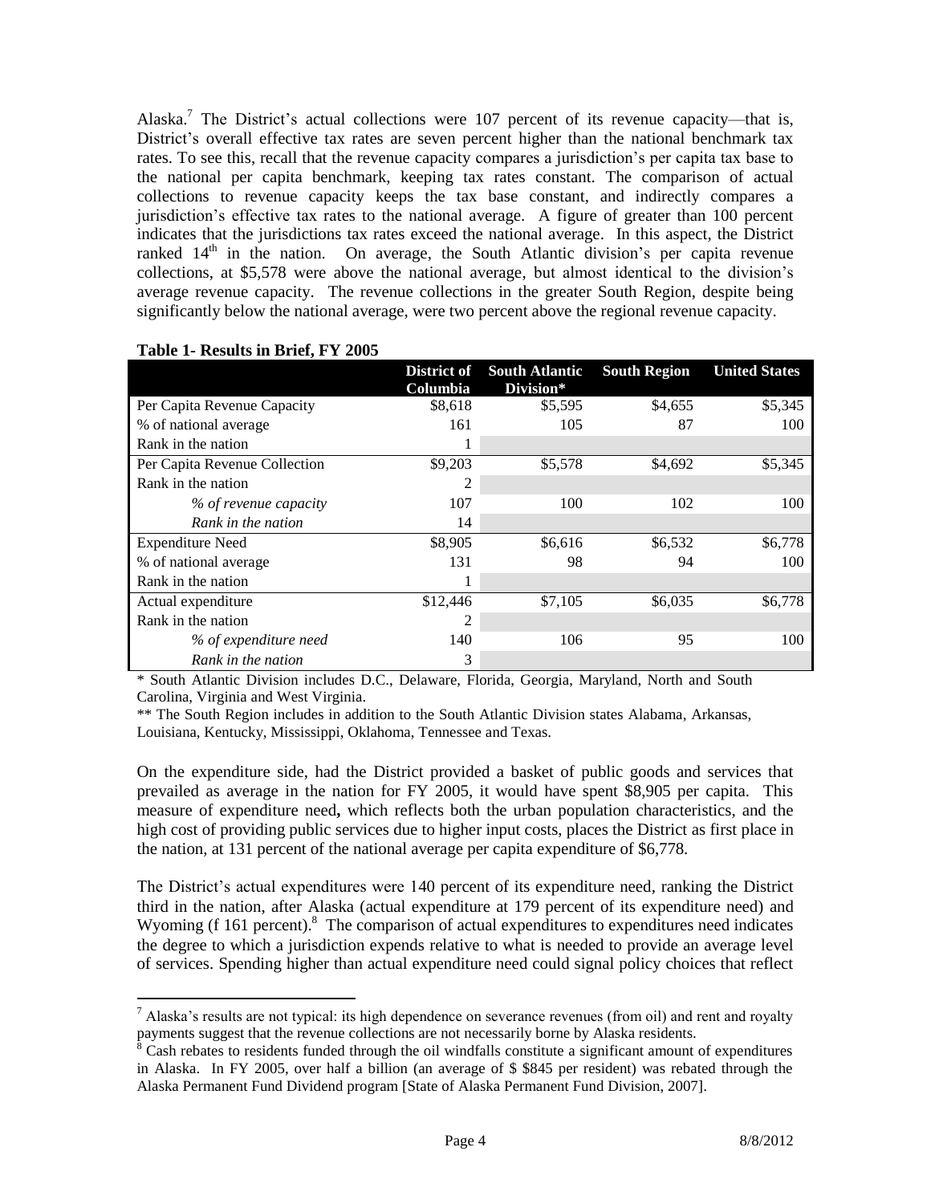Alaska.[7] The District's actual collections were 107 percent of its revenue capacity—that is, District's overall effective tax rates are seven percent higher than the national benchmark tax rates. To see this, recall that the revenue capacity compares a jurisdiction's per capita tax base to the national per capita benchmark, keeping tax rates constant. The comparison of actual collections to revenue capacity keeps the tax base constant, and indirectly compares a jurisdiction's effective tax rates to the national average. A figure of greater than 100 percent indicates that the jurisdictions tax rates exceed the national average. In this aspect, the District ranked 14[th] in the nation. On average, the South Atlantic division's per capita revenue collections, at $5,578 were above the national average, but almost identical to the division's average revenue capacity. The revenue collections in the greater South Region, despite being significantly below the national average, were two percent above the regional revenue capacity.

**Table 1- Results in Brief, FY 2005**

| | District of Columbia | South Atlantic Division* | South Region | United States |
|---|---|---|---|---|
| Per Capita Revenue Capacity | $8,618 | $5,595 | $4,655 | $5,345 |
| % of national average | 161 | 105 | 87 | 100 |
| Rank in the nation | 1 | | | |
| Per Capita Revenue Collection | $9,203 | $5,578 | $4,692 | $5,345 |
| Rank in the nation | 2 | | | |
| *% of revenue capacity* | 107 | 100 | 102 | 100 |
| *Rank in the nation* | 14 | | | |
| Expenditure Need | $8,905 | $6,616 | $6,532 | $6,778 |
| % of national average | 131 | 98 | 94 | 100 |
| Rank in the nation | 1 | | | |
| Actual expenditure | $12,446 | $7,105 | $6,035 | $6,778 |
| Rank in the nation | 2 | | | |
| *% of expenditure need* | 140 | 106 | 95 | 100 |
| *Rank in the nation* | 3 | | | |

\* South Atlantic Division includes D.C., Delaware, Florida, Georgia, Maryland, North and South Carolina, Virginia and West Virginia.

\*\* The South Region includes in addition to the South Atlantic Division states Alabama, Arkansas, Louisiana, Kentucky, Mississippi, Oklahoma, Tennessee and Texas.

On the expenditure side, had the District provided a basket of public goods and services that prevailed as average in the nation for FY 2005, it would have spent $8,905 per capita. This measure of expenditure need**,** which reflects both the urban population characteristics, and the high cost of providing public services due to higher input costs, places the District as first place in the nation, at 131 percent of the national average per capita expenditure of $6,778.

The District's actual expenditures were 140 percent of its expenditure need, ranking the District third in the nation, after Alaska (actual expenditure at 179 percent of its expenditure need) and Wyoming (f 161 percent).[8] The comparison of actual expenditures to expenditures need indicates the degree to which a jurisdiction expends relative to what is needed to provide an average level of services. Spending higher than actual expenditure need could signal policy choices that reflect

[7] Alaska's results are not typical: its high dependence on severance revenues (from oil) and rent and royalty payments suggest that the revenue collections are not necessarily borne by Alaska residents.

[8] Cash rebates to residents funded through the oil windfalls constitute a significant amount of expenditures in Alaska. In FY 2005, over half a billion (an average of $ $845 per resident) was rebated through the Alaska Permanent Fund Dividend program [State of Alaska Permanent Fund Division, 2007].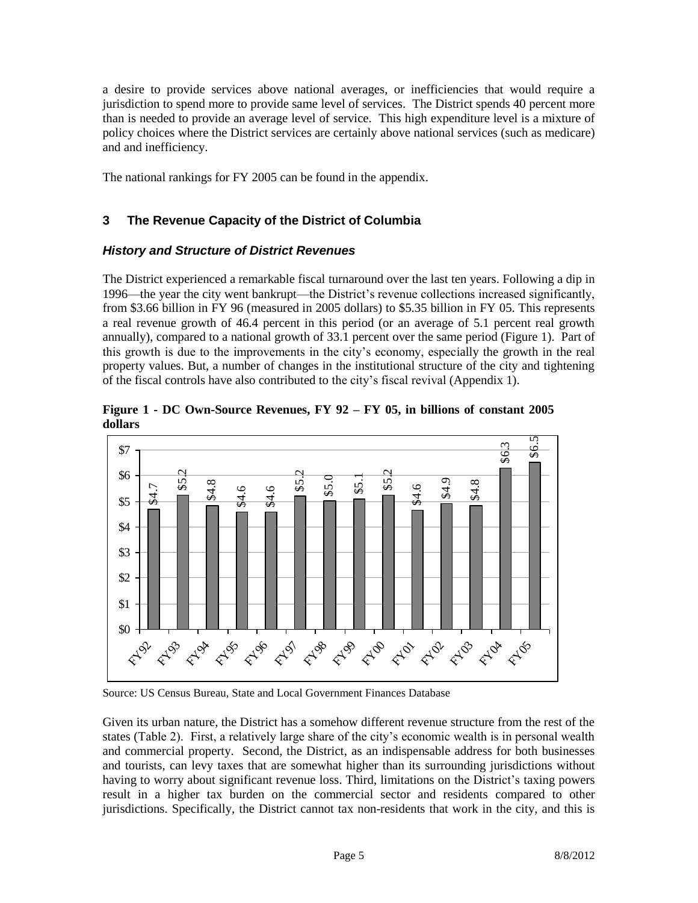a desire to provide services above national averages, or inefficiencies that would require a jurisdiction to spend more to provide same level of services. The District spends 40 percent more than is needed to provide an average level of service. This high expenditure level is a mixture of policy choices where the District services are certainly above national services (such as medicare) and and inefficiency.

The national rankings for FY 2005 can be found in the appendix.

## 3 The Revenue Capacity of the District of Columbia

### *History and Structure of District Revenues*

The District experienced a remarkable fiscal turnaround over the last ten years. Following a dip in 1996—the year the city went bankrupt—the District's revenue collections increased significantly, from \$3.66 billion in FY 96 (measured in 2005 dollars) to \$5.35 billion in FY 05. This represents a real revenue growth of 46.4 percent in this period (or an average of 5.1 percent real growth annually), compared to a national growth of 33.1 percent over the same period (Figure 1). Part of this growth is due to the improvements in the city's economy, especially the growth in the real property values. But, a number of changes in the institutional structure of the city and tightening of the fiscal controls have also contributed to the city's fiscal revival (Appendix 1).

**Figure 1 - DC Own-Source Revenues, FY 92 – FY 05, in billions of constant 2005 dollars**

| Fiscal Year | Revenue |
|---|---|
| FY92 | \$4.7 |
| FY93 | \$5.2 |
| FY94 | \$4.8 |
| FY95 | \$4.6 |
| FY96 | \$4.6 |
| FY97 | \$5.2 |
| FY98 | \$5.0 |
| FY99 | \$5.1 |
| FY00 | \$5.2 |
| FY01 | \$4.6 |
| FY02 | \$4.9 |
| FY03 | \$4.8 |
| FY04 | \$6.3 |
| FY05 | \$6.5 |

Source: US Census Bureau, State and Local Government Finances Database

Given its urban nature, the District has a somehow different revenue structure from the rest of the states (Table 2). First, a relatively large share of the city's economic wealth is in personal wealth and commercial property. Second, the District, as an indispensable address for both businesses and tourists, can levy taxes that are somewhat higher than its surrounding jurisdictions without having to worry about significant revenue loss. Third, limitations on the District's taxing powers result in a higher tax burden on the commercial sector and residents compared to other jurisdictions. Specifically, the District cannot tax non-residents that work in the city, and this is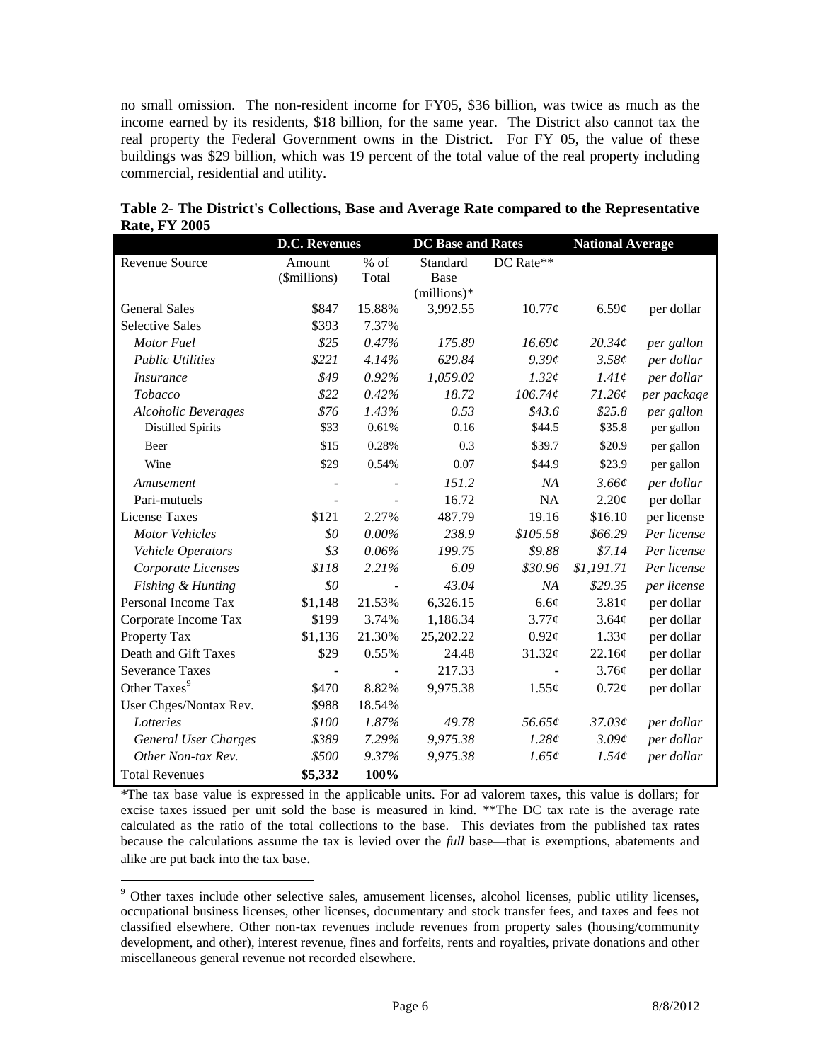no small omission. The non-resident income for FY05, \$36 billion, was twice as much as the income earned by its residents, \$18 billion, for the same year. The District also cannot tax the real property the Federal Government owns in the District. For FY 05, the value of these buildings was \$29 billion, which was 19 percent of the total value of the real property including commercial, residential and utility.

**Table 2- The District's Collections, Base and Average Rate compared to the Representative Rate, FY 2005**

| | D.C. Revenues | | DC Base and Rates | | National Average | |
|---|---|---|---|---|---|---|
| Revenue Source | Amount (\$millions) | % of Total | Standard Base (millions)* | DC Rate** | | |
| General Sales | \$847 | 15.88% | 3,992.55 | 10.77¢ | 6.59¢ | per dollar |
| Selective Sales | \$393 | 7.37% | | | | |
| *Motor Fuel* | *\$25* | *0.47%* | *175.89* | *16.69¢* | *20.34¢* | *per gallon* |
| *Public Utilities* | *\$221* | *4.14%* | *629.84* | *9.39¢* | *3.58¢* | *per dollar* |
| *Insurance* | *\$49* | *0.92%* | *1,059.02* | *1.32¢* | *1.41¢* | *per dollar* |
| *Tobacco* | *\$22* | *0.42%* | *18.72* | *106.74¢* | *71.26¢* | *per package* |
| *Alcoholic Beverages* | *\$76* | *1.43%* | *0.53* | *\$43.6* | *\$25.8* | *per gallon* |
| Distilled Spirits | \$33 | 0.61% | 0.16 | \$44.5 | \$35.8 | per gallon |
| Beer | \$15 | 0.28% | 0.3 | \$39.7 | \$20.9 | per gallon |
| Wine | \$29 | 0.54% | 0.07 | \$44.9 | \$23.9 | per gallon |
| *Amusement* | - | - | *151.2* | *NA* | *3.66¢* | *per dollar* |
| Pari-mutuels | - | - | 16.72 | NA | 2.20¢ | per dollar |
| License Taxes | \$121 | 2.27% | 487.79 | 19.16 | \$16.10 | per license |
| *Motor Vehicles* | *\$0* | *0.00%* | *238.9* | *\$105.58* | *\$66.29* | *Per license* |
| *Vehicle Operators* | *\$3* | *0.06%* | *199.75* | *\$9.88* | *\$7.14* | *Per license* |
| *Corporate Licenses* | *\$118* | *2.21%* | *6.09* | *\$30.96* | *\$1,191.71* | *Per license* |
| *Fishing & Hunting* | *\$0* | - | *43.04* | *NA* | *\$29.35* | *per license* |
| Personal Income Tax | \$1,148 | 21.53% | 6,326.15 | 6.6¢ | 3.81¢ | per dollar |
| Corporate Income Tax | \$199 | 3.74% | 1,186.34 | 3.77¢ | 3.64¢ | per dollar |
| Property Tax | \$1,136 | 21.30% | 25,202.22 | 0.92¢ | 1.33¢ | per dollar |
| Death and Gift Taxes | \$29 | 0.55% | 24.48 | 31.32¢ | 22.16¢ | per dollar |
| Severance Taxes | - | - | 217.33 | - | 3.76¢ | per dollar |
| Other Taxes[9] | \$470 | 8.82% | 9,975.38 | 1.55¢ | 0.72¢ | per dollar |
| User Chges/Nontax Rev. | \$988 | 18.54% | | | | |
| *Lotteries* | *\$100* | *1.87%* | *49.78* | *56.65¢* | *37.03¢* | *per dollar* |
| *General User Charges* | *\$389* | *7.29%* | *9,975.38* | *1.28¢* | *3.09¢* | *per dollar* |
| *Other Non-tax Rev.* | *\$500* | *9.37%* | *9,975.38* | *1.65¢* | *1.54¢* | *per dollar* |
| Total Revenues | **\$5,332** | **100%** | | | | |

*The tax base value is expressed in the applicable units. For ad valorem taxes, this value is dollars; for excise taxes issued per unit sold the base is measured in kind. **The DC tax rate is the average rate calculated as the ratio of the total collections to the base. This deviates from the published tax rates because the calculations assume the tax is levied over the *full* base—that is exemptions, abatements and alike are put back into the tax base.

[9] Other taxes include other selective sales, amusement licenses, alcohol licenses, public utility licenses, occupational business licenses, other licenses, documentary and stock transfer fees, and taxes and fees not classified elsewhere. Other non-tax revenues include revenues from property sales (housing/community development, and other), interest revenue, fines and forfeits, rents and royalties, private donations and other miscellaneous general revenue not recorded elsewhere.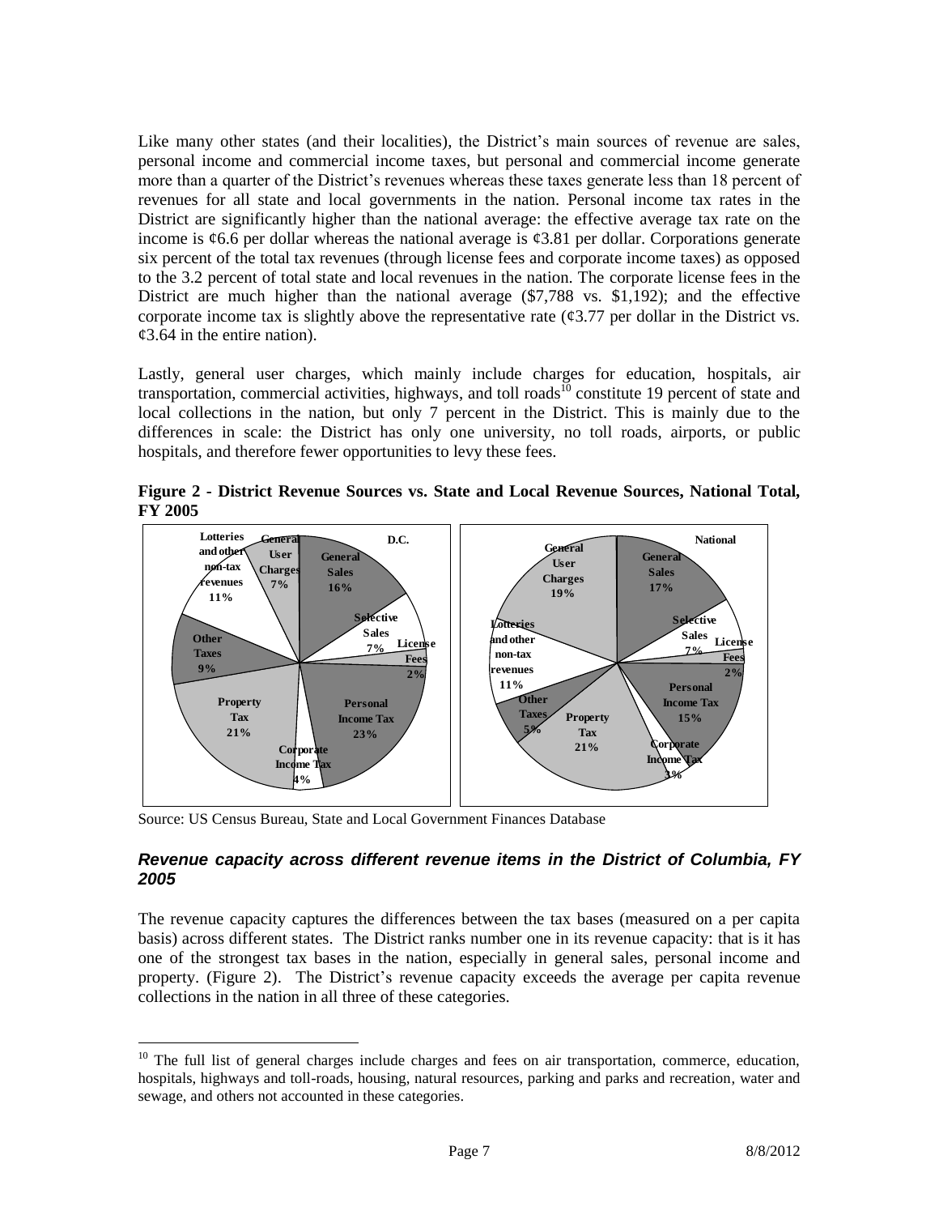Like many other states (and their localities), the District's main sources of revenue are sales, personal income and commercial income taxes, but personal and commercial income generate more than a quarter of the District's revenues whereas these taxes generate less than 18 percent of revenues for all state and local governments in the nation. Personal income tax rates in the District are significantly higher than the national average: the effective average tax rate on the income is ¢6.6 per dollar whereas the national average is ¢3.81 per dollar. Corporations generate six percent of the total tax revenues (through license fees and corporate income taxes) as opposed to the 3.2 percent of total state and local revenues in the nation. The corporate license fees in the District are much higher than the national average ($7,788 vs. $1,192); and the effective corporate income tax is slightly above the representative rate (¢3.77 per dollar in the District vs. ¢3.64 in the entire nation).

Lastly, general user charges, which mainly include charges for education, hospitals, air transportation, commercial activities, highways, and toll roads[10] constitute 19 percent of state and local collections in the nation, but only 7 percent in the District. This is mainly due to the differences in scale: the District has only one university, no toll roads, airports, or public hospitals, and therefore fewer opportunities to levy these fees.

**Figure 2 - District Revenue Sources vs. State and Local Revenue Sources, National Total, FY 2005**

| Revenue Source | D.C. | National |
|---|---|---|
| General Sales | 16% | 17% |
| Selective Sales | 7% | 7% |
| License Fees | 2% | 2% |
| Personal Income Tax | 23% | 15% |
| Corporate Income Tax | 4% | 3% |
| Property Tax | 21% | 21% |
| Other Taxes | 9% | 5% |
| Lotteries and other non-tax revenues | 11% | 11% |
| General User Charges | 7% | 19% |

Source: US Census Bureau, State and Local Government Finances Database

### *Revenue capacity across different revenue items in the District of Columbia, FY 2005*

The revenue capacity captures the differences between the tax bases (measured on a per capita basis) across different states. The District ranks number one in its revenue capacity: that is it has one of the strongest tax bases in the nation, especially in general sales, personal income and property. (Figure 2). The District's revenue capacity exceeds the average per capita revenue collections in the nation in all three of these categories.

[10] The full list of general charges include charges and fees on air transportation, commerce, education, hospitals, highways and toll-roads, housing, natural resources, parking and parks and recreation, water and sewage, and others not accounted in these categories.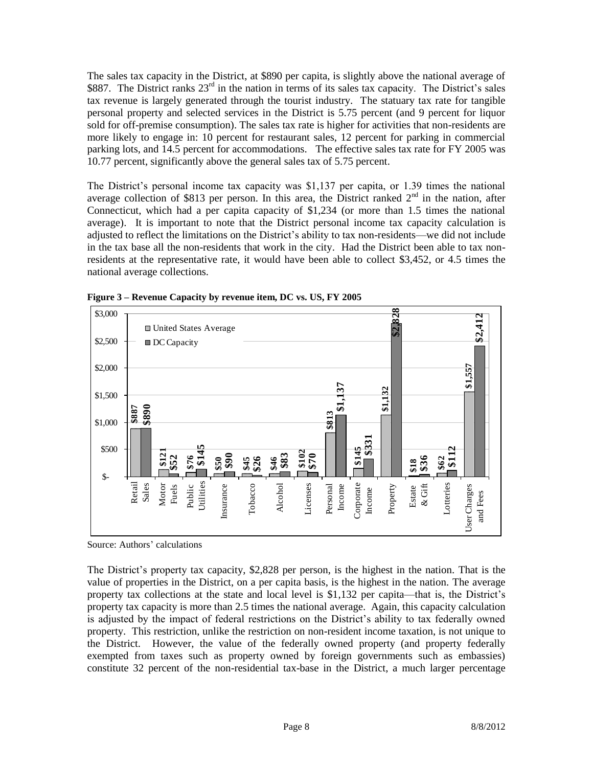The sales tax capacity in the District, at $890 per capita, is slightly above the national average of $887. The District ranks 23rd in the nation in terms of its sales tax capacity. The District's sales tax revenue is largely generated through the tourist industry. The statuary tax rate for tangible personal property and selected services in the District is 5.75 percent (and 9 percent for liquor sold for off-premise consumption). The sales tax rate is higher for activities that non-residents are more likely to engage in: 10 percent for restaurant sales, 12 percent for parking in commercial parking lots, and 14.5 percent for accommodations. The effective sales tax rate for FY 2005 was 10.77 percent, significantly above the general sales tax of 5.75 percent.

The District's personal income tax capacity was $1,137 per capita, or 1.39 times the national average collection of $813 per person. In this area, the District ranked 2nd in the nation, after Connecticut, which had a per capita capacity of $1,234 (or more than 1.5 times the national average). It is important to note that the District personal income tax capacity calculation is adjusted to reflect the limitations on the District's ability to tax non-residents—we did not include in the tax base all the non-residents that work in the city. Had the District been able to tax non-residents at the representative rate, it would have been able to collect $3,452, or 4.5 times the national average collections.

**Figure 3 – Revenue Capacity by revenue item, DC vs. US, FY 2005**

| Revenue item | United States Average | DC Capacity |
|---|---|---|
| Retail Sales | $887 | $890 |
| Motor Fuels | $121 | $52 |
| Public Utilities | $76 | $145 |
| Insurance | $50 | $90 |
| Tobacco | $45 | $26 |
| Alcohol | $46 | $83 |
| Licenses | $102 | $70 |
| Personal Income | $813 | $1,137 |
| Corporate Income | $145 | $331 |
| Property | $1,132 | $2,828 |
| Estate & Gift | $18 | $36 |
| Lotteries | $62 | $112 |
| User Charges and Fees | $1,557 | $2,412 |

Source: Authors' calculations

The District's property tax capacity, $2,828 per person, is the highest in the nation. That is the value of properties in the District, on a per capita basis, is the highest in the nation. The average property tax collections at the state and local level is $1,132 per capita—that is, the District's property tax capacity is more than 2.5 times the national average. Again, this capacity calculation is adjusted by the impact of federal restrictions on the District's ability to tax federally owned property. This restriction, unlike the restriction on non-resident income taxation, is not unique to the District. However, the value of the federally owned property (and property federally exempted from taxes such as property owned by foreign governments such as embassies) constitute 32 percent of the non-residential tax-base in the District, a much larger percentage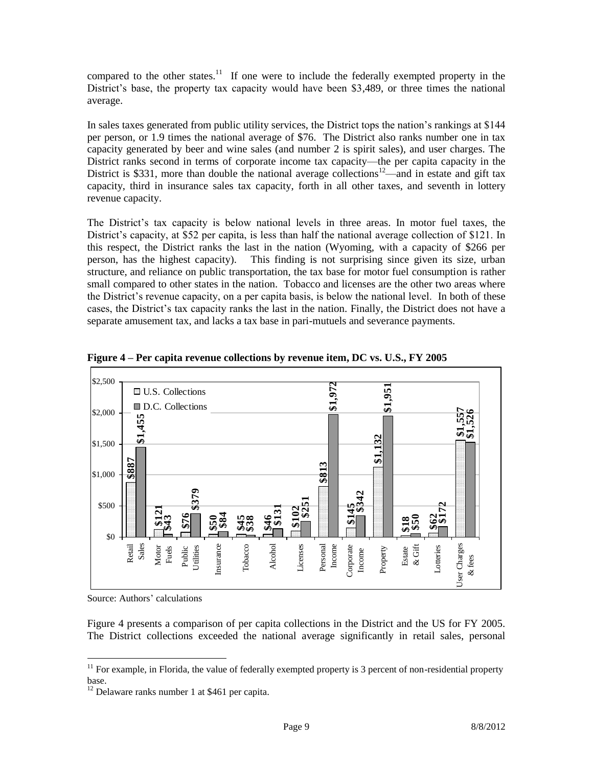compared to the other states.[11] If one were to include the federally exempted property in the District's base, the property tax capacity would have been $3,489, or three times the national average.

In sales taxes generated from public utility services, the District tops the nation's rankings at $144 per person, or 1.9 times the national average of $76. The District also ranks number one in tax capacity generated by beer and wine sales (and number 2 is spirit sales), and user charges. The District ranks second in terms of corporate income tax capacity—the per capita capacity in the District is $331, more than double the national average collections[12]—and in estate and gift tax capacity, third in insurance sales tax capacity, forth in all other taxes, and seventh in lottery revenue capacity.

The District's tax capacity is below national levels in three areas. In motor fuel taxes, the District's capacity, at $52 per capita, is less than half the national average collection of $121. In this respect, the District ranks the last in the nation (Wyoming, with a capacity of $266 per person, has the highest capacity). This finding is not surprising since given its size, urban structure, and reliance on public transportation, the tax base for motor fuel consumption is rather small compared to other states in the nation. Tobacco and licenses are the other two areas where the District's revenue capacity, on a per capita basis, is below the national level. In both of these cases, the District's tax capacity ranks the last in the nation. Finally, the District does not have a separate amusement tax, and lacks a tax base in pari-mutuels and severance payments.

**Figure 4 – Per capita revenue collections by revenue item, DC vs. U.S., FY 2005**

| Revenue item | U.S. Collections | D.C. Collections |
|---|---|---|
| Retail Sales | $887 | $1,455 |
| Motor Fuels | $121 | $43 |
| Public Utilities | $76 | $379 |
| Insurance | $50 | $84 |
| Tobacco | $45 | $38 |
| Alcohol | $46 | $131 |
| Licenses | $102 | $251 |
| Personal Income | $813 | $1,972 |
| Corporate Income | $145 | $342 |
| Property | $1,132 | $1,951 |
| Estate & Gift | $18 | $50 |
| Lotteries | $62 | $172 |
| User Charges & fees | $1,557 | $1,526 |

Source: Authors' calculations

Figure 4 presents a comparison of per capita collections in the District and the US for FY 2005. The District collections exceeded the national average significantly in retail sales, personal

[11] For example, in Florida, the value of federally exempted property is 3 percent of non-residential property base.

[12] Delaware ranks number 1 at $461 per capita.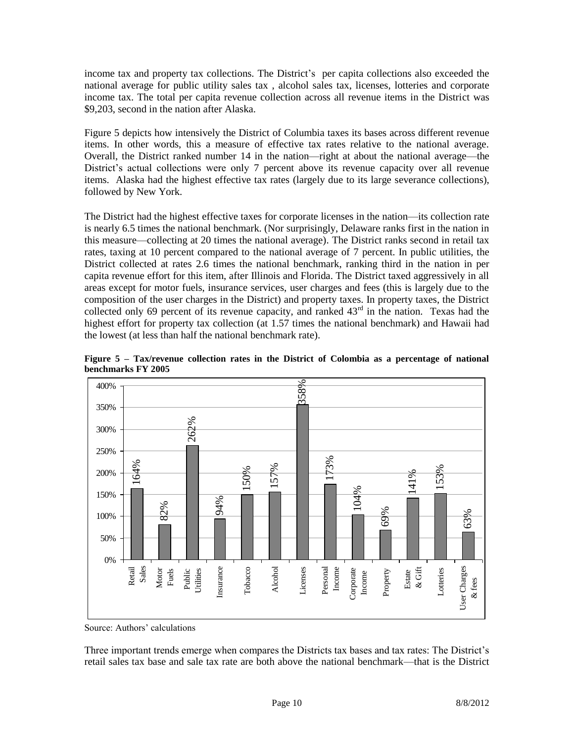income tax and property tax collections. The District's per capita collections also exceeded the national average for public utility sales tax , alcohol sales tax, licenses, lotteries and corporate income tax. The total per capita revenue collection across all revenue items in the District was $9,203, second in the nation after Alaska.

Figure 5 depicts how intensively the District of Columbia taxes its bases across different revenue items. In other words, this a measure of effective tax rates relative to the national average. Overall, the District ranked number 14 in the nation—right at about the national average—the District's actual collections were only 7 percent above its revenue capacity over all revenue items. Alaska had the highest effective tax rates (largely due to its large severance collections), followed by New York.

The District had the highest effective taxes for corporate licenses in the nation—its collection rate is nearly 6.5 times the national benchmark. (Nor surprisingly, Delaware ranks first in the nation in this measure—collecting at 20 times the national average). The District ranks second in retail tax rates, taxing at 10 percent compared to the national average of 7 percent. In public utilities, the District collected at rates 2.6 times the national benchmark, ranking third in the nation in per capita revenue effort for this item, after Illinois and Florida. The District taxed aggressively in all areas except for motor fuels, insurance services, user charges and fees (this is largely due to the composition of the user charges in the District) and property taxes. In property taxes, the District collected only 69 percent of its revenue capacity, and ranked 43rd in the nation. Texas had the highest effort for property tax collection (at 1.57 times the national benchmark) and Hawaii had the lowest (at less than half the national benchmark rate).

**Figure 5 – Tax/revenue collection rates in the District of Colombia as a percentage of national benchmarks FY 2005**

| Revenue item | Collection rate |
|---|---|
| Retail Sales | 164% |
| Motor Fuels | 82% |
| Public Utilities | 262% |
| Insurance | 94% |
| Tobacco | 150% |
| Alcohol | 157% |
| Licenses | 358% |
| Personal Income | 173% |
| Corporate Income | 104% |
| Property | 69% |
| Estate & Gift | 141% |
| Lotteries | 153% |
| User Charges & fees | 63% |

Source: Authors' calculations

Three important trends emerge when compares the Districts tax bases and tax rates: The District's retail sales tax base and sale tax rate are both above the national benchmark—that is the District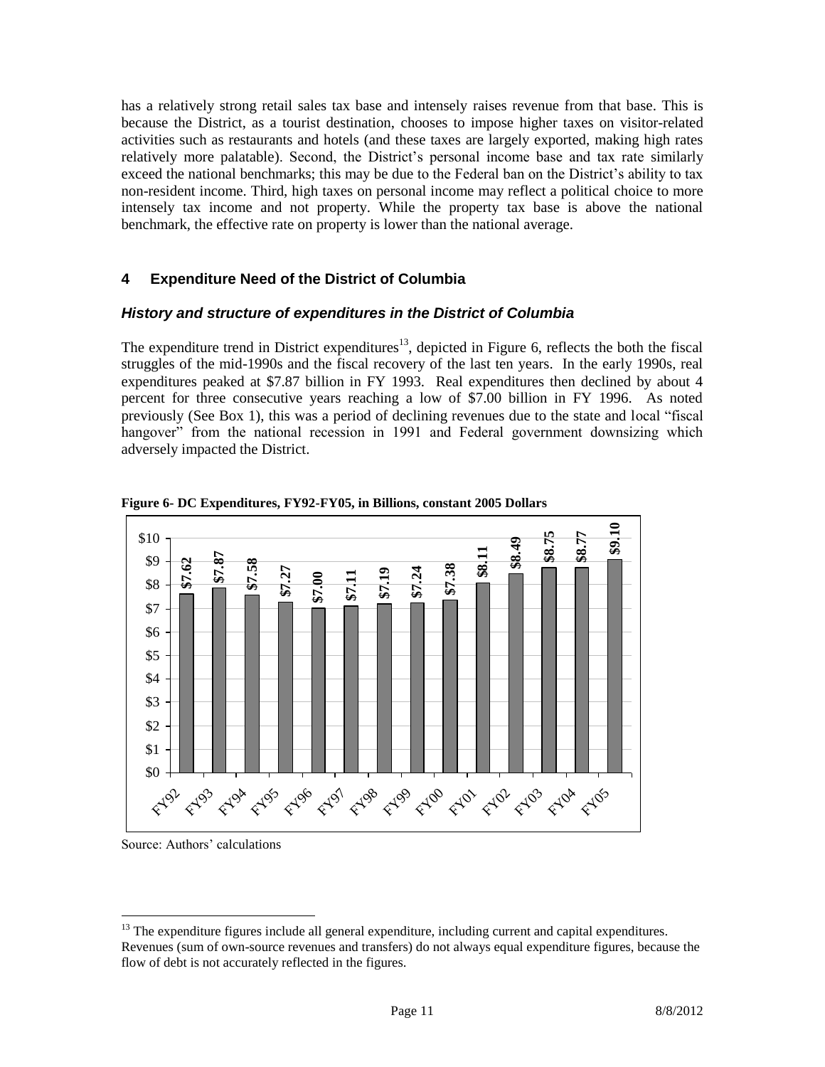has a relatively strong retail sales tax base and intensely raises revenue from that base. This is because the District, as a tourist destination, chooses to impose higher taxes on visitor-related activities such as restaurants and hotels (and these taxes are largely exported, making high rates relatively more palatable). Second, the District's personal income base and tax rate similarly exceed the national benchmarks; this may be due to the Federal ban on the District's ability to tax non-resident income. Third, high taxes on personal income may reflect a political choice to more intensely tax income and not property. While the property tax base is above the national benchmark, the effective rate on property is lower than the national average.

## 4 Expenditure Need of the District of Columbia

### *History and structure of expenditures in the District of Columbia*

The expenditure trend in District expenditures[13], depicted in Figure 6, reflects the both the fiscal struggles of the mid-1990s and the fiscal recovery of the last ten years. In the early 1990s, real expenditures peaked at $7.87 billion in FY 1993. Real expenditures then declined by about 4 percent for three consecutive years reaching a low of $7.00 billion in FY 1996. As noted previously (See Box 1), this was a period of declining revenues due to the state and local "fiscal hangover" from the national recession in 1991 and Federal government downsizing which adversely impacted the District.

**Figure 6- DC Expenditures, FY92-FY05, in Billions, constant 2005 Dollars**

| Fiscal Year | Expenditures |
|---|---|
| FY92 | $7.62 |
| FY93 | $7.87 |
| FY94 | $7.58 |
| FY95 | $7.27 |
| FY96 | $7.00 |
| FY97 | $7.11 |
| FY98 | $7.19 |
| FY99 | $7.24 |
| FY00 | $7.38 |
| FY01 | $8.11 |
| FY02 | $8.49 |
| FY03 | $8.75 |
| FY04 | $8.77 |
| FY05 | $9.10 |

Source: Authors' calculations

[13] The expenditure figures include all general expenditure, including current and capital expenditures. Revenues (sum of own-source revenues and transfers) do not always equal expenditure figures, because the flow of debt is not accurately reflected in the figures.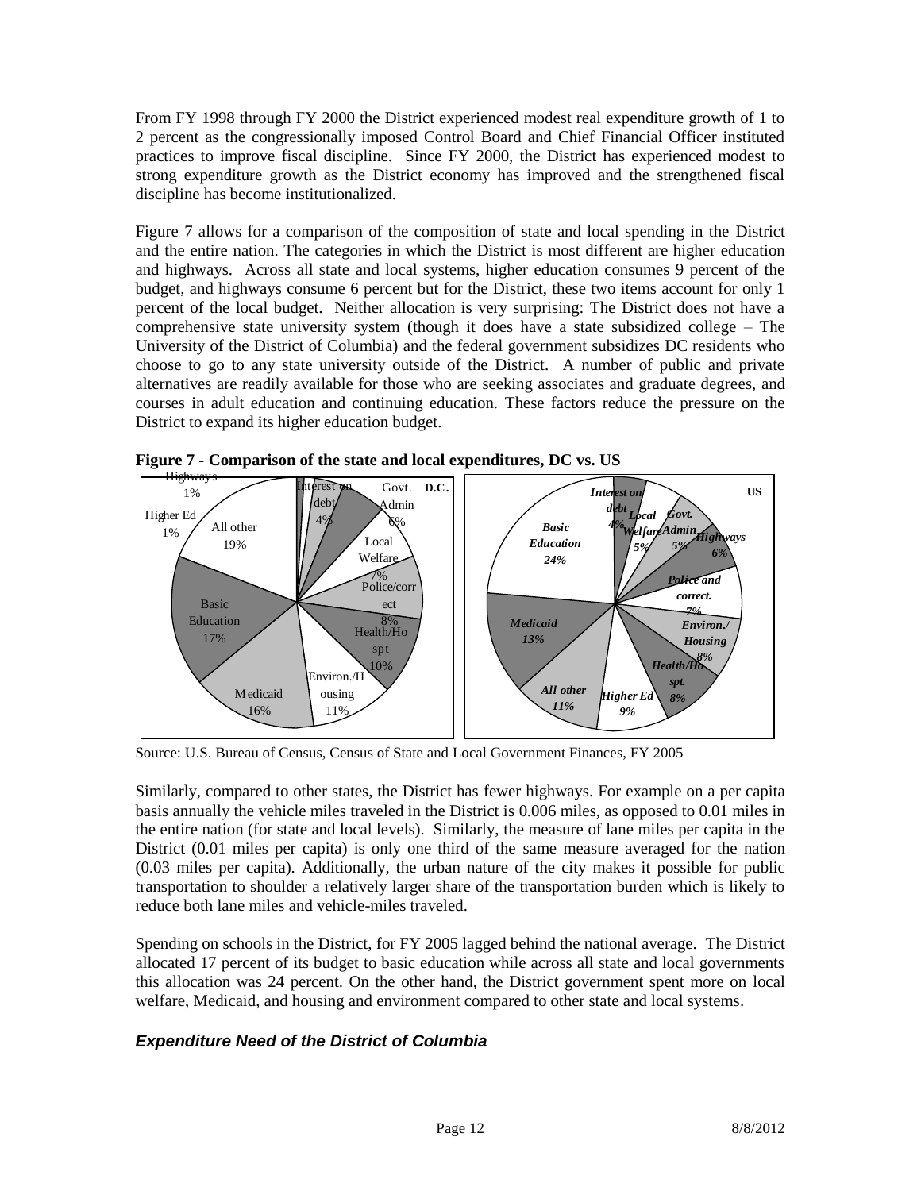From FY 1998 through FY 2000 the District experienced modest real expenditure growth of 1 to 2 percent as the congressionally imposed Control Board and Chief Financial Officer instituted practices to improve fiscal discipline. Since FY 2000, the District has experienced modest to strong expenditure growth as the District economy has improved and the strengthened fiscal discipline has become institutionalized.

Figure 7 allows for a comparison of the composition of state and local spending in the District and the entire nation. The categories in which the District is most different are higher education and highways. Across all state and local systems, higher education consumes 9 percent of the budget, and highways consume 6 percent but for the District, these two items account for only 1 percent of the local budget. Neither allocation is very surprising: The District does not have a comprehensive state university system (though it does have a state subsidized college – The University of the District of Columbia) and the federal government subsidizes DC residents who choose to go to any state university outside of the District. A number of public and private alternatives are readily available for those who are seeking associates and graduate degrees, and courses in adult education and continuing education. These factors reduce the pressure on the District to expand its higher education budget.

**Figure 7 - Comparison of the state and local expenditures, DC vs. US**

| Category | D.C. | US |
|---|---|---|
| Highways | 1% | 6% |
| Higher Ed | 1% | 9% |
| All other | 19% | 11% |
| Basic Education | 17% | 24% |
| Medicaid | 16% | 13% |
| Environ./Housing | 11% | 8% |
| Health/Hospt | 10% | 8% |
| Police/correct | 8% | 7% |
| Local Welfare | 7% | 5% |
| Govt. Admin | 6% | 5% |
| Interest on debt | 4% | 4% |

Source: U.S. Bureau of Census, Census of State and Local Government Finances, FY 2005

Similarly, compared to other states, the District has fewer highways. For example on a per capita basis annually the vehicle miles traveled in the District is 0.006 miles, as opposed to 0.01 miles in the entire nation (for state and local levels). Similarly, the measure of lane miles per capita in the District (0.01 miles per capita) is only one third of the same measure averaged for the nation (0.03 miles per capita). Additionally, the urban nature of the city makes it possible for public transportation to shoulder a relatively larger share of the transportation burden which is likely to reduce both lane miles and vehicle-miles traveled.

Spending on schools in the District, for FY 2005 lagged behind the national average. The District allocated 17 percent of its budget to basic education while across all state and local governments this allocation was 24 percent. On the other hand, the District government spent more on local welfare, Medicaid, and housing and environment compared to other state and local systems.

### *Expenditure Need of the District of Columbia*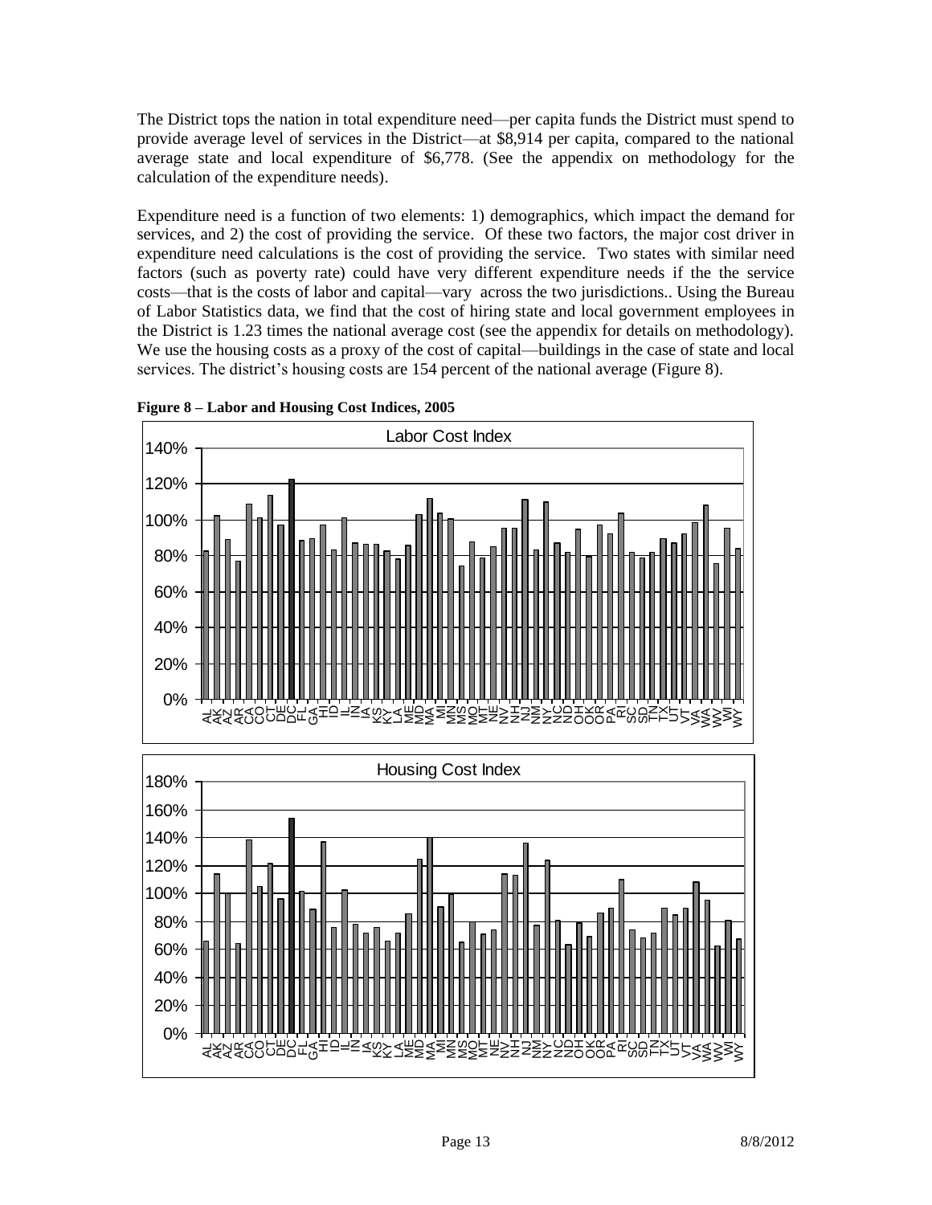The District tops the nation in total expenditure need—per capita funds the District must spend to provide average level of services in the District—at $8,914 per capita, compared to the national average state and local expenditure of $6,778. (See the appendix on methodology for the calculation of the expenditure needs).

Expenditure need is a function of two elements: 1) demographics, which impact the demand for services, and 2) the cost of providing the service. Of these two factors, the major cost driver in expenditure need calculations is the cost of providing the service. Two states with similar need factors (such as poverty rate) could have very different expenditure needs if the the service costs—that is the costs of labor and capital—vary across the two jurisdictions.. Using the Bureau of Labor Statistics data, we find that the cost of hiring state and local government employees in the District is 1.23 times the national average cost (see the appendix for details on methodology). We use the housing costs as a proxy of the cost of capital—buildings in the case of state and local services. The district's housing costs are 154 percent of the national average (Figure 8).

**Figure 8 – Labor and Housing Cost Indices, 2005**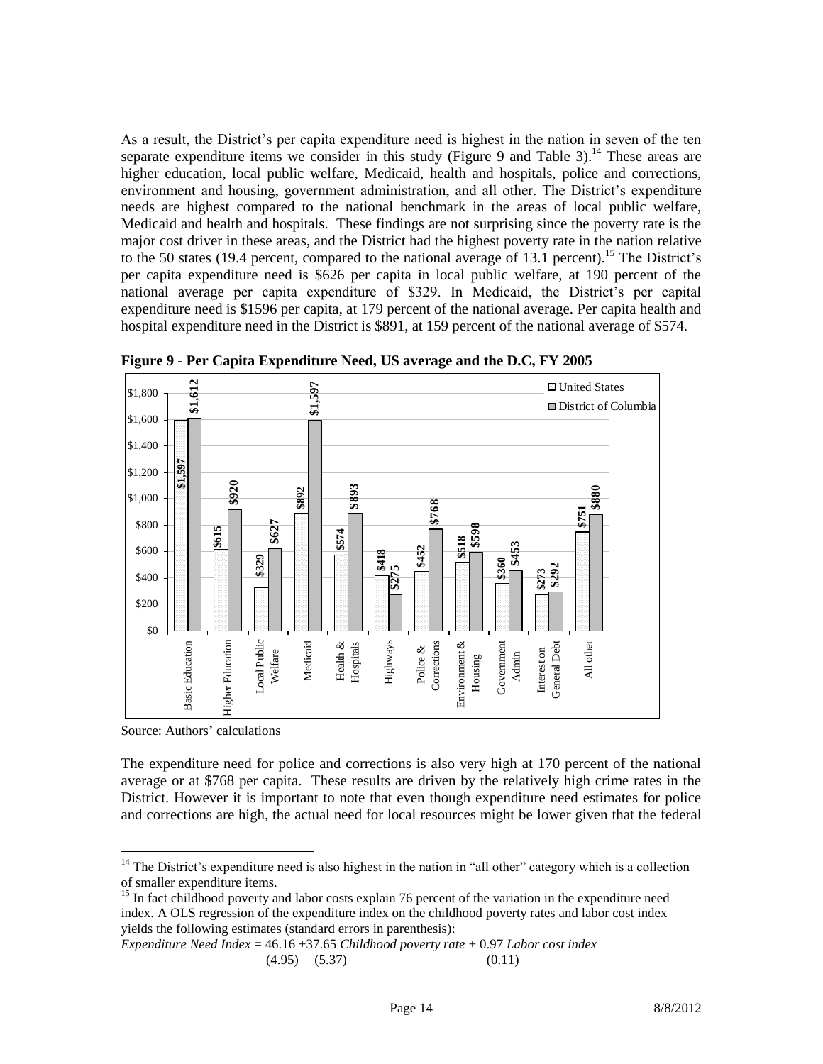As a result, the District's per capita expenditure need is highest in the nation in seven of the ten separate expenditure items we consider in this study (Figure 9 and Table 3).[14] These areas are higher education, local public welfare, Medicaid, health and hospitals, police and corrections, environment and housing, government administration, and all other. The District's expenditure needs are highest compared to the national benchmark in the areas of local public welfare, Medicaid and health and hospitals. These findings are not surprising since the poverty rate is the major cost driver in these areas, and the District had the highest poverty rate in the nation relative to the 50 states (19.4 percent, compared to the national average of 13.1 percent).[15] The District's per capita expenditure need is $626 per capita in local public welfare, at 190 percent of the national average per capita expenditure of $329. In Medicaid, the District's per capital expenditure need is $1596 per capita, at 179 percent of the national average. Per capita health and hospital expenditure need in the District is $891, at 159 percent of the national average of $574.

**Figure 9 - Per Capita Expenditure Need, US average and the D.C, FY 2005**

| | United States | District of Columbia |
|---|---|---|
| Basic Education | $1,597 | $1,612 |
| Higher Education | $615 | $920 |
| Local Public Welfare | $329 | $627 |
| Medicaid | $892 | $1,597 |
| Health & Hospitals | $574 | $893 |
| Highways | $418 | $275 |
| Police & Corrections | $452 | $768 |
| Environment & Housing | $518 | $598 |
| Government Admin | $360 | $453 |
| Interest on General Debt | $273 | $292 |
| All other | $751 | $880 |

Source: Authors' calculations

The expenditure need for police and corrections is also very high at 170 percent of the national average or at $768 per capita. These results are driven by the relatively high crime rates in the District. However it is important to note that even though expenditure need estimates for police and corrections are high, the actual need for local resources might be lower given that the federal

---

[14] The District's expenditure need is also highest in the nation in "all other" category which is a collection of smaller expenditure items.

[15] In fact childhood poverty and labor costs explain 76 percent of the variation in the expenditure need index. A OLS regression of the expenditure index on the childhood poverty rates and labor cost index yields the following estimates (standard errors in parenthesis):

$$\textit{Expenditure Need Index} = \underset{(4.95)}{46.16} + \underset{(5.37)}{37.65}\ \textit{Childhood poverty rate} + \underset{(0.11)}{0.97}\ \textit{Labor cost index}$$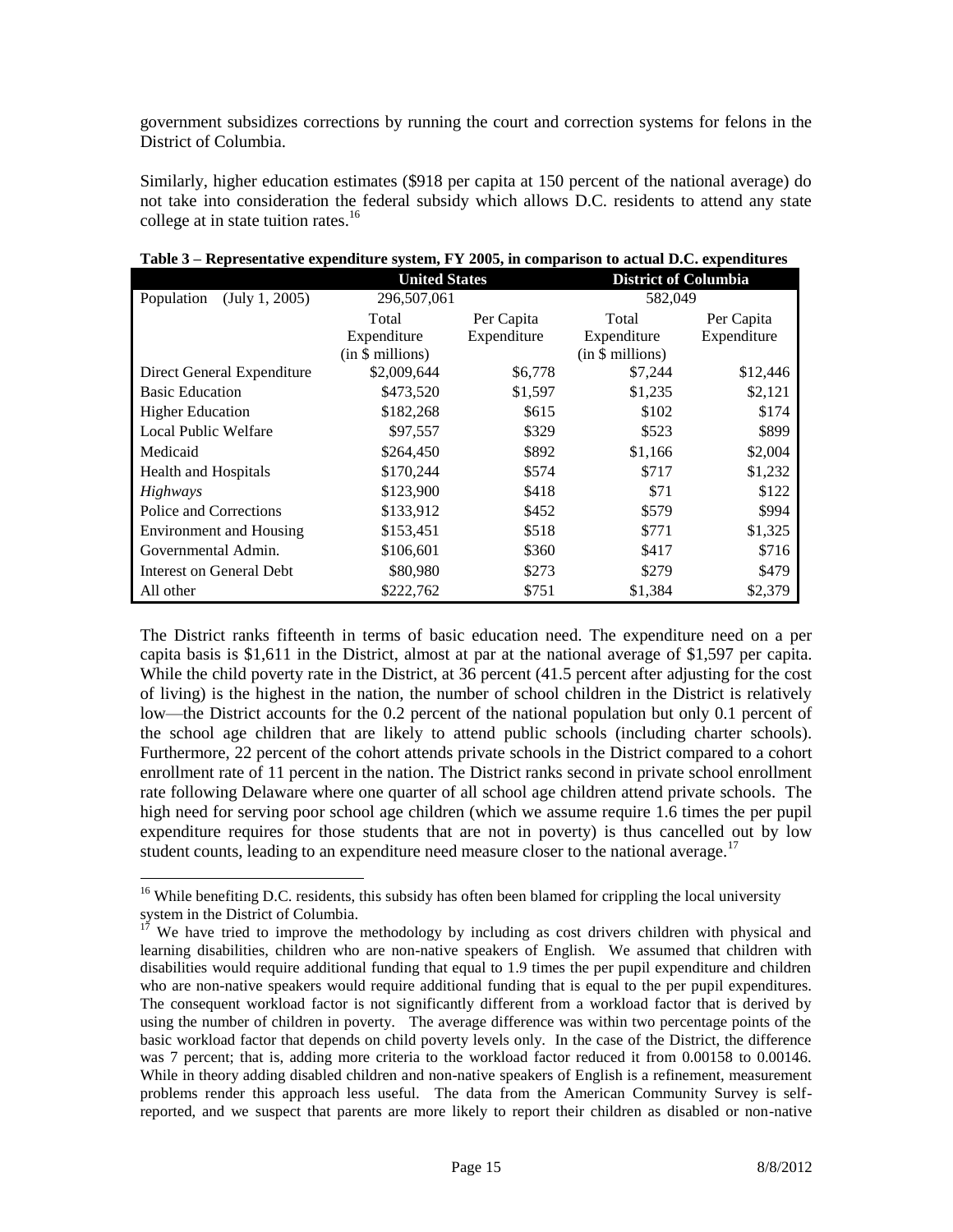government subsidizes corrections by running the court and correction systems for felons in the District of Columbia.

Similarly, higher education estimates ($918 per capita at 150 percent of the national average) do not take into consideration the federal subsidy which allows D.C. residents to attend any state college at in state tuition rates.[16]

**Table 3 – Representative expenditure system, FY 2005, in comparison to actual D.C. expenditures**

| | United States | | District of Columbia | |
|---|---|---|---|---|
| Population (July 1, 2005) | 296,507,061 | | 582,049 | |
| | Total Expenditure (in $ millions) | Per Capita Expenditure | Total Expenditure (in $ millions) | Per Capita Expenditure |
| Direct General Expenditure | $2,009,644 | $6,778 | $7,244 | $12,446 |
| Basic Education | $473,520 | $1,597 | $1,235 | $2,121 |
| Higher Education | $182,268 | $615 | $102 | $174 |
| Local Public Welfare | $97,557 | $329 | $523 | $899 |
| Medicaid | $264,450 | $892 | $1,166 | $2,004 |
| Health and Hospitals | $170,244 | $574 | $717 | $1,232 |
| *Highways* | $123,900 | $418 | $71 | $122 |
| Police and Corrections | $133,912 | $452 | $579 | $994 |
| Environment and Housing | $153,451 | $518 | $771 | $1,325 |
| Governmental Admin. | $106,601 | $360 | $417 | $716 |
| Interest on General Debt | $80,980 | $273 | $279 | $479 |
| All other | $222,762 | $751 | $1,384 | $2,379 |

The District ranks fifteenth in terms of basic education need. The expenditure need on a per capita basis is $1,611 in the District, almost at par at the national average of $1,597 per capita. While the child poverty rate in the District, at 36 percent (41.5 percent after adjusting for the cost of living) is the highest in the nation, the number of school children in the District is relatively low—the District accounts for the 0.2 percent of the national population but only 0.1 percent of the school age children that are likely to attend public schools (including charter schools). Furthermore, 22 percent of the cohort attends private schools in the District compared to a cohort enrollment rate of 11 percent in the nation. The District ranks second in private school enrollment rate following Delaware where one quarter of all school age children attend private schools. The high need for serving poor school age children (which we assume require 1.6 times the per pupil expenditure requires for those students that are not in poverty) is thus cancelled out by low student counts, leading to an expenditure need measure closer to the national average.[17]

---

[16] While benefiting D.C. residents, this subsidy has often been blamed for crippling the local university system in the District of Columbia.

[17] We have tried to improve the methodology by including as cost drivers children with physical and learning disabilities, children who are non-native speakers of English. We assumed that children with disabilities would require additional funding that equal to 1.9 times the per pupil expenditure and children who are non-native speakers would require additional funding that is equal to the per pupil expenditures. The consequent workload factor is not significantly different from a workload factor that is derived by using the number of children in poverty. The average difference was within two percentage points of the basic workload factor that depends on child poverty levels only. In the case of the District, the difference was 7 percent; that is, adding more criteria to the workload factor reduced it from 0.00158 to 0.00146. While in theory adding disabled children and non-native speakers of English is a refinement, measurement problems render this approach less useful. The data from the American Community Survey is self-reported, and we suspect that parents are more likely to report their children as disabled or non-native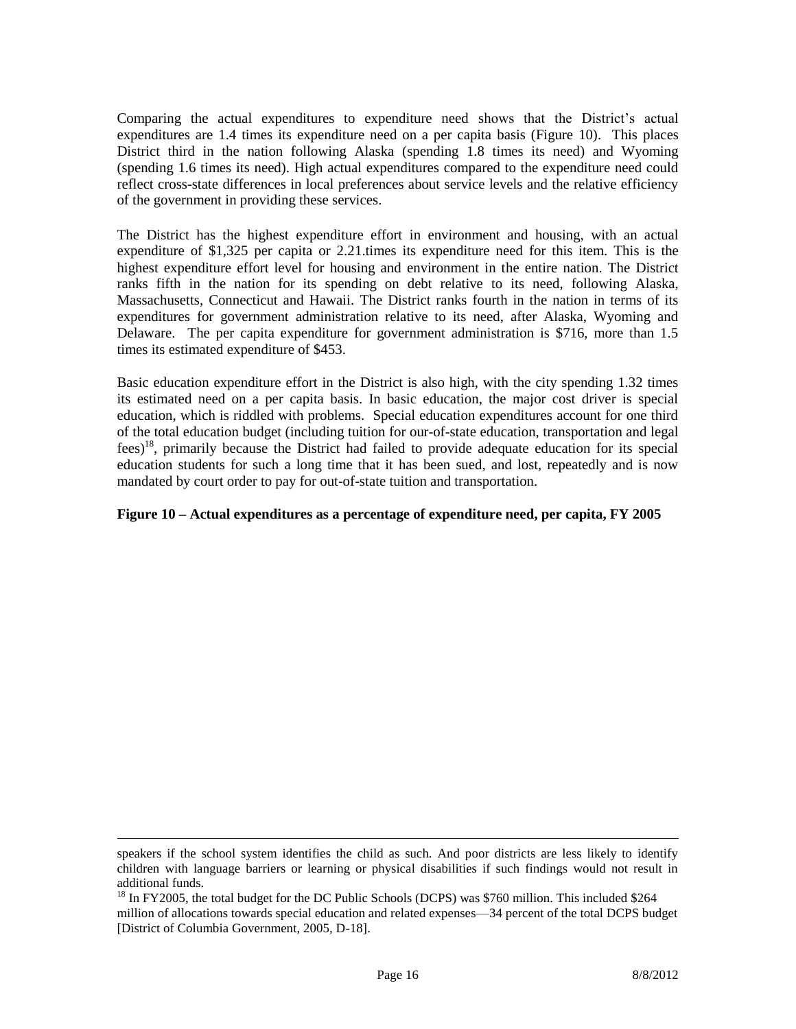Comparing the actual expenditures to expenditure need shows that the District's actual expenditures are 1.4 times its expenditure need on a per capita basis (Figure 10). This places District third in the nation following Alaska (spending 1.8 times its need) and Wyoming (spending 1.6 times its need). High actual expenditures compared to the expenditure need could reflect cross-state differences in local preferences about service levels and the relative efficiency of the government in providing these services.

The District has the highest expenditure effort in environment and housing, with an actual expenditure of $1,325 per capita or 2.21.times its expenditure need for this item. This is the highest expenditure effort level for housing and environment in the entire nation. The District ranks fifth in the nation for its spending on debt relative to its need, following Alaska, Massachusetts, Connecticut and Hawaii. The District ranks fourth in the nation in terms of its expenditures for government administration relative to its need, after Alaska, Wyoming and Delaware. The per capita expenditure for government administration is $716, more than 1.5 times its estimated expenditure of $453.

Basic education expenditure effort in the District is also high, with the city spending 1.32 times its estimated need on a per capita basis. In basic education, the major cost driver is special education, which is riddled with problems. Special education expenditures account for one third of the total education budget (including tuition for our-of-state education, transportation and legal fees)[18], primarily because the District had failed to provide adequate education for its special education students for such a long time that it has been sued, and lost, repeatedly and is now mandated by court order to pay for out-of-state tuition and transportation.

**Figure 10 – Actual expenditures as a percentage of expenditure need, per capita, FY 2005**

---

speakers if the school system identifies the child as such. And poor districts are less likely to identify children with language barriers or learning or physical disabilities if such findings would not result in additional funds.

[18] In FY2005, the total budget for the DC Public Schools (DCPS) was $760 million. This included $264 million of allocations towards special education and related expenses—34 percent of the total DCPS budget [District of Columbia Government, 2005, D-18].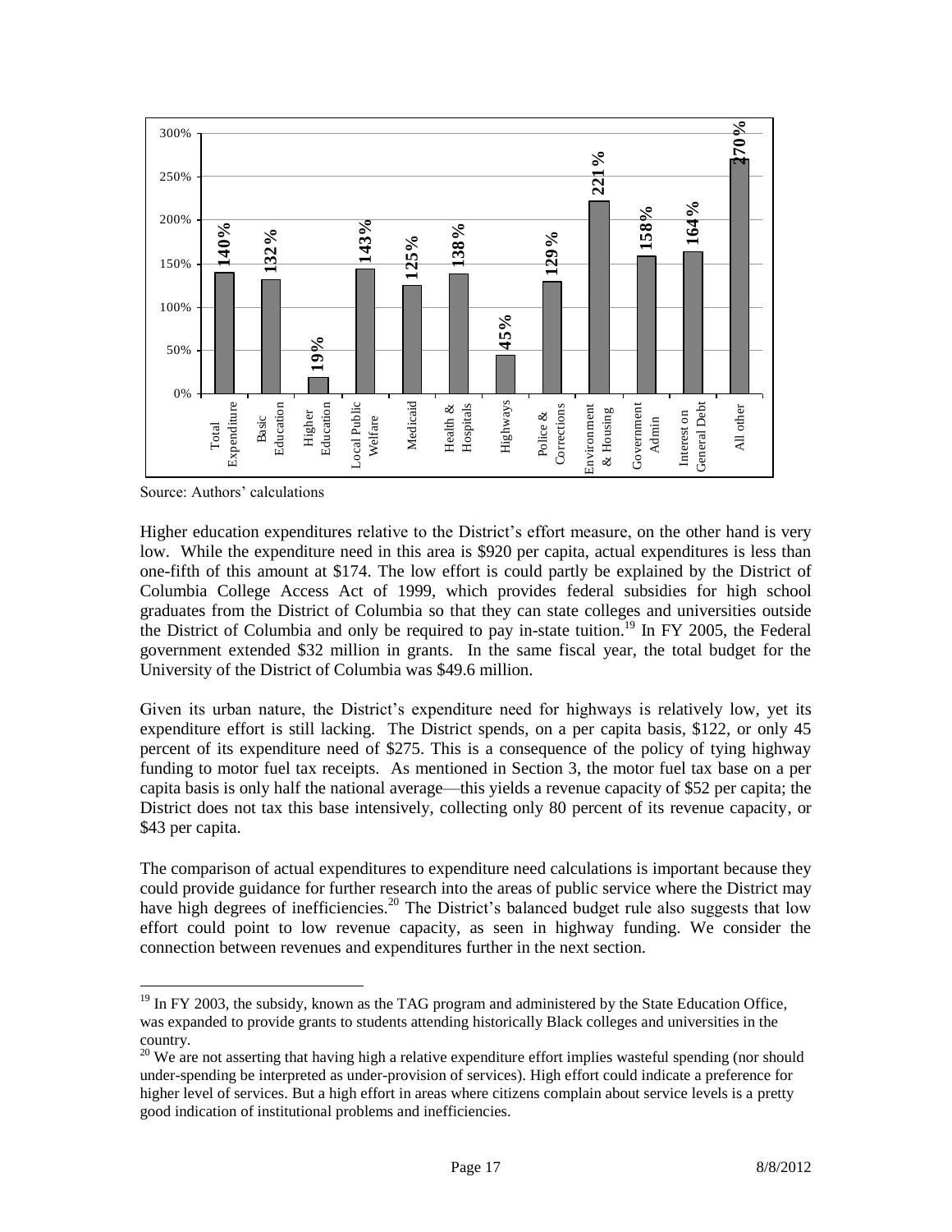| Category | Value |
| --- | --- |
| Total Expenditure | 140% |
| Basic Education | 132% |
| Higher Education | 19% |
| Local Public Welfare | 143% |
| Medicaid | 125% |
| Health & Hospitals | 138% |
| Highways | 45% |
| Police & Corrections | 129% |
| Environment & Housing | 221% |
| Government Admin | 158% |
| Interest on General Debt | 164% |
| All other | 270% |

Source: Authors' calculations

Higher education expenditures relative to the District's effort measure, on the other hand is very low. While the expenditure need in this area is $920 per capita, actual expenditures is less than one-fifth of this amount at $174. The low effort is could partly be explained by the District of Columbia College Access Act of 1999, which provides federal subsidies for high school graduates from the District of Columbia so that they can state colleges and universities outside the District of Columbia and only be required to pay in-state tuition.[19] In FY 2005, the Federal government extended $32 million in grants. In the same fiscal year, the total budget for the University of the District of Columbia was $49.6 million.

Given its urban nature, the District's expenditure need for highways is relatively low, yet its expenditure effort is still lacking. The District spends, on a per capita basis, $122, or only 45 percent of its expenditure need of $275. This is a consequence of the policy of tying highway funding to motor fuel tax receipts. As mentioned in Section 3, the motor fuel tax base on a per capita basis is only half the national average—this yields a revenue capacity of $52 per capita; the District does not tax this base intensively, collecting only 80 percent of its revenue capacity, or $43 per capita.

The comparison of actual expenditures to expenditure need calculations is important because they could provide guidance for further research into the areas of public service where the District may have high degrees of inefficiencies.[20] The District's balanced budget rule also suggests that low effort could point to low revenue capacity, as seen in highway funding. We consider the connection between revenues and expenditures further in the next section.

---

[19] In FY 2003, the subsidy, known as the TAG program and administered by the State Education Office, was expanded to provide grants to students attending historically Black colleges and universities in the country.

[20] We are not asserting that having high a relative expenditure effort implies wasteful spending (nor should under-spending be interpreted as under-provision of services). High effort could indicate a preference for higher level of services. But a high effort in areas where citizens complain about service levels is a pretty good indication of institutional problems and inefficiencies.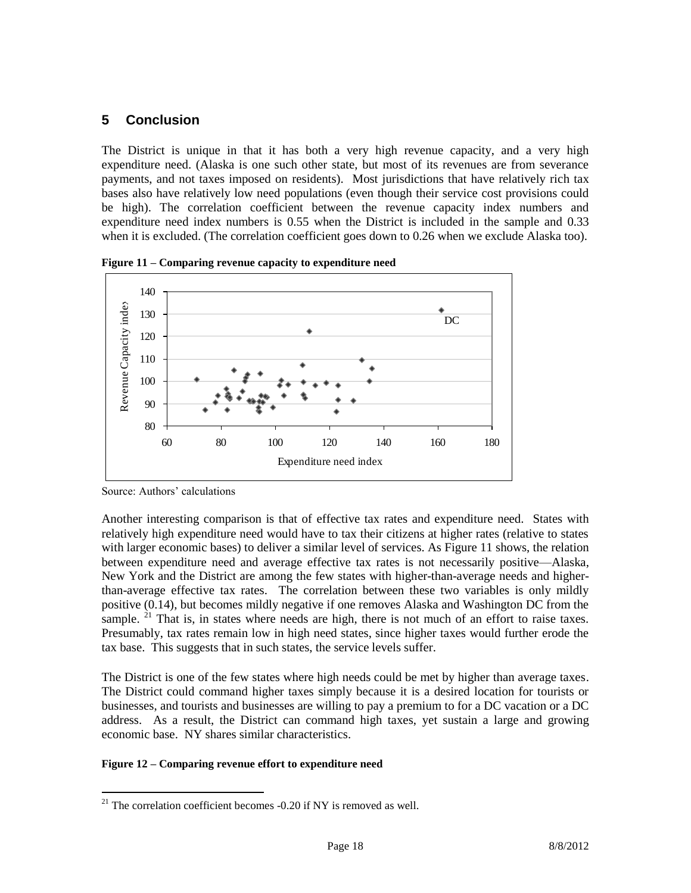## 5 Conclusion

The District is unique in that it has both a very high revenue capacity, and a very high expenditure need. (Alaska is one such other state, but most of its revenues are from severance payments, and not taxes imposed on residents). Most jurisdictions that have relatively rich tax bases also have relatively low need populations (even though their service cost provisions could be high). The correlation coefficient between the revenue capacity index numbers and expenditure need index numbers is 0.55 when the District is included in the sample and 0.33 when it is excluded. (The correlation coefficient goes down to 0.26 when we exclude Alaska too).

**Figure 11 – Comparing revenue capacity to expenditure need**

Source: Authors' calculations

Another interesting comparison is that of effective tax rates and expenditure need. States with relatively high expenditure need would have to tax their citizens at higher rates (relative to states with larger economic bases) to deliver a similar level of services. As Figure 11 shows, the relation between expenditure need and average effective tax rates is not necessarily positive—Alaska, New York and the District are among the few states with higher-than-average needs and higher-than-average effective tax rates. The correlation between these two variables is only mildly positive (0.14), but becomes mildly negative if one removes Alaska and Washington DC from the sample. [21] That is, in states where needs are high, there is not much of an effort to raise taxes. Presumably, tax rates remain low in high need states, since higher taxes would further erode the tax base. This suggests that in such states, the service levels suffer.

The District is one of the few states where high needs could be met by higher than average taxes. The District could command higher taxes simply because it is a desired location for tourists or businesses, and tourists and businesses are willing to pay a premium to for a DC vacation or a DC address. As a result, the District can command high taxes, yet sustain a large and growing economic base. NY shares similar characteristics.

**Figure 12 – Comparing revenue effort to expenditure need**

[21] The correlation coefficient becomes -0.20 if NY is removed as well.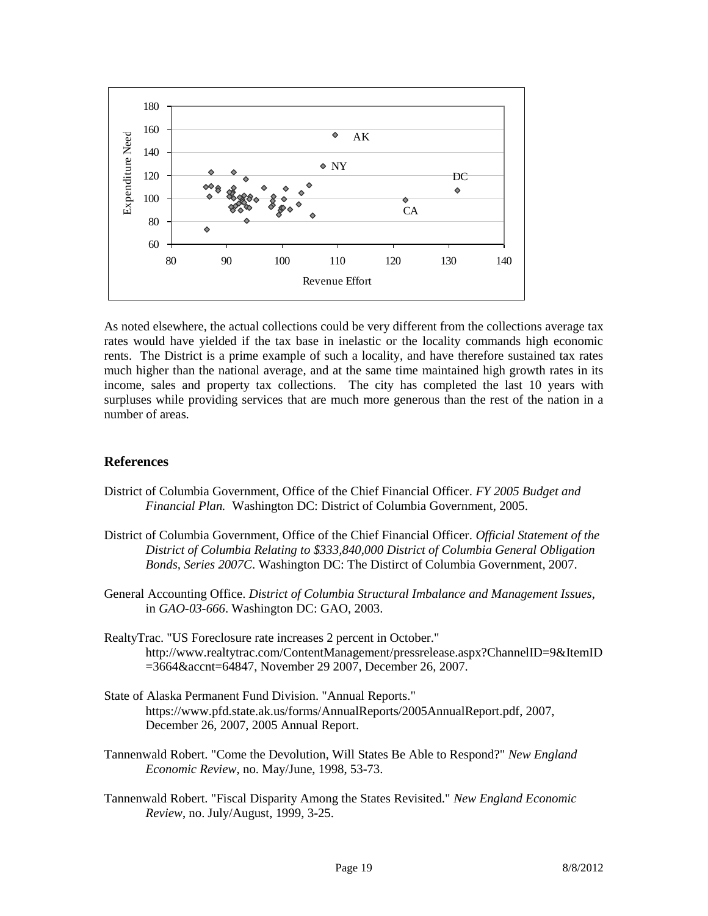As noted elsewhere, the actual collections could be very different from the collections average tax rates would have yielded if the tax base in inelastic or the locality commands high economic rents. The District is a prime example of such a locality, and have therefore sustained tax rates much higher than the national average, and at the same time maintained high growth rates in its income, sales and property tax collections. The city has completed the last 10 years with surpluses while providing services that are much more generous than the rest of the nation in a number of areas.

## References

District of Columbia Government, Office of the Chief Financial Officer. *FY 2005 Budget and Financial Plan.* Washington DC: District of Columbia Government, 2005.

District of Columbia Government, Office of the Chief Financial Officer. *Official Statement of the District of Columbia Relating to $333,840,000 District of Columbia General Obligation Bonds, Series 2007C*. Washington DC: The Distirct of Columbia Government, 2007.

General Accounting Office. *District of Columbia Structural Imbalance and Management Issues*, in *GAO-03-666*. Washington DC: GAO, 2003.

RealtyTrac. "US Foreclosure rate increases 2 percent in October." http://www.realtytrac.com/ContentManagement/pressrelease.aspx?ChannelID=9&ItemID=3664&accnt=64847, November 29 2007, December 26, 2007.

State of Alaska Permanent Fund Division. "Annual Reports." https://www.pfd.state.ak.us/forms/AnnualReports/2005AnnualReport.pdf, 2007, December 26, 2007, 2005 Annual Report.

Tannenwald Robert. "Come the Devolution, Will States Be Able to Respond?" *New England Economic Review*, no. May/June, 1998, 53-73.

Tannenwald Robert. "Fiscal Disparity Among the States Revisited." *New England Economic Review*, no. July/August, 1999, 3-25.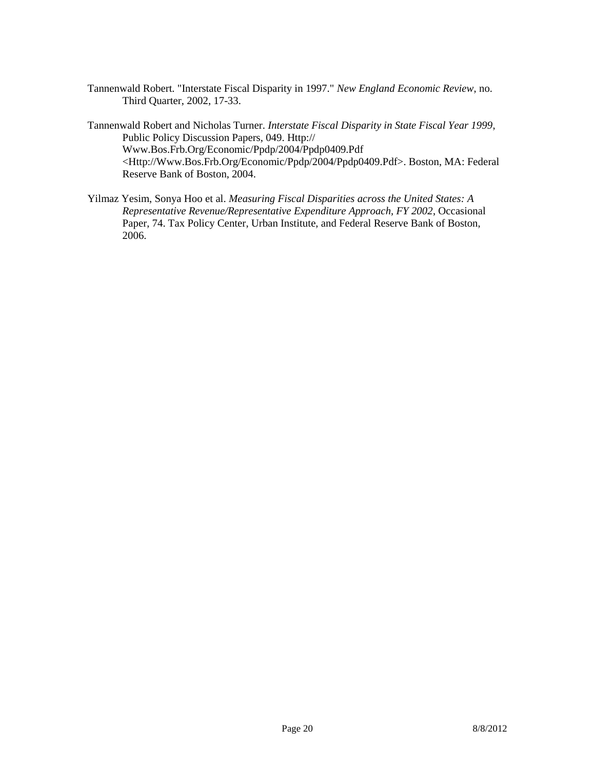Tannenwald Robert. "Interstate Fiscal Disparity in 1997." *New England Economic Review*, no. Third Quarter, 2002, 17-33.

Tannenwald Robert and Nicholas Turner. *Interstate Fiscal Disparity in State Fiscal Year 1999*, Public Policy Discussion Papers, 049. Http:// Www.Bos.Frb.Org/Economic/Ppdp/2004/Ppdp0409.Pdf <Http://Www.Bos.Frb.Org/Economic/Ppdp/2004/Ppdp0409.Pdf>. Boston, MA: Federal Reserve Bank of Boston, 2004.

Yilmaz Yesim, Sonya Hoo et al. *Measuring Fiscal Disparities across the United States: A Representative Revenue/Representative Expenditure Approach, FY 2002*, Occasional Paper, 74. Tax Policy Center, Urban Institute, and Federal Reserve Bank of Boston, 2006.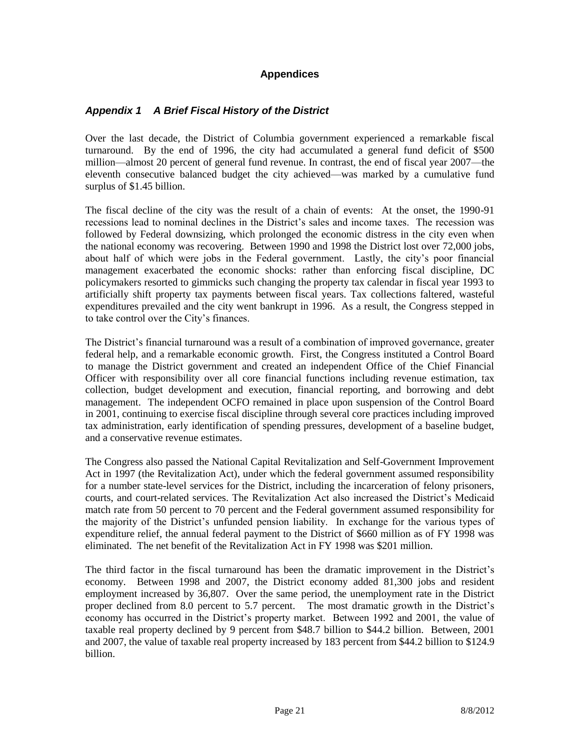# Appendices

## *Appendix 1 A Brief Fiscal History of the District*

Over the last decade, the District of Columbia government experienced a remarkable fiscal turnaround. By the end of 1996, the city had accumulated a general fund deficit of $500 million—almost 20 percent of general fund revenue. In contrast, the end of fiscal year 2007—the eleventh consecutive balanced budget the city achieved—was marked by a cumulative fund surplus of $1.45 billion.

The fiscal decline of the city was the result of a chain of events: At the onset, the 1990-91 recessions lead to nominal declines in the District's sales and income taxes. The recession was followed by Federal downsizing, which prolonged the economic distress in the city even when the national economy was recovering. Between 1990 and 1998 the District lost over 72,000 jobs, about half of which were jobs in the Federal government. Lastly, the city's poor financial management exacerbated the economic shocks: rather than enforcing fiscal discipline, DC policymakers resorted to gimmicks such changing the property tax calendar in fiscal year 1993 to artificially shift property tax payments between fiscal years. Tax collections faltered, wasteful expenditures prevailed and the city went bankrupt in 1996. As a result, the Congress stepped in to take control over the City's finances.

The District's financial turnaround was a result of a combination of improved governance, greater federal help, and a remarkable economic growth. First, the Congress instituted a Control Board to manage the District government and created an independent Office of the Chief Financial Officer with responsibility over all core financial functions including revenue estimation, tax collection, budget development and execution, financial reporting, and borrowing and debt management. The independent OCFO remained in place upon suspension of the Control Board in 2001, continuing to exercise fiscal discipline through several core practices including improved tax administration, early identification of spending pressures, development of a baseline budget, and a conservative revenue estimates.

The Congress also passed the National Capital Revitalization and Self-Government Improvement Act in 1997 (the Revitalization Act), under which the federal government assumed responsibility for a number state-level services for the District, including the incarceration of felony prisoners, courts, and court-related services. The Revitalization Act also increased the District's Medicaid match rate from 50 percent to 70 percent and the Federal government assumed responsibility for the majority of the District's unfunded pension liability. In exchange for the various types of expenditure relief, the annual federal payment to the District of $660 million as of FY 1998 was eliminated. The net benefit of the Revitalization Act in FY 1998 was $201 million.

The third factor in the fiscal turnaround has been the dramatic improvement in the District's economy. Between 1998 and 2007, the District economy added 81,300 jobs and resident employment increased by 36,807. Over the same period, the unemployment rate in the District proper declined from 8.0 percent to 5.7 percent. The most dramatic growth in the District's economy has occurred in the District's property market. Between 1992 and 2001, the value of taxable real property declined by 9 percent from $48.7 billion to $44.2 billion. Between, 2001 and 2007, the value of taxable real property increased by 183 percent from $44.2 billion to $124.9 billion.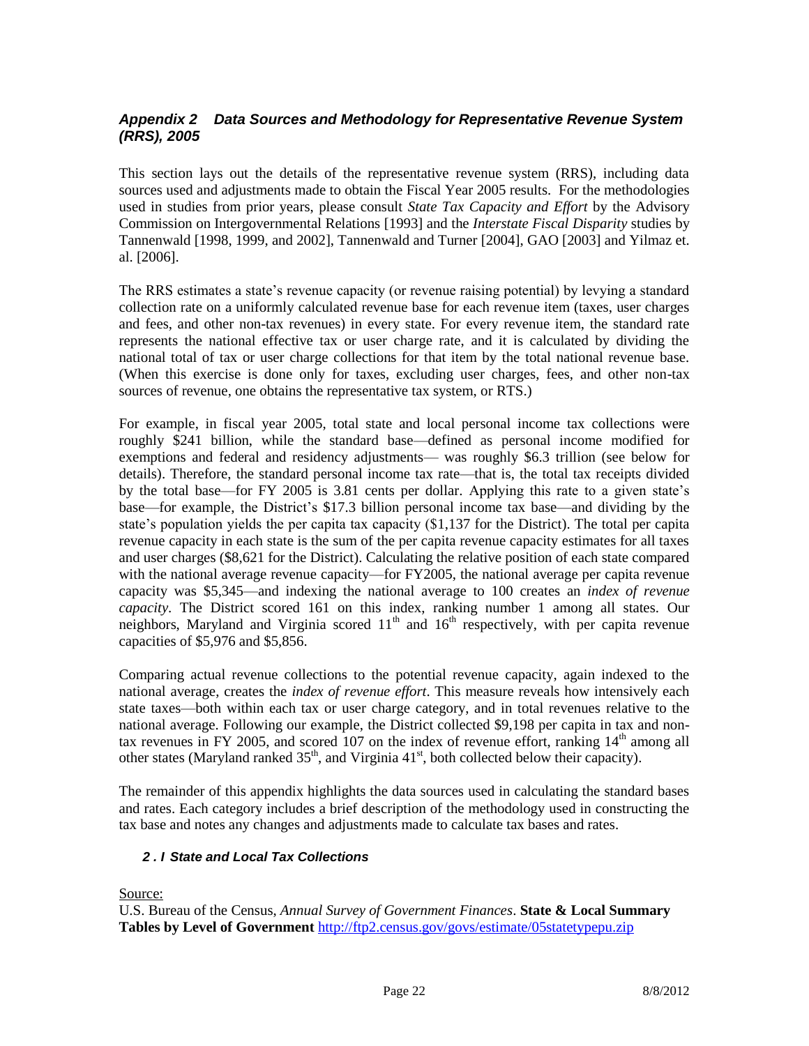## *Appendix 2 Data Sources and Methodology for Representative Revenue System (RRS), 2005*

This section lays out the details of the representative revenue system (RRS), including data sources used and adjustments made to obtain the Fiscal Year 2005 results. For the methodologies used in studies from prior years, please consult *State Tax Capacity and Effort* by the Advisory Commission on Intergovernmental Relations [1993] and the *Interstate Fiscal Disparity* studies by Tannenwald [1998, 1999, and 2002], Tannenwald and Turner [2004], GAO [2003] and Yilmaz et. al. [2006].

The RRS estimates a state's revenue capacity (or revenue raising potential) by levying a standard collection rate on a uniformly calculated revenue base for each revenue item (taxes, user charges and fees, and other non-tax revenues) in every state. For every revenue item, the standard rate represents the national effective tax or user charge rate, and it is calculated by dividing the national total of tax or user charge collections for that item by the total national revenue base. (When this exercise is done only for taxes, excluding user charges, fees, and other non-tax sources of revenue, one obtains the representative tax system, or RTS.)

For example, in fiscal year 2005, total state and local personal income tax collections were roughly $241 billion, while the standard base—defined as personal income modified for exemptions and federal and residency adjustments— was roughly $6.3 trillion (see below for details). Therefore, the standard personal income tax rate—that is, the total tax receipts divided by the total base—for FY 2005 is 3.81 cents per dollar. Applying this rate to a given state's base—for example, the District's $17.3 billion personal income tax base—and dividing by the state's population yields the per capita tax capacity ($1,137 for the District). The total per capita revenue capacity in each state is the sum of the per capita revenue capacity estimates for all taxes and user charges ($8,621 for the District). Calculating the relative position of each state compared with the national average revenue capacity—for FY2005, the national average per capita revenue capacity was $5,345—and indexing the national average to 100 creates an *index of revenue capacity*. The District scored 161 on this index, ranking number 1 among all states. Our neighbors, Maryland and Virginia scored 11th and 16th respectively, with per capita revenue capacities of $5,976 and $5,856.

Comparing actual revenue collections to the potential revenue capacity, again indexed to the national average, creates the *index of revenue effort*. This measure reveals how intensively each state taxes—both within each tax or user charge category, and in total revenues relative to the national average. Following our example, the District collected $9,198 per capita in tax and non-tax revenues in FY 2005, and scored 107 on the index of revenue effort, ranking 14th among all other states (Maryland ranked 35th, and Virginia 41st, both collected below their capacity).

The remainder of this appendix highlights the data sources used in calculating the standard bases and rates. Each category includes a brief description of the methodology used in constructing the tax base and notes any changes and adjustments made to calculate tax bases and rates.

### *2 . I State and Local Tax Collections*

Source:
U.S. Bureau of the Census, *Annual Survey of Government Finances*. **State & Local Summary Tables by Level of Government** http://ftp2.census.gov/govs/estimate/05statetypepu.zip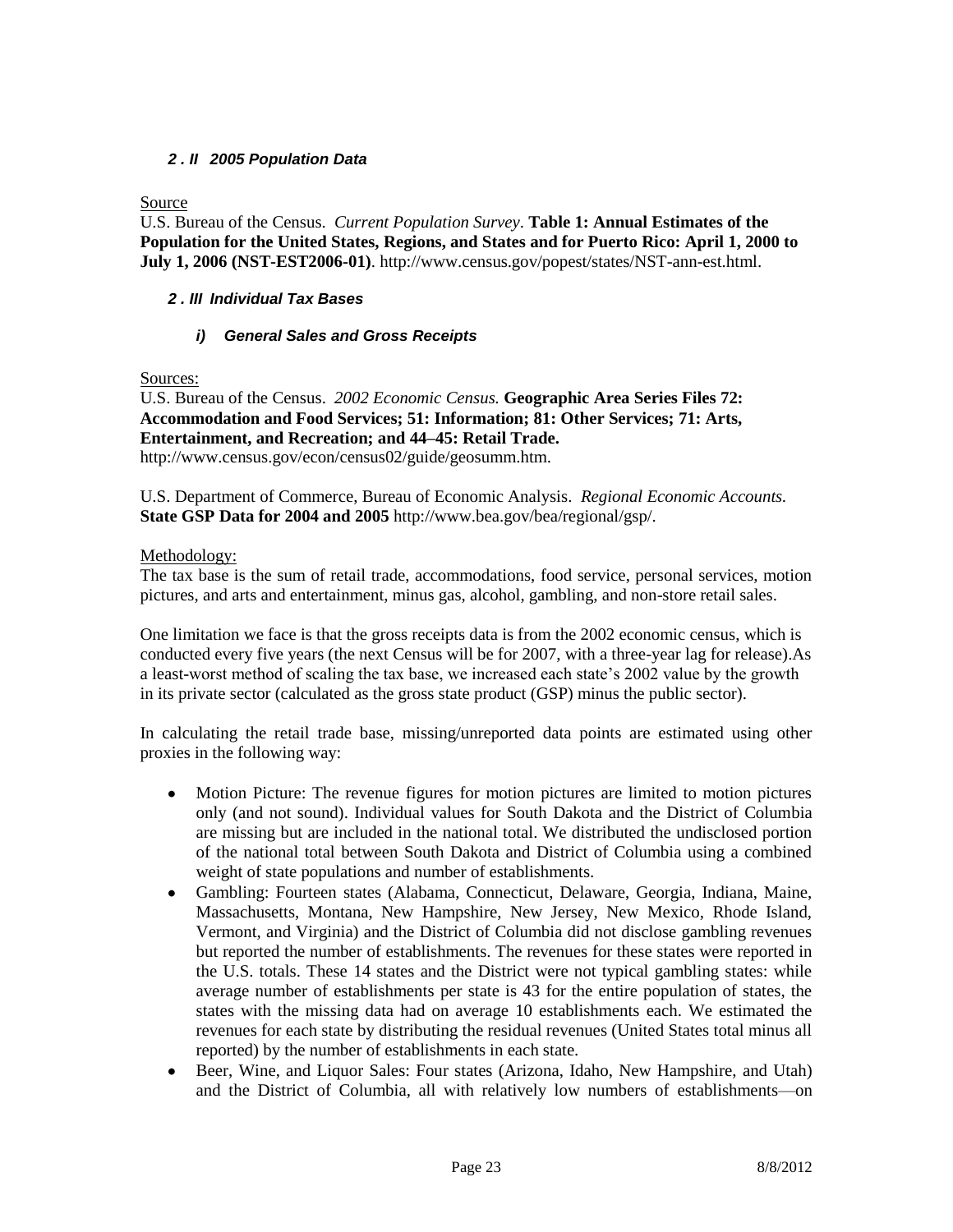### *2 . II 2005 Population Data*

Source

U.S. Bureau of the Census. *Current Population Survey*. **Table 1: Annual Estimates of the Population for the United States, Regions, and States and for Puerto Rico: April 1, 2000 to July 1, 2006 (NST-EST2006-01)**. http://www.census.gov/popest/states/NST-ann-est.html.

### *2 . III Individual Tax Bases*

#### *i) General Sales and Gross Receipts*

Sources:

U.S. Bureau of the Census. *2002 Economic Census.* **Geographic Area Series Files 72: Accommodation and Food Services; 51: Information; 81: Other Services; 71: Arts, Entertainment, and Recreation; and 44–45: Retail Trade.** http://www.census.gov/econ/census02/guide/geosumm.htm.

U.S. Department of Commerce, Bureau of Economic Analysis. *Regional Economic Accounts.* **State GSP Data for 2004 and 2005** http://www.bea.gov/bea/regional/gsp/.

Methodology:

The tax base is the sum of retail trade, accommodations, food service, personal services, motion pictures, and arts and entertainment, minus gas, alcohol, gambling, and non-store retail sales.

One limitation we face is that the gross receipts data is from the 2002 economic census, which is conducted every five years (the next Census will be for 2007, with a three-year lag for release).As a least-worst method of scaling the tax base, we increased each state's 2002 value by the growth in its private sector (calculated as the gross state product (GSP) minus the public sector).

In calculating the retail trade base, missing/unreported data points are estimated using other proxies in the following way:

- Motion Picture: The revenue figures for motion pictures are limited to motion pictures only (and not sound). Individual values for South Dakota and the District of Columbia are missing but are included in the national total. We distributed the undisclosed portion of the national total between South Dakota and District of Columbia using a combined weight of state populations and number of establishments.
- Gambling: Fourteen states (Alabama, Connecticut, Delaware, Georgia, Indiana, Maine, Massachusetts, Montana, New Hampshire, New Jersey, New Mexico, Rhode Island, Vermont, and Virginia) and the District of Columbia did not disclose gambling revenues but reported the number of establishments. The revenues for these states were reported in the U.S. totals. These 14 states and the District were not typical gambling states: while average number of establishments per state is 43 for the entire population of states, the states with the missing data had on average 10 establishments each. We estimated the revenues for each state by distributing the residual revenues (United States total minus all reported) by the number of establishments in each state.
- Beer, Wine, and Liquor Sales: Four states (Arizona, Idaho, New Hampshire, and Utah) and the District of Columbia, all with relatively low numbers of establishments—on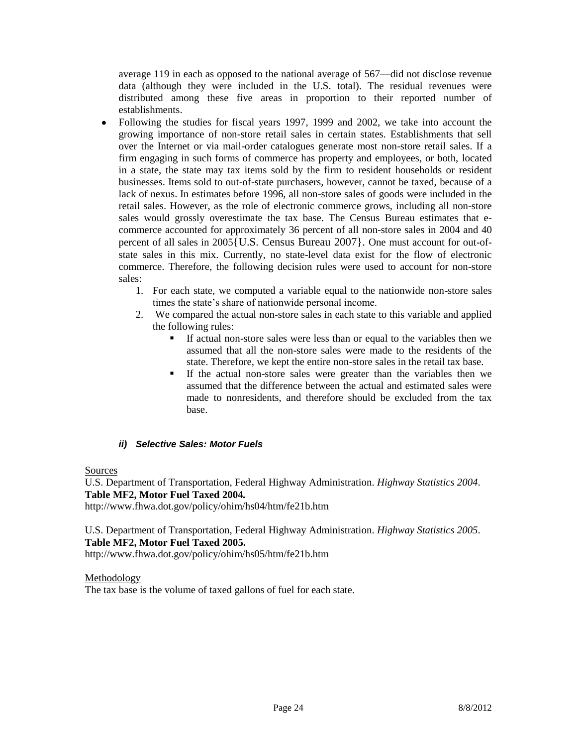average 119 in each as opposed to the national average of 567—did not disclose revenue data (although they were included in the U.S. total). The residual revenues were distributed among these five areas in proportion to their reported number of establishments.

- Following the studies for fiscal years 1997, 1999 and 2002, we take into account the growing importance of non-store retail sales in certain states. Establishments that sell over the Internet or via mail-order catalogues generate most non-store retail sales. If a firm engaging in such forms of commerce has property and employees, or both, located in a state, the state may tax items sold by the firm to resident households or resident businesses. Items sold to out-of-state purchasers, however, cannot be taxed, because of a lack of nexus. In estimates before 1996, all non-store sales of goods were included in the retail sales. However, as the role of electronic commerce grows, including all non-store sales would grossly overestimate the tax base. The Census Bureau estimates that e-commerce accounted for approximately 36 percent of all non-store sales in 2004 and 40 percent of all sales in 2005{U.S. Census Bureau 2007}. One must account for out-of-state sales in this mix. Currently, no state-level data exist for the flow of electronic commerce. Therefore, the following decision rules were used to account for non-store sales:
    1. For each state, we computed a variable equal to the nationwide non-store sales times the state's share of nationwide personal income.
    2. We compared the actual non-store sales in each state to this variable and applied the following rules:
        - If actual non-store sales were less than or equal to the variables then we assumed that all the non-store sales were made to the residents of the state. Therefore, we kept the entire non-store sales in the retail tax base.
        - If the actual non-store sales were greater than the variables then we assumed that the difference between the actual and estimated sales were made to nonresidents, and therefore should be excluded from the tax base.

#### *ii) Selective Sales: Motor Fuels*

Sources

U.S. Department of Transportation, Federal Highway Administration. *Highway Statistics 2004*. **Table MF2, Motor Fuel Taxed 2004.**
http://www.fhwa.dot.gov/policy/ohim/hs04/htm/fe21b.htm

U.S. Department of Transportation, Federal Highway Administration. *Highway Statistics 2005*. **Table MF2, Motor Fuel Taxed 2005.**
http://www.fhwa.dot.gov/policy/ohim/hs05/htm/fe21b.htm

Methodology

The tax base is the volume of taxed gallons of fuel for each state.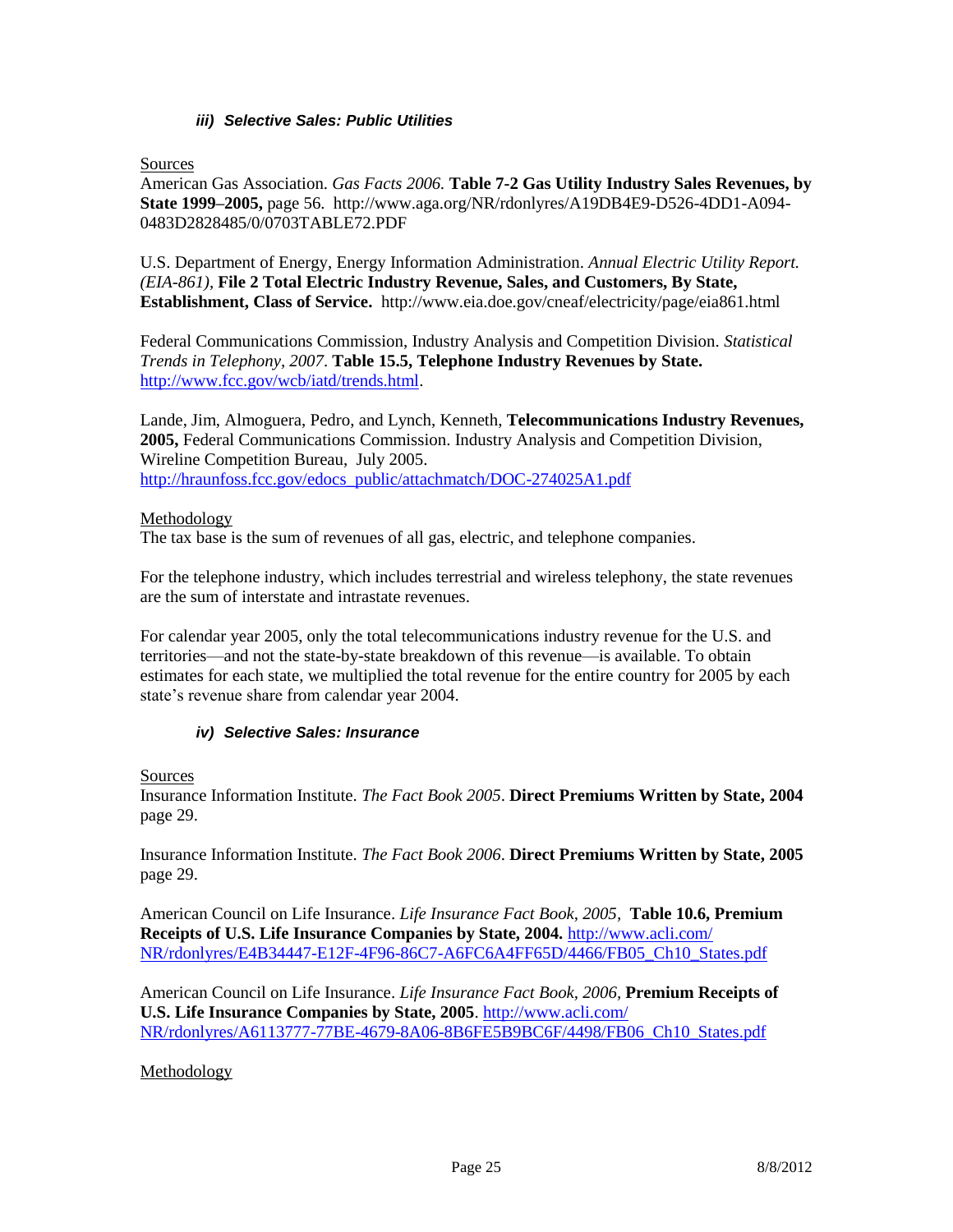### *iii) Selective Sales: Public Utilities*

Sources

American Gas Association. *Gas Facts 2006.* **Table 7-2 Gas Utility Industry Sales Revenues, by State 1999–2005,** page 56. http://www.aga.org/NR/rdonlyres/A19DB4E9-D526-4DD1-A094-0483D2828485/0/0703TABLE72.PDF

U.S. Department of Energy, Energy Information Administration. *Annual Electric Utility Report. (EIA-861)*, **File 2 Total Electric Industry Revenue, Sales, and Customers, By State, Establishment, Class of Service.** http://www.eia.doe.gov/cneaf/electricity/page/eia861.html

Federal Communications Commission, Industry Analysis and Competition Division. *Statistical Trends in Telephony, 2007*. **Table 15.5, Telephone Industry Revenues by State.** http://www.fcc.gov/wcb/iatd/trends.html.

Lande, Jim, Almoguera, Pedro, and Lynch, Kenneth, **Telecommunications Industry Revenues, 2005,** Federal Communications Commission. Industry Analysis and Competition Division, Wireline Competition Bureau, July 2005. http://hraunfoss.fcc.gov/edocs_public/attachmatch/DOC-274025A1.pdf

Methodology

The tax base is the sum of revenues of all gas, electric, and telephone companies.

For the telephone industry, which includes terrestrial and wireless telephony, the state revenues are the sum of interstate and intrastate revenues.

For calendar year 2005, only the total telecommunications industry revenue for the U.S. and territories—and not the state-by-state breakdown of this revenue—is available. To obtain estimates for each state, we multiplied the total revenue for the entire country for 2005 by each state's revenue share from calendar year 2004.

### *iv) Selective Sales: Insurance*

Sources

Insurance Information Institute. *The Fact Book 2005*. **Direct Premiums Written by State, 2004** page 29.

Insurance Information Institute. *The Fact Book 2006*. **Direct Premiums Written by State, 2005** page 29.

American Council on Life Insurance. *Life Insurance Fact Book, 2005*, **Table 10.6, Premium Receipts of U.S. Life Insurance Companies by State, 2004.** http://www.acli.com/NR/rdonlyres/E4B34447-E12F-4F96-86C7-A6FC6A4FF65D/4466/FB05_Ch10_States.pdf

American Council on Life Insurance. *Life Insurance Fact Book, 2006*, **Premium Receipts of U.S. Life Insurance Companies by State, 2005**. http://www.acli.com/NR/rdonlyres/A6113777-77BE-4679-8A06-8B6FE5B9BC6F/4498/FB06_Ch10_States.pdf

Methodology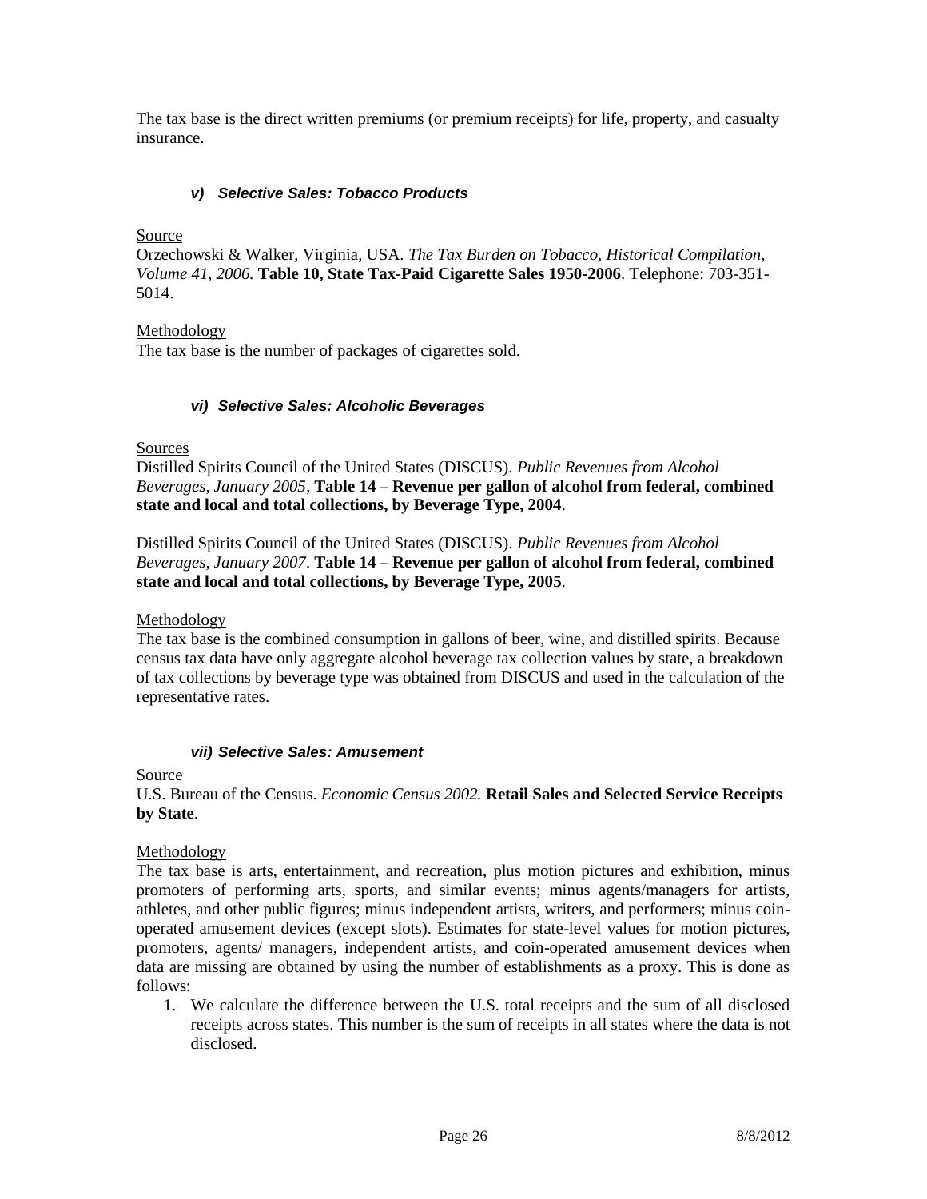The tax base is the direct written premiums (or premium receipts) for life, property, and casualty insurance.

#### *v) Selective Sales: Tobacco Products*

Source

Orzechowski & Walker, Virginia, USA. *The Tax Burden on Tobacco, Historical Compilation, Volume 41, 2006.* **Table 10, State Tax-Paid Cigarette Sales 1950-2006**. Telephone: 703-351-5014.

Methodology

The tax base is the number of packages of cigarettes sold.

#### *vi) Selective Sales: Alcoholic Beverages*

Sources

Distilled Spirits Council of the United States (DISCUS). *Public Revenues from Alcohol Beverages, January 2005,* **Table 14 – Revenue per gallon of alcohol from federal, combined state and local and total collections, by Beverage Type, 2004**.

Distilled Spirits Council of the United States (DISCUS). *Public Revenues from Alcohol Beverages, January 2007*. **Table 14 – Revenue per gallon of alcohol from federal, combined state and local and total collections, by Beverage Type, 2005**.

Methodology

The tax base is the combined consumption in gallons of beer, wine, and distilled spirits. Because census tax data have only aggregate alcohol beverage tax collection values by state, a breakdown of tax collections by beverage type was obtained from DISCUS and used in the calculation of the representative rates.

#### *vii) Selective Sales: Amusement*

Source

U.S. Bureau of the Census. *Economic Census 2002.* **Retail Sales and Selected Service Receipts by State**.

Methodology

The tax base is arts, entertainment, and recreation, plus motion pictures and exhibition, minus promoters of performing arts, sports, and similar events; minus agents/managers for artists, athletes, and other public figures; minus independent artists, writers, and performers; minus coin-operated amusement devices (except slots). Estimates for state-level values for motion pictures, promoters, agents/ managers, independent artists, and coin-operated amusement devices when data are missing are obtained by using the number of establishments as a proxy. This is done as follows:

1. We calculate the difference between the U.S. total receipts and the sum of all disclosed receipts across states. This number is the sum of receipts in all states where the data is not disclosed.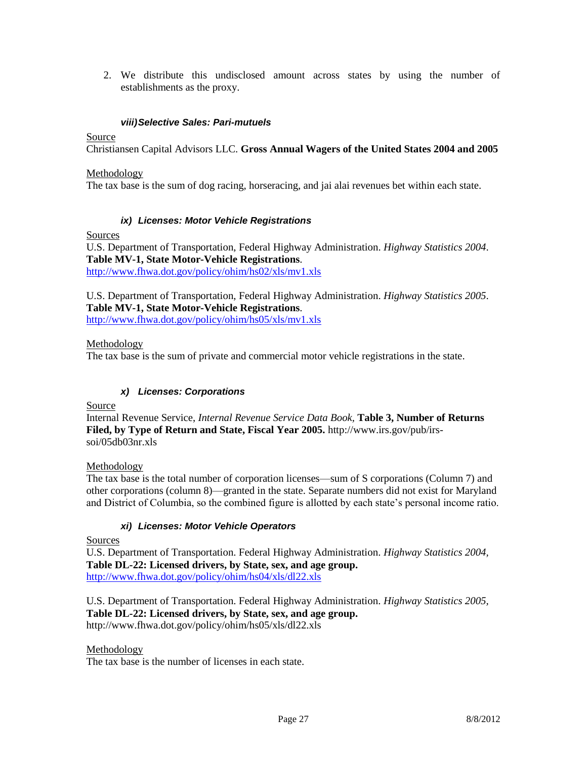2. We distribute this undisclosed amount across states by using the number of establishments as the proxy.

#### *viii) Selective Sales: Pari-mutuels*

Source

Christiansen Capital Advisors LLC. **Gross Annual Wagers of the United States 2004 and 2005**

Methodology

The tax base is the sum of dog racing, horseracing, and jai alai revenues bet within each state.

#### *ix) Licenses: Motor Vehicle Registrations*

Sources

U.S. Department of Transportation, Federal Highway Administration. *Highway Statistics 2004*. **Table MV-1, State Motor-Vehicle Registrations**.
http://www.fhwa.dot.gov/policy/ohim/hs02/xls/mv1.xls

U.S. Department of Transportation, Federal Highway Administration. *Highway Statistics 2005*. **Table MV-1, State Motor-Vehicle Registrations**.
http://www.fhwa.dot.gov/policy/ohim/hs05/xls/mv1.xls

Methodology

The tax base is the sum of private and commercial motor vehicle registrations in the state.

#### *x) Licenses: Corporations*

Source

Internal Revenue Service, *Internal Revenue Service Data Book,* **Table 3, Number of Returns Filed, by Type of Return and State, Fiscal Year 2005.** http://www.irs.gov/pub/irs-soi/05db03nr.xls

Methodology

The tax base is the total number of corporation licenses—sum of S corporations (Column 7) and other corporations (column 8)—granted in the state. Separate numbers did not exist for Maryland and District of Columbia, so the combined figure is allotted by each state's personal income ratio.

#### *xi) Licenses: Motor Vehicle Operators*

Sources

U.S. Department of Transportation. Federal Highway Administration. *Highway Statistics 2004,* **Table DL-22: Licensed drivers, by State, sex, and age group.**
http://www.fhwa.dot.gov/policy/ohim/hs04/xls/dl22.xls

U.S. Department of Transportation. Federal Highway Administration. *Highway Statistics 2005,* **Table DL-22: Licensed drivers, by State, sex, and age group.**
http://www.fhwa.dot.gov/policy/ohim/hs05/xls/dl22.xls

Methodology

The tax base is the number of licenses in each state.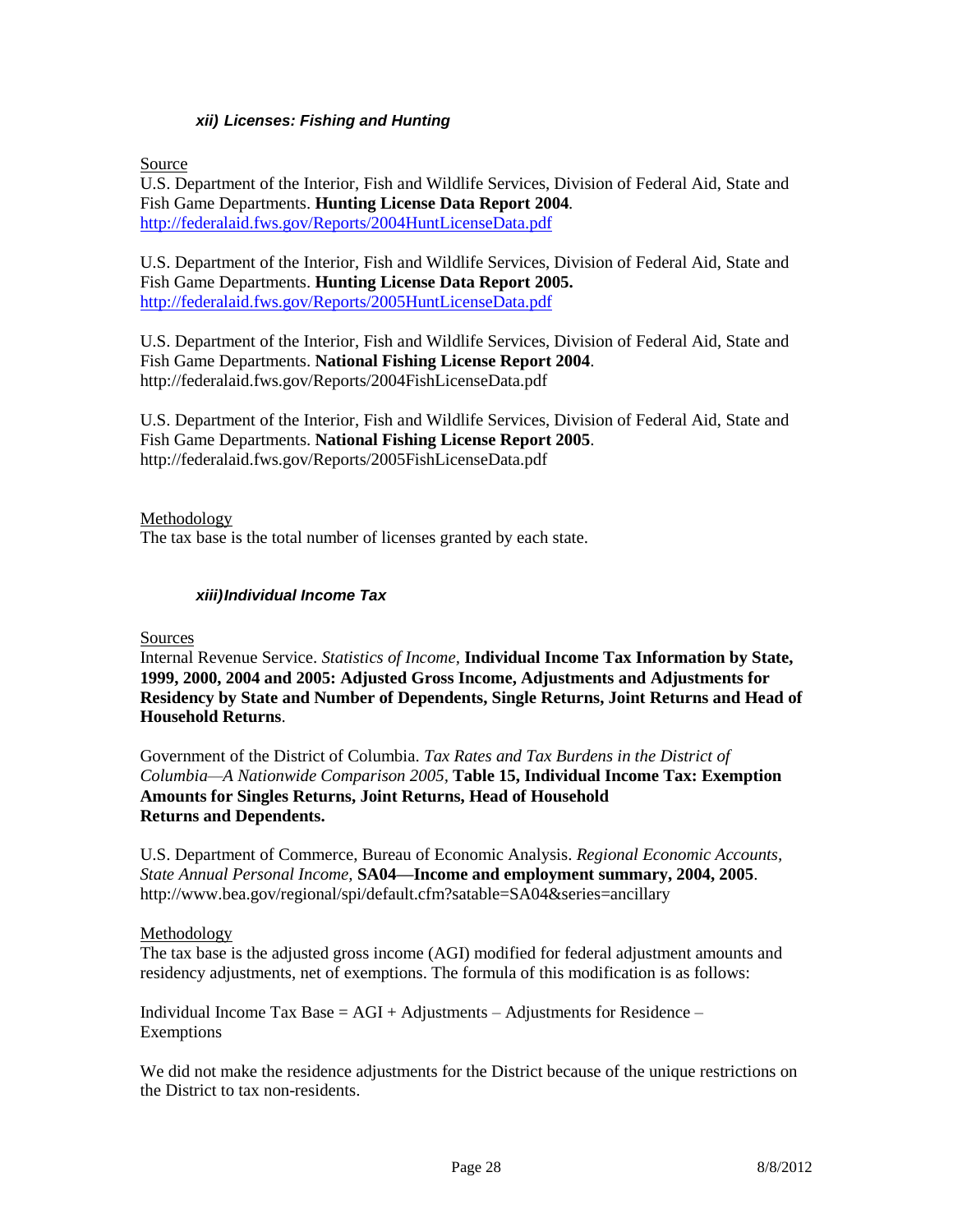### *xii) Licenses: Fishing and Hunting*

Source

U.S. Department of the Interior, Fish and Wildlife Services, Division of Federal Aid, State and Fish Game Departments. **Hunting License Data Report 2004**. http://federalaid.fws.gov/Reports/2004HuntLicenseData.pdf

U.S. Department of the Interior, Fish and Wildlife Services, Division of Federal Aid, State and Fish Game Departments. **Hunting License Data Report 2005.** http://federalaid.fws.gov/Reports/2005HuntLicenseData.pdf

U.S. Department of the Interior, Fish and Wildlife Services, Division of Federal Aid, State and Fish Game Departments. **National Fishing License Report 2004**. http://federalaid.fws.gov/Reports/2004FishLicenseData.pdf

U.S. Department of the Interior, Fish and Wildlife Services, Division of Federal Aid, State and Fish Game Departments. **National Fishing License Report 2005**. http://federalaid.fws.gov/Reports/2005FishLicenseData.pdf

Methodology

The tax base is the total number of licenses granted by each state.

### *xiii)Individual Income Tax*

Sources

Internal Revenue Service. *Statistics of Income*, **Individual Income Tax Information by State, 1999, 2000, 2004 and 2005: Adjusted Gross Income, Adjustments and Adjustments for Residency by State and Number of Dependents, Single Returns, Joint Returns and Head of Household Returns**.

Government of the District of Columbia. *Tax Rates and Tax Burdens in the District of Columbia—A Nationwide Comparison 2005*, **Table 15, Individual Income Tax: Exemption Amounts for Singles Returns, Joint Returns, Head of Household Returns and Dependents.**

U.S. Department of Commerce, Bureau of Economic Analysis. *Regional Economic Accounts, State Annual Personal Income,* **SA04—Income and employment summary, 2004, 2005**. http://www.bea.gov/regional/spi/default.cfm?satable=SA04&series=ancillary

Methodology

The tax base is the adjusted gross income (AGI) modified for federal adjustment amounts and residency adjustments, net of exemptions. The formula of this modification is as follows:

Individual Income Tax Base = AGI + Adjustments – Adjustments for Residence – Exemptions

We did not make the residence adjustments for the District because of the unique restrictions on the District to tax non-residents.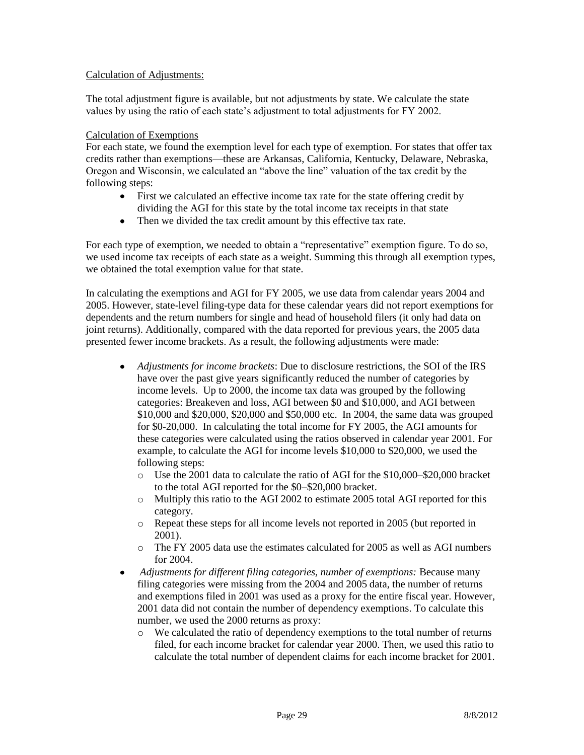Calculation of Adjustments:

The total adjustment figure is available, but not adjustments by state. We calculate the state values by using the ratio of each state's adjustment to total adjustments for FY 2002.

Calculation of Exemptions

For each state, we found the exemption level for each type of exemption. For states that offer tax credits rather than exemptions—these are Arkansas, California, Kentucky, Delaware, Nebraska, Oregon and Wisconsin, we calculated an "above the line" valuation of the tax credit by the following steps:

- First we calculated an effective income tax rate for the state offering credit by dividing the AGI for this state by the total income tax receipts in that state
- Then we divided the tax credit amount by this effective tax rate.

For each type of exemption, we needed to obtain a "representative" exemption figure. To do so, we used income tax receipts of each state as a weight. Summing this through all exemption types, we obtained the total exemption value for that state.

In calculating the exemptions and AGI for FY 2005, we use data from calendar years 2004 and 2005. However, state-level filing-type data for these calendar years did not report exemptions for dependents and the return numbers for single and head of household filers (it only had data on joint returns). Additionally, compared with the data reported for previous years, the 2005 data presented fewer income brackets. As a result, the following adjustments were made:

- *Adjustments for income brackets*: Due to disclosure restrictions, the SOI of the IRS have over the past give years significantly reduced the number of categories by income levels. Up to 2000, the income tax data was grouped by the following categories: Breakeven and loss, AGI between $0 and $10,000, and AGI between $10,000 and $20,000, $20,000 and $50,000 etc. In 2004, the same data was grouped for $0-20,000. In calculating the total income for FY 2005, the AGI amounts for these categories were calculated using the ratios observed in calendar year 2001. For example, to calculate the AGI for income levels $10,000 to $20,000, we used the following steps:
  - Use the 2001 data to calculate the ratio of AGI for the $10,000–$20,000 bracket to the total AGI reported for the $0–$20,000 bracket.
  - Multiply this ratio to the AGI 2002 to estimate 2005 total AGI reported for this category.
  - Repeat these steps for all income levels not reported in 2005 (but reported in 2001).
  - The FY 2005 data use the estimates calculated for 2005 as well as AGI numbers for 2004.
- *Adjustments for different filing categories, number of exemptions:* Because many filing categories were missing from the 2004 and 2005 data, the number of returns and exemptions filed in 2001 was used as a proxy for the entire fiscal year. However, 2001 data did not contain the number of dependency exemptions. To calculate this number, we used the 2000 returns as proxy:
  - We calculated the ratio of dependency exemptions to the total number of returns filed, for each income bracket for calendar year 2000. Then, we used this ratio to calculate the total number of dependent claims for each income bracket for 2001.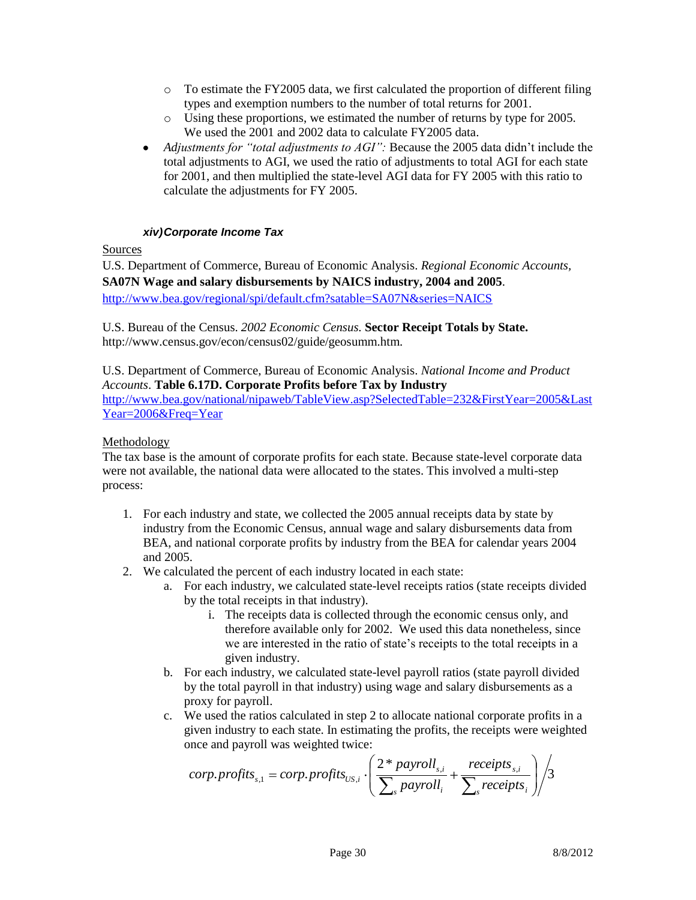- To estimate the FY2005 data, we first calculated the proportion of different filing types and exemption numbers to the number of total returns for 2001.
- Using these proportions, we estimated the number of returns by type for 2005. We used the 2001 and 2002 data to calculate FY2005 data.

- *Adjustments for "total adjustments to AGI":* Because the 2005 data didn't include the total adjustments to AGI, we used the ratio of adjustments to total AGI for each state for 2001, and then multiplied the state-level AGI data for FY 2005 with this ratio to calculate the adjustments for FY 2005.

#### *xiv) Corporate Income Tax*

Sources

U.S. Department of Commerce, Bureau of Economic Analysis. *Regional Economic Accounts*, **SA07N Wage and salary disbursements by NAICS industry, 2004 and 2005**. http://www.bea.gov/regional/spi/default.cfm?satable=SA07N&series=NAICS

U.S. Bureau of the Census. *2002 Economic Census.* **Sector Receipt Totals by State.** http://www.census.gov/econ/census02/guide/geosumm.htm.

U.S. Department of Commerce, Bureau of Economic Analysis. *National Income and Product Accounts*. **Table 6.17D. Corporate Profits before Tax by Industry** http://www.bea.gov/national/nipaweb/TableView.asp?SelectedTable=232&FirstYear=2005&LastYear=2006&Freq=Year

Methodology

The tax base is the amount of corporate profits for each state. Because state-level corporate data were not available, the national data were allocated to the states. This involved a multi-step process:

1. For each industry and state, we collected the 2005 annual receipts data by state by industry from the Economic Census, annual wage and salary disbursements data from BEA, and national corporate profits by industry from the BEA for calendar years 2004 and 2005.
2. We calculated the percent of each industry located in each state:
   a. For each industry, we calculated state-level receipts ratios (state receipts divided by the total receipts in that industry).
      i. The receipts data is collected through the economic census only, and therefore available only for 2002. We used this data nonetheless, since we are interested in the ratio of state's receipts to the total receipts in a given industry.
   b. For each industry, we calculated state-level payroll ratios (state payroll divided by the total payroll in that industry) using wage and salary disbursements as a proxy for payroll.
   c. We used the ratios calculated in step 2 to allocate national corporate profits in a given industry to each state. In estimating the profits, the receipts were weighted once and payroll was weighted twice:

$$corp.profits_{s,1} = corp.profits_{US,i} \cdot \left( \frac{2 * payroll_{s,i}}{\sum_s payroll_i} + \frac{receipts_{s,i}}{\sum_s receipts_i} \right) \Big/ 3$$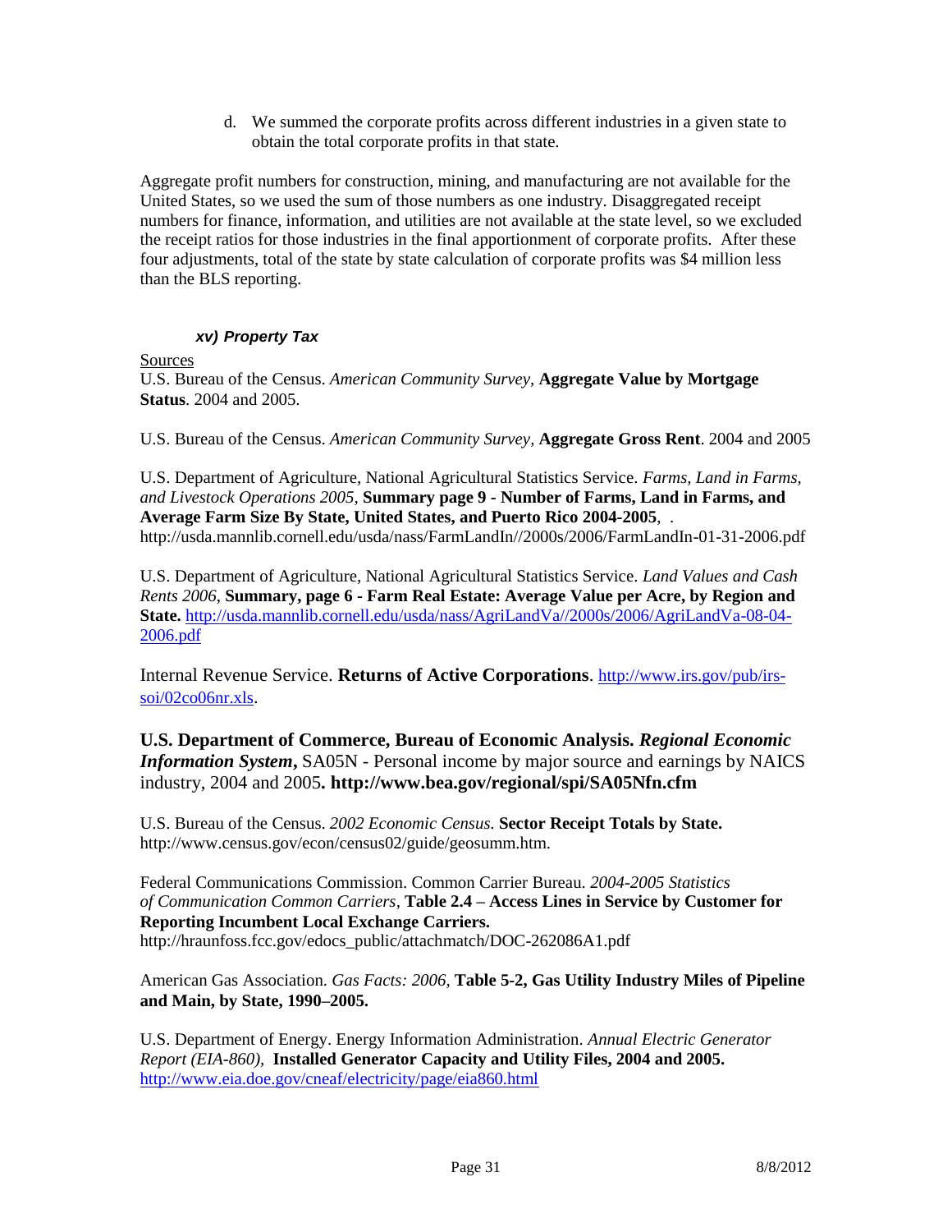d. We summed the corporate profits across different industries in a given state to obtain the total corporate profits in that state.

Aggregate profit numbers for construction, mining, and manufacturing are not available for the United States, so we used the sum of those numbers as one industry. Disaggregated receipt numbers for finance, information, and utilities are not available at the state level, so we excluded the receipt ratios for those industries in the final apportionment of corporate profits. After these four adjustments, total of the state by state calculation of corporate profits was $4 million less than the BLS reporting.

#### *xv) Property Tax*

Sources

U.S. Bureau of the Census. *American Community Survey,* **Aggregate Value by Mortgage Status**. 2004 and 2005.

U.S. Bureau of the Census. *American Community Survey,* **Aggregate Gross Rent**. 2004 and 2005

U.S. Department of Agriculture, National Agricultural Statistics Service. *Farms, Land in Farms, and Livestock Operations 2005,* **Summary page 9 - Number of Farms, Land in Farms, and Average Farm Size By State, United States, and Puerto Rico 2004-2005**, . http://usda.mannlib.cornell.edu/usda/nass/FarmLandIn//2000s/2006/FarmLandIn-01-31-2006.pdf

U.S. Department of Agriculture, National Agricultural Statistics Service. *Land Values and Cash Rents 2006,* **Summary, page 6 - Farm Real Estate: Average Value per Acre, by Region and State.** http://usda.mannlib.cornell.edu/usda/nass/AgriLandVa//2000s/2006/AgriLandVa-08-04-2006.pdf

Internal Revenue Service. **Returns of Active Corporations**. http://www.irs.gov/pub/irs-soi/02co06nr.xls.

**U.S. Department of Commerce, Bureau of Economic Analysis.** ***Regional Economic Information System*****,** SA05N - Personal income by major source and earnings by NAICS industry, 2004 and 2005**. http://www.bea.gov/regional/spi/SA05Nfn.cfm**

U.S. Bureau of the Census. *2002 Economic Census.* **Sector Receipt Totals by State.** http://www.census.gov/econ/census02/guide/geosumm.htm.

Federal Communications Commission. Common Carrier Bureau. *2004-2005 Statistics of Communication Common Carriers,* **Table 2.4 – Access Lines in Service by Customer for Reporting Incumbent Local Exchange Carriers.** http://hraunfoss.fcc.gov/edocs_public/attachmatch/DOC-262086A1.pdf

American Gas Association. *Gas Facts: 2006,* **Table 5-2, Gas Utility Industry Miles of Pipeline and Main, by State, 1990–2005.**

U.S. Department of Energy. Energy Information Administration. *Annual Electric Generator Report (EIA-860),* **Installed Generator Capacity and Utility Files, 2004 and 2005.** http://www.eia.doe.gov/cneaf/electricity/page/eia860.html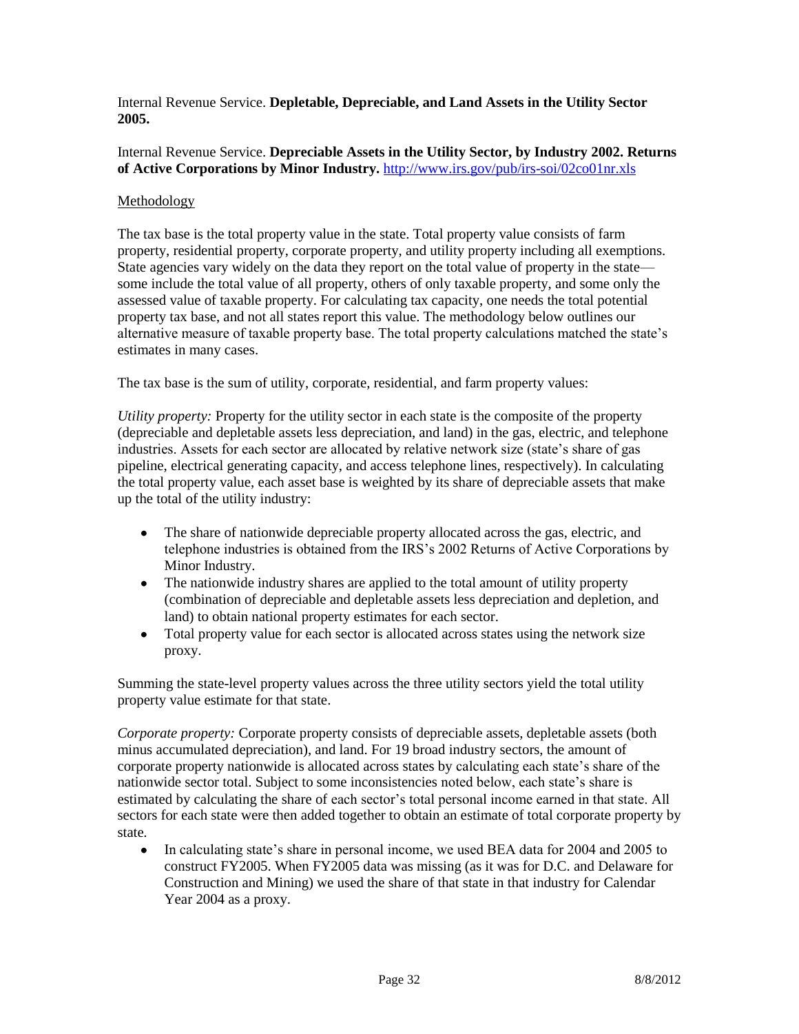Internal Revenue Service. **Depletable, Depreciable, and Land Assets in the Utility Sector 2005.**

Internal Revenue Service. **Depreciable Assets in the Utility Sector, by Industry 2002. Returns of Active Corporations by Minor Industry.** http://www.irs.gov/pub/irs-soi/02co01nr.xls

Methodology

The tax base is the total property value in the state. Total property value consists of farm property, residential property, corporate property, and utility property including all exemptions. State agencies vary widely on the data they report on the total value of property in the state—some include the total value of all property, others of only taxable property, and some only the assessed value of taxable property. For calculating tax capacity, one needs the total potential property tax base, and not all states report this value. The methodology below outlines our alternative measure of taxable property base. The total property calculations matched the state's estimates in many cases.

The tax base is the sum of utility, corporate, residential, and farm property values:

*Utility property:* Property for the utility sector in each state is the composite of the property (depreciable and depletable assets less depreciation, and land) in the gas, electric, and telephone industries. Assets for each sector are allocated by relative network size (state's share of gas pipeline, electrical generating capacity, and access telephone lines, respectively). In calculating the total property value, each asset base is weighted by its share of depreciable assets that make up the total of the utility industry:

- The share of nationwide depreciable property allocated across the gas, electric, and telephone industries is obtained from the IRS's 2002 Returns of Active Corporations by Minor Industry.
- The nationwide industry shares are applied to the total amount of utility property (combination of depreciable and depletable assets less depreciation and depletion, and land) to obtain national property estimates for each sector.
- Total property value for each sector is allocated across states using the network size proxy.

Summing the state-level property values across the three utility sectors yield the total utility property value estimate for that state.

*Corporate property:* Corporate property consists of depreciable assets, depletable assets (both minus accumulated depreciation), and land. For 19 broad industry sectors, the amount of corporate property nationwide is allocated across states by calculating each state's share of the nationwide sector total. Subject to some inconsistencies noted below, each state's share is estimated by calculating the share of each sector's total personal income earned in that state. All sectors for each state were then added together to obtain an estimate of total corporate property by state.

- In calculating state's share in personal income, we used BEA data for 2004 and 2005 to construct FY2005. When FY2005 data was missing (as it was for D.C. and Delaware for Construction and Mining) we used the share of that state in that industry for Calendar Year 2004 as a proxy.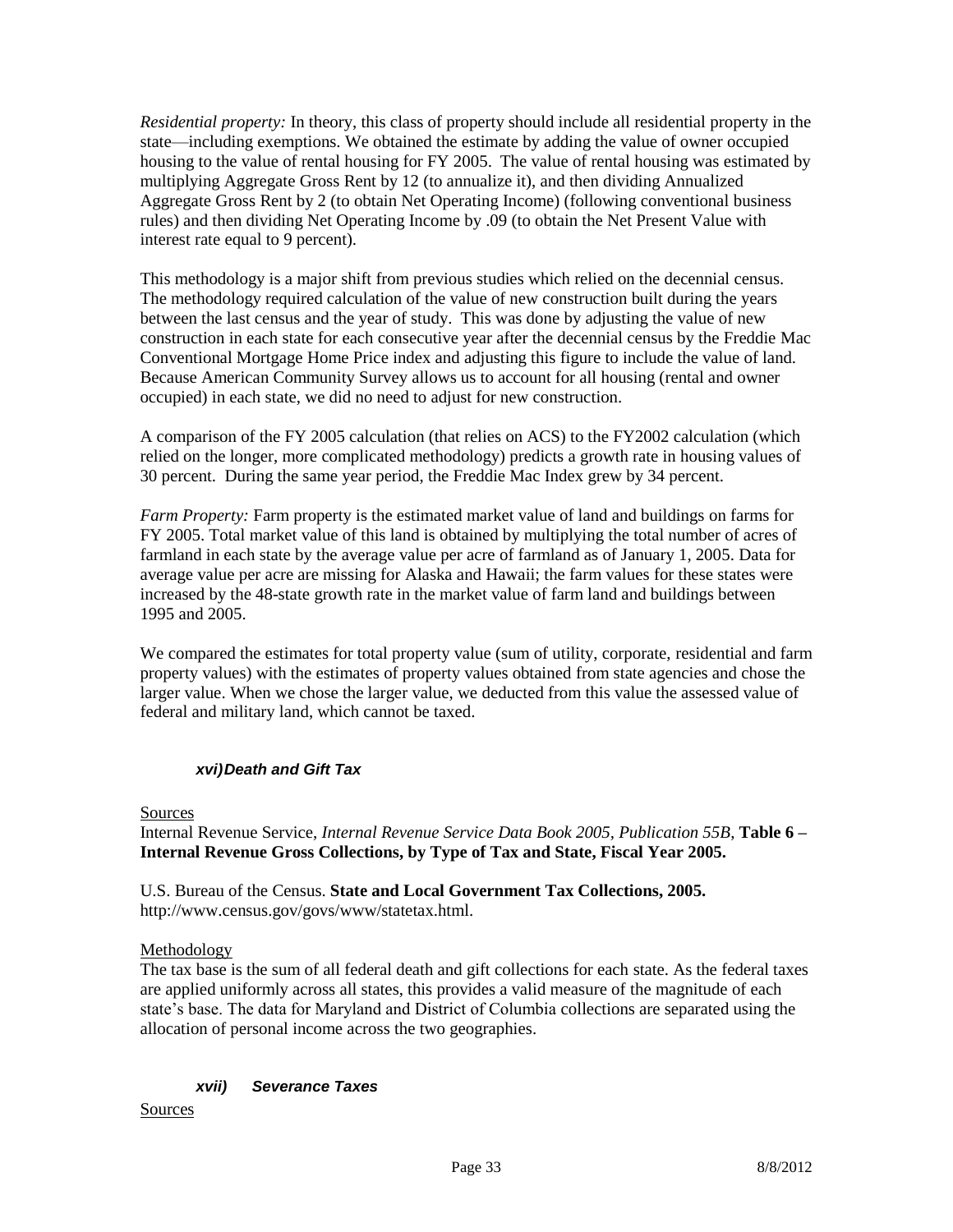*Residential property:* In theory, this class of property should include all residential property in the state—including exemptions. We obtained the estimate by adding the value of owner occupied housing to the value of rental housing for FY 2005. The value of rental housing was estimated by multiplying Aggregate Gross Rent by 12 (to annualize it), and then dividing Annualized Aggregate Gross Rent by 2 (to obtain Net Operating Income) (following conventional business rules) and then dividing Net Operating Income by .09 (to obtain the Net Present Value with interest rate equal to 9 percent).

This methodology is a major shift from previous studies which relied on the decennial census. The methodology required calculation of the value of new construction built during the years between the last census and the year of study. This was done by adjusting the value of new construction in each state for each consecutive year after the decennial census by the Freddie Mac Conventional Mortgage Home Price index and adjusting this figure to include the value of land. Because American Community Survey allows us to account for all housing (rental and owner occupied) in each state, we did no need to adjust for new construction.

A comparison of the FY 2005 calculation (that relies on ACS) to the FY2002 calculation (which relied on the longer, more complicated methodology) predicts a growth rate in housing values of 30 percent. During the same year period, the Freddie Mac Index grew by 34 percent.

*Farm Property:* Farm property is the estimated market value of land and buildings on farms for FY 2005. Total market value of this land is obtained by multiplying the total number of acres of farmland in each state by the average value per acre of farmland as of January 1, 2005. Data for average value per acre are missing for Alaska and Hawaii; the farm values for these states were increased by the 48-state growth rate in the market value of farm land and buildings between 1995 and 2005.

We compared the estimates for total property value (sum of utility, corporate, residential and farm property values) with the estimates of property values obtained from state agencies and chose the larger value. When we chose the larger value, we deducted from this value the assessed value of federal and military land, which cannot be taxed.

#### *xvi) Death and Gift Tax*

Sources

Internal Revenue Service, *Internal Revenue Service Data Book 2005, Publication 55B,* **Table 6 – Internal Revenue Gross Collections, by Type of Tax and State, Fiscal Year 2005.**

U.S. Bureau of the Census. **State and Local Government Tax Collections, 2005.** http://www.census.gov/govs/www/statetax.html.

Methodology

The tax base is the sum of all federal death and gift collections for each state. As the federal taxes are applied uniformly across all states, this provides a valid measure of the magnitude of each state's base. The data for Maryland and District of Columbia collections are separated using the allocation of personal income across the two geographies.

#### *xvii) Severance Taxes*

Sources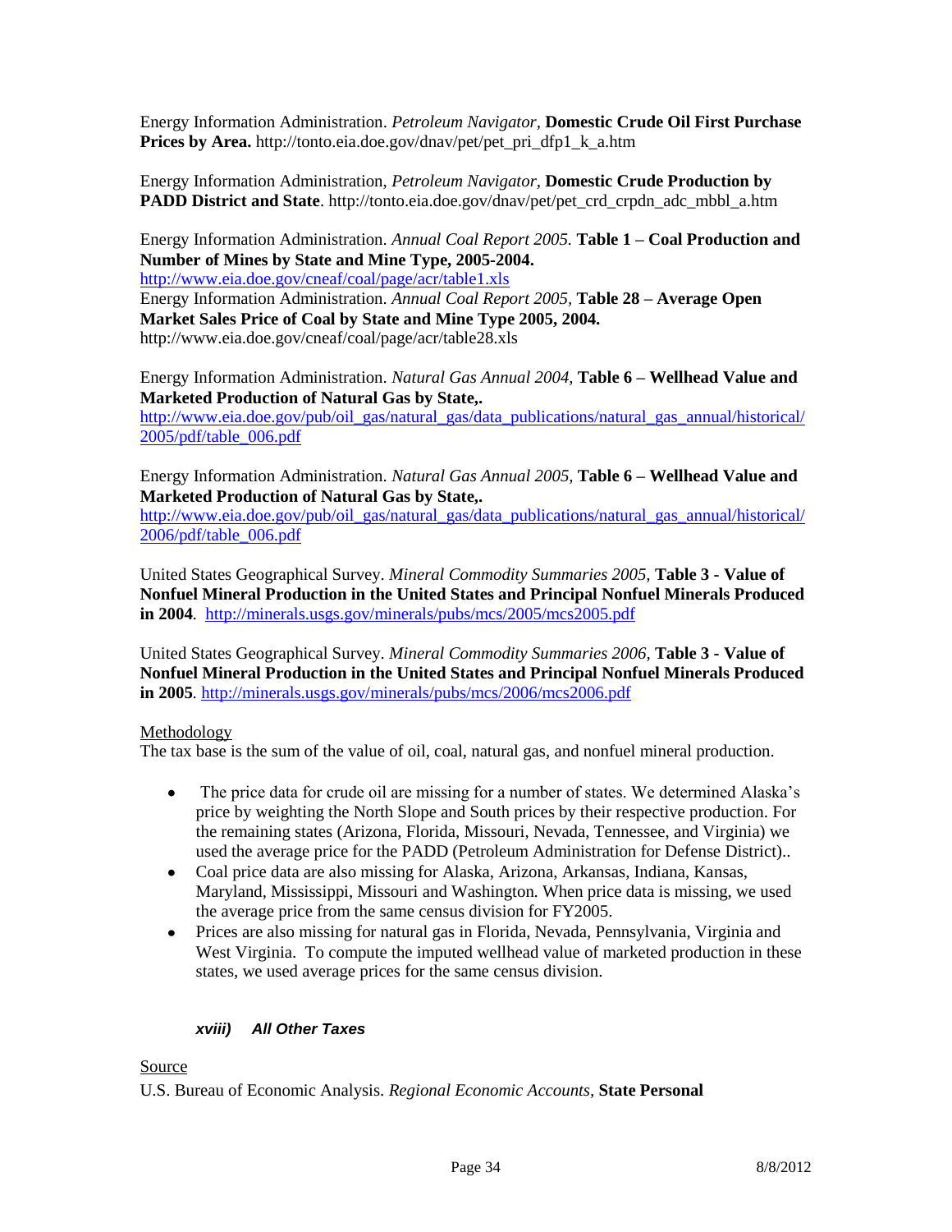Energy Information Administration. *Petroleum Navigator*, **Domestic Crude Oil First Purchase Prices by Area.** http://tonto.eia.doe.gov/dnav/pet/pet_pri_dfp1_k_a.htm

Energy Information Administration, *Petroleum Navigator,* **Domestic Crude Production by PADD District and State**. http://tonto.eia.doe.gov/dnav/pet/pet_crd_crpdn_adc_mbbl_a.htm

Energy Information Administration. *Annual Coal Report 2005.* **Table 1 – Coal Production and Number of Mines by State and Mine Type, 2005-2004.** http://www.eia.doe.gov/cneaf/coal/page/acr/table1.xls
Energy Information Administration. *Annual Coal Report 2005,* **Table 28 – Average Open Market Sales Price of Coal by State and Mine Type 2005, 2004.** http://www.eia.doe.gov/cneaf/coal/page/acr/table28.xls

Energy Information Administration. *Natural Gas Annual 2004,* **Table 6 – Wellhead Value and Marketed Production of Natural Gas by State,.** http://www.eia.doe.gov/pub/oil_gas/natural_gas/data_publications/natural_gas_annual/historical/2005/pdf/table_006.pdf

Energy Information Administration. *Natural Gas Annual 2005,* **Table 6 – Wellhead Value and Marketed Production of Natural Gas by State,.** http://www.eia.doe.gov/pub/oil_gas/natural_gas/data_publications/natural_gas_annual/historical/2006/pdf/table_006.pdf

United States Geographical Survey. *Mineral Commodity Summaries 2005,* **Table 3 - Value of Nonfuel Mineral Production in the United States and Principal Nonfuel Minerals Produced in 2004**. http://minerals.usgs.gov/minerals/pubs/mcs/2005/mcs2005.pdf

United States Geographical Survey. *Mineral Commodity Summaries 2006,* **Table 3 - Value of Nonfuel Mineral Production in the United States and Principal Nonfuel Minerals Produced in 2005**. http://minerals.usgs.gov/minerals/pubs/mcs/2006/mcs2006.pdf

Methodology
The tax base is the sum of the value of oil, coal, natural gas, and nonfuel mineral production.

- The price data for crude oil are missing for a number of states. We determined Alaska's price by weighting the North Slope and South prices by their respective production. For the remaining states (Arizona, Florida, Missouri, Nevada, Tennessee, and Virginia) we used the average price for the PADD (Petroleum Administration for Defense District)..
- Coal price data are also missing for Alaska, Arizona, Arkansas, Indiana, Kansas, Maryland, Mississippi, Missouri and Washington. When price data is missing, we used the average price from the same census division for FY2005.
- Prices are also missing for natural gas in Florida, Nevada, Pennsylvania, Virginia and West Virginia. To compute the imputed wellhead value of marketed production in these states, we used average prices for the same census division.

### *xviii) All Other Taxes*

Source
U.S. Bureau of Economic Analysis. *Regional Economic Accounts,* **State Personal**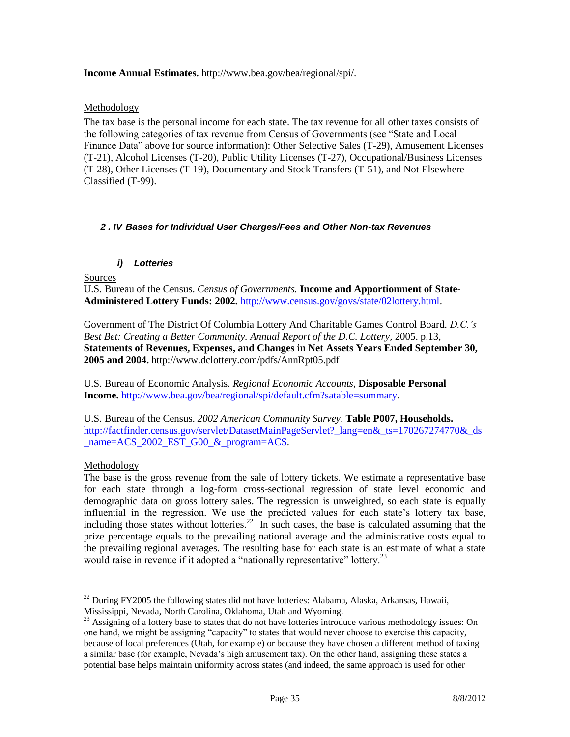**Income Annual Estimates.** http://www.bea.gov/bea/regional/spi/.

Methodology

The tax base is the personal income for each state. The tax revenue for all other taxes consists of the following categories of tax revenue from Census of Governments (see "State and Local Finance Data" above for source information): Other Selective Sales (T-29), Amusement Licenses (T-21), Alcohol Licenses (T-20), Public Utility Licenses (T-27), Occupational/Business Licenses (T-28), Other Licenses (T-19), Documentary and Stock Transfers (T-51), and Not Elsewhere Classified (T-99).

### *2 . IV Bases for Individual User Charges/Fees and Other Non-tax Revenues*

#### *i) Lotteries*

Sources

U.S. Bureau of the Census. *Census of Governments.* **Income and Apportionment of State-Administered Lottery Funds: 2002.** http://www.census.gov/govs/state/02lottery.html.

Government of The District Of Columbia Lottery And Charitable Games Control Board. *D.C.'s Best Bet: Creating a Better Community. Annual Report of the D.C. Lottery*, 2005. p.13, **Statements of Revenues, Expenses, and Changes in Net Assets Years Ended September 30, 2005 and 2004.** http://www.dclottery.com/pdfs/AnnRpt05.pdf

U.S. Bureau of Economic Analysis. *Regional Economic Accounts,* **Disposable Personal Income.** http://www.bea.gov/bea/regional/spi/default.cfm?satable=summary.

U.S. Bureau of the Census. *2002 American Community Survey*. **Table P007, Households.** http://factfinder.census.gov/servlet/DatasetMainPageServlet?_lang=en&_ts=170267274770&_ds_name=ACS_2002_EST_G00_&_program=ACS.

Methodology

The base is the gross revenue from the sale of lottery tickets. We estimate a representative base for each state through a log-form cross-sectional regression of state level economic and demographic data on gross lottery sales. The regression is unweighted, so each state is equally influential in the regression. We use the predicted values for each state's lottery tax base, including those states without lotteries.[22] In such cases, the base is calculated assuming that the prize percentage equals to the prevailing national average and the administrative costs equal to the prevailing regional averages. The resulting base for each state is an estimate of what a state would raise in revenue if it adopted a "nationally representative" lottery.[23]

---

[22] During FY2005 the following states did not have lotteries: Alabama, Alaska, Arkansas, Hawaii, Mississippi, Nevada, North Carolina, Oklahoma, Utah and Wyoming.

[23] Assigning of a lottery base to states that do not have lotteries introduce various methodology issues: On one hand, we might be assigning "capacity" to states that would never choose to exercise this capacity, because of local preferences (Utah, for example) or because they have chosen a different method of taxing a similar base (for example, Nevada's high amusement tax). On the other hand, assigning these states a potential base helps maintain uniformity across states (and indeed, the same approach is used for other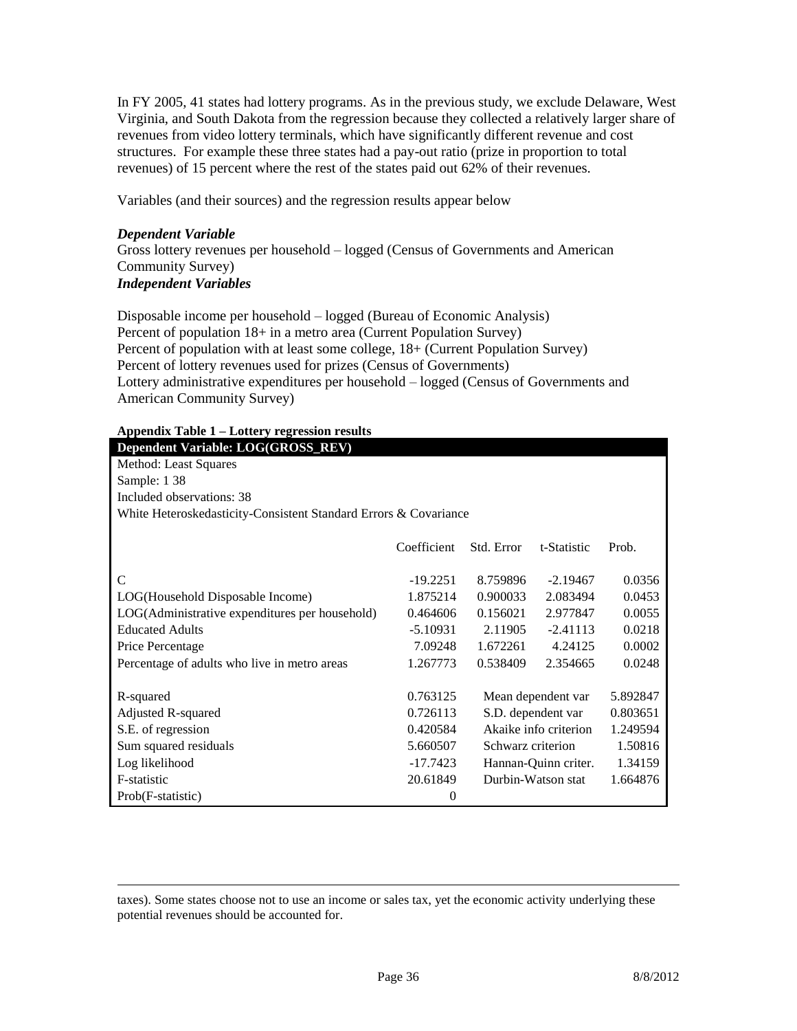In FY 2005, 41 states had lottery programs. As in the previous study, we exclude Delaware, West Virginia, and South Dakota from the regression because they collected a relatively larger share of revenues from video lottery terminals, which have significantly different revenue and cost structures. For example these three states had a pay-out ratio (prize in proportion to total revenues) of 15 percent where the rest of the states paid out 62% of their revenues.

Variables (and their sources) and the regression results appear below

***Dependent Variable***

Gross lottery revenues per household – logged (Census of Governments and American Community Survey)

***Independent Variables***

Disposable income per household – logged (Bureau of Economic Analysis)
Percent of population 18+ in a metro area (Current Population Survey)
Percent of population with at least some college, 18+ (Current Population Survey)
Percent of lottery revenues used for prizes (Census of Governments)
Lottery administrative expenditures per household – logged (Census of Governments and American Community Survey)

**Appendix Table 1 – Lottery regression results**

| Dependent Variable: LOG(GROSS_REV) | | | | |
|---|---|---|---|---|
| Method: Least Squares | | | | |
| Sample: 1 38 | | | | |
| Included observations: 38 | | | | |
| White Heteroskedasticity-Consistent Standard Errors & Covariance | | | | |
| | Coefficient | Std. Error | t-Statistic | Prob. |
| C | -19.2251 | 8.759896 | -2.19467 | 0.0356 |
| LOG(Household Disposable Income) | 1.875214 | 0.900033 | 2.083494 | 0.0453 |
| LOG(Administrative expenditures per household) | 0.464606 | 0.156021 | 2.977847 | 0.0055 |
| Educated Adults | -5.10931 | 2.11905 | -2.41113 | 0.0218 |
| Price Percentage | 7.09248 | 1.672261 | 4.24125 | 0.0002 |
| Percentage of adults who live in metro areas | 1.267773 | 0.538409 | 2.354665 | 0.0248 |
| R-squared | 0.763125 | Mean dependent var | | 5.892847 |
| Adjusted R-squared | 0.726113 | S.D. dependent var | | 0.803651 |
| S.E. of regression | 0.420584 | Akaike info criterion | | 1.249594 |
| Sum squared residuals | 5.660507 | Schwarz criterion | | 1.50816 |
| Log likelihood | -17.7423 | Hannan-Quinn criter. | | 1.34159 |
| F-statistic | 20.61849 | Durbin-Watson stat | | 1.664876 |
| Prob(F-statistic) | 0 | | | |

taxes). Some states choose not to use an income or sales tax, yet the economic activity underlying these potential revenues should be accounted for.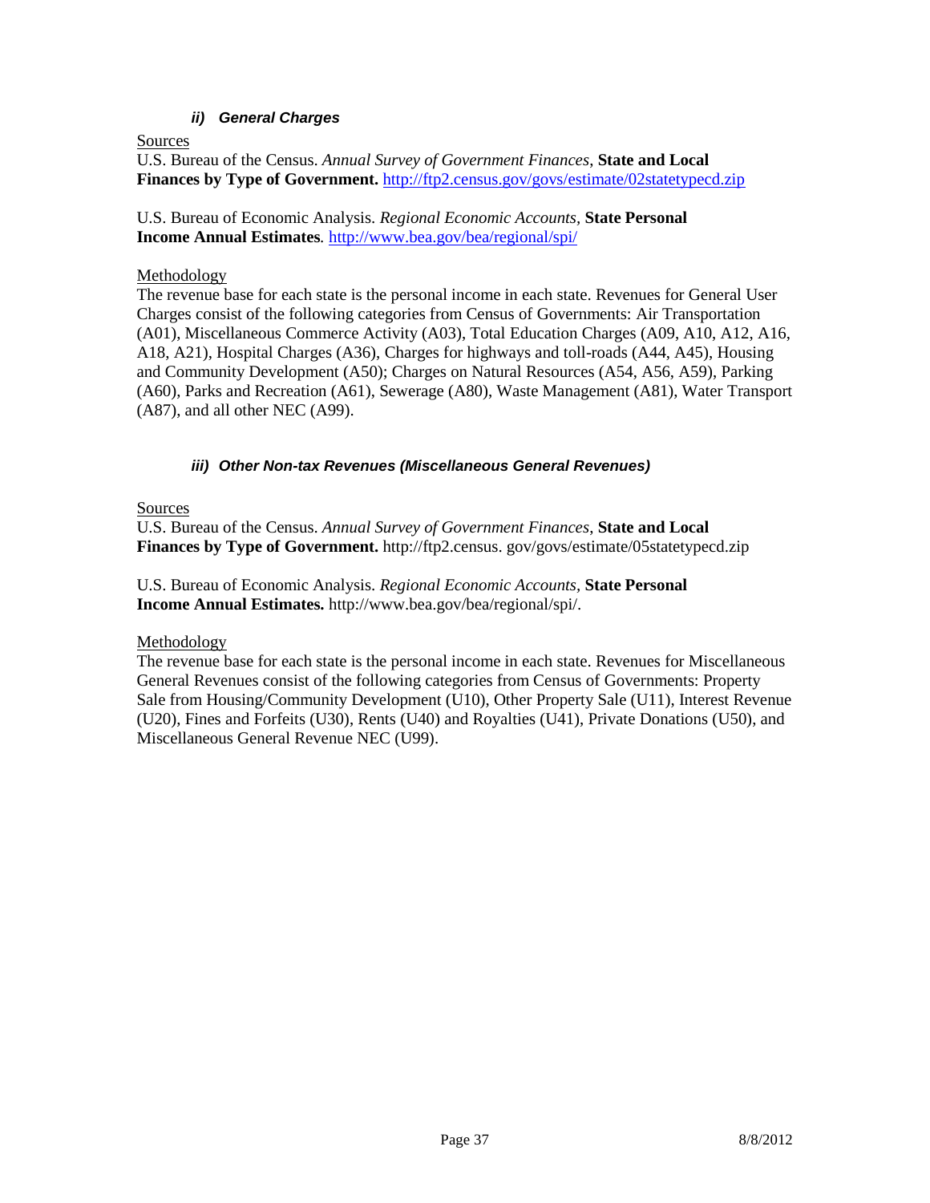#### *ii) General Charges*

Sources

U.S. Bureau of the Census. *Annual Survey of Government Finances,* **State and Local Finances by Type of Government.** http://ftp2.census.gov/govs/estimate/02statetypecd.zip

U.S. Bureau of Economic Analysis. *Regional Economic Accounts,* **State Personal Income Annual Estimates***.* http://www.bea.gov/bea/regional/spi/

Methodology

The revenue base for each state is the personal income in each state. Revenues for General User Charges consist of the following categories from Census of Governments: Air Transportation (A01), Miscellaneous Commerce Activity (A03), Total Education Charges (A09, A10, A12, A16, A18, A21), Hospital Charges (A36), Charges for highways and toll-roads (A44, A45), Housing and Community Development (A50); Charges on Natural Resources (A54, A56, A59), Parking (A60), Parks and Recreation (A61), Sewerage (A80), Waste Management (A81), Water Transport (A87), and all other NEC (A99).

#### *iii) Other Non-tax Revenues (Miscellaneous General Revenues)*

Sources

U.S. Bureau of the Census. *Annual Survey of Government Finances*, **State and Local Finances by Type of Government.** http://ftp2.census. gov/govs/estimate/05statetypecd.zip

U.S. Bureau of Economic Analysis. *Regional Economic Accounts,* **State Personal Income Annual Estimates.** http://www.bea.gov/bea/regional/spi/.

Methodology

The revenue base for each state is the personal income in each state. Revenues for Miscellaneous General Revenues consist of the following categories from Census of Governments: Property Sale from Housing/Community Development (U10), Other Property Sale (U11), Interest Revenue (U20), Fines and Forfeits (U30), Rents (U40) and Royalties (U41), Private Donations (U50), and Miscellaneous General Revenue NEC (U99).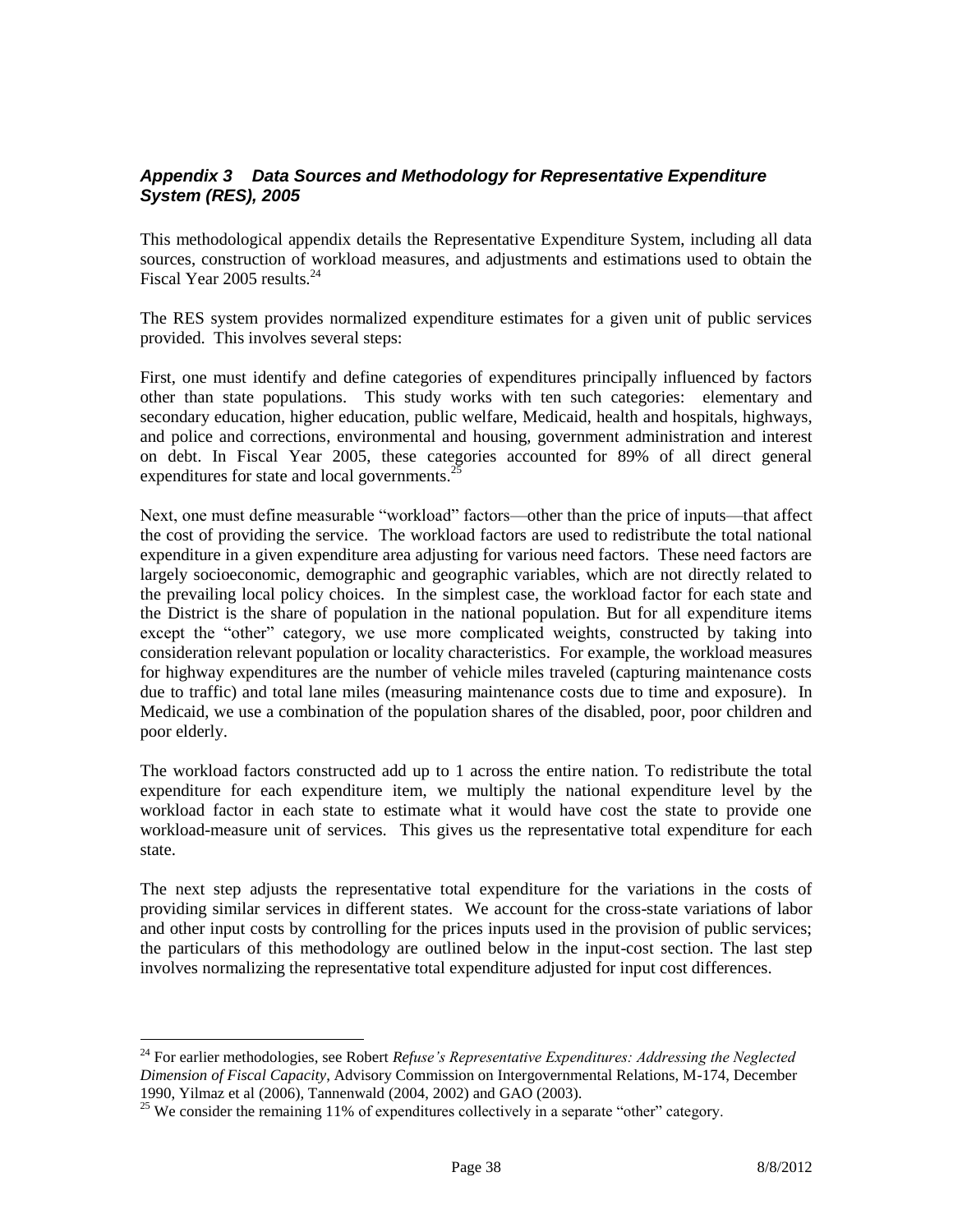### *Appendix 3 Data Sources and Methodology for Representative Expenditure System (RES), 2005*

This methodological appendix details the Representative Expenditure System, including all data sources, construction of workload measures, and adjustments and estimations used to obtain the Fiscal Year 2005 results.[24]

The RES system provides normalized expenditure estimates for a given unit of public services provided. This involves several steps:

First, one must identify and define categories of expenditures principally influenced by factors other than state populations. This study works with ten such categories: elementary and secondary education, higher education, public welfare, Medicaid, health and hospitals, highways, and police and corrections, environmental and housing, government administration and interest on debt. In Fiscal Year 2005, these categories accounted for 89% of all direct general expenditures for state and local governments.[25]

Next, one must define measurable "workload" factors—other than the price of inputs—that affect the cost of providing the service. The workload factors are used to redistribute the total national expenditure in a given expenditure area adjusting for various need factors. These need factors are largely socioeconomic, demographic and geographic variables, which are not directly related to the prevailing local policy choices. In the simplest case, the workload factor for each state and the District is the share of population in the national population. But for all expenditure items except the "other" category, we use more complicated weights, constructed by taking into consideration relevant population or locality characteristics. For example, the workload measures for highway expenditures are the number of vehicle miles traveled (capturing maintenance costs due to traffic) and total lane miles (measuring maintenance costs due to time and exposure). In Medicaid, we use a combination of the population shares of the disabled, poor, poor children and poor elderly.

The workload factors constructed add up to 1 across the entire nation. To redistribute the total expenditure for each expenditure item, we multiply the national expenditure level by the workload factor in each state to estimate what it would have cost the state to provide one workload-measure unit of services. This gives us the representative total expenditure for each state.

The next step adjusts the representative total expenditure for the variations in the costs of providing similar services in different states. We account for the cross-state variations of labor and other input costs by controlling for the prices inputs used in the provision of public services; the particulars of this methodology are outlined below in the input-cost section. The last step involves normalizing the representative total expenditure adjusted for input cost differences.

---

[24] For earlier methodologies, see Robert *Refuse's Representative Expenditures: Addressing the Neglected Dimension of Fiscal Capacity*, Advisory Commission on Intergovernmental Relations, M-174, December 1990, Yilmaz et al (2006), Tannenwald (2004, 2002) and GAO (2003).

[25] We consider the remaining 11% of expenditures collectively in a separate "other" category.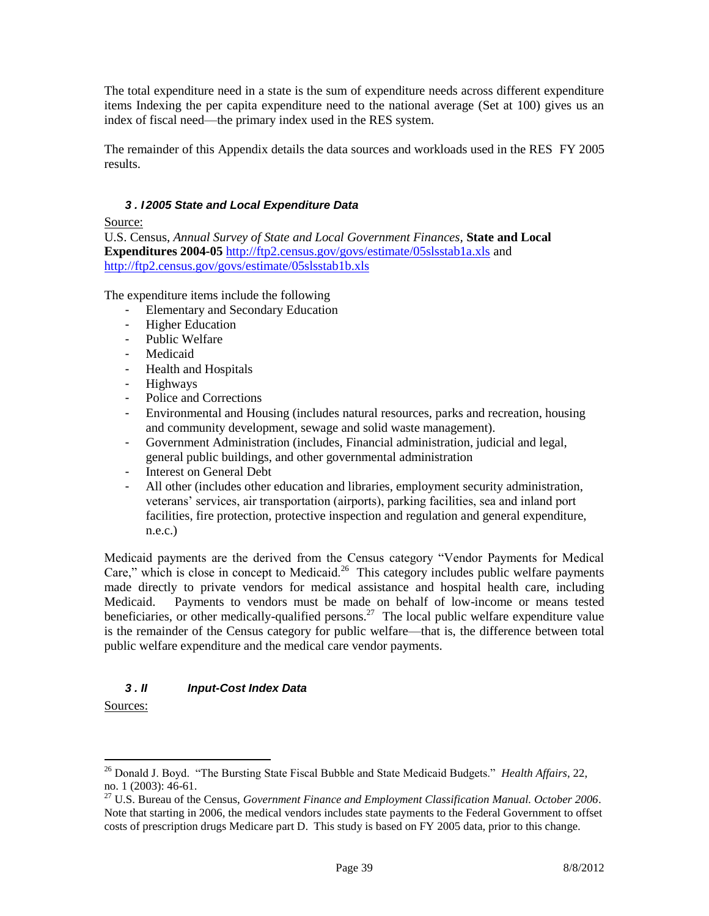The total expenditure need in a state is the sum of expenditure needs across different expenditure items Indexing the per capita expenditure need to the national average (Set at 100) gives us an index of fiscal need—the primary index used in the RES system.

The remainder of this Appendix details the data sources and workloads used in the RES FY 2005 results.

### *3 . I 2005 State and Local Expenditure Data*

Source:

U.S. Census, *Annual Survey of State and Local Government Finances*, **State and Local Expenditures 2004-05** http://ftp2.census.gov/govs/estimate/05slsstab1a.xls and http://ftp2.census.gov/govs/estimate/05slsstab1b.xls

The expenditure items include the following

- Elementary and Secondary Education
- Higher Education
- Public Welfare
- Medicaid
- Health and Hospitals
- Highways
- Police and Corrections
- Environmental and Housing (includes natural resources, parks and recreation, housing and community development, sewage and solid waste management).
- Government Administration (includes, Financial administration, judicial and legal, general public buildings, and other governmental administration
- Interest on General Debt
- All other (includes other education and libraries, employment security administration, veterans' services, air transportation (airports), parking facilities, sea and inland port facilities, fire protection, protective inspection and regulation and general expenditure, n.e.c.)

Medicaid payments are the derived from the Census category "Vendor Payments for Medical Care," which is close in concept to Medicaid.[26] This category includes public welfare payments made directly to private vendors for medical assistance and hospital health care, including Medicaid. Payments to vendors must be made on behalf of low-income or means tested beneficiaries, or other medically-qualified persons.[27] The local public welfare expenditure value is the remainder of the Census category for public welfare—that is, the difference between total public welfare expenditure and the medical care vendor payments.

### *3 . II Input-Cost Index Data*

Sources:

---

[26] Donald J. Boyd. "The Bursting State Fiscal Bubble and State Medicaid Budgets." *Health Affairs*, 22, no. 1 (2003): 46-61.

[27] U.S. Bureau of the Census, *Government Finance and Employment Classification Manual. October 2006*. Note that starting in 2006, the medical vendors includes state payments to the Federal Government to offset costs of prescription drugs Medicare part D. This study is based on FY 2005 data, prior to this change.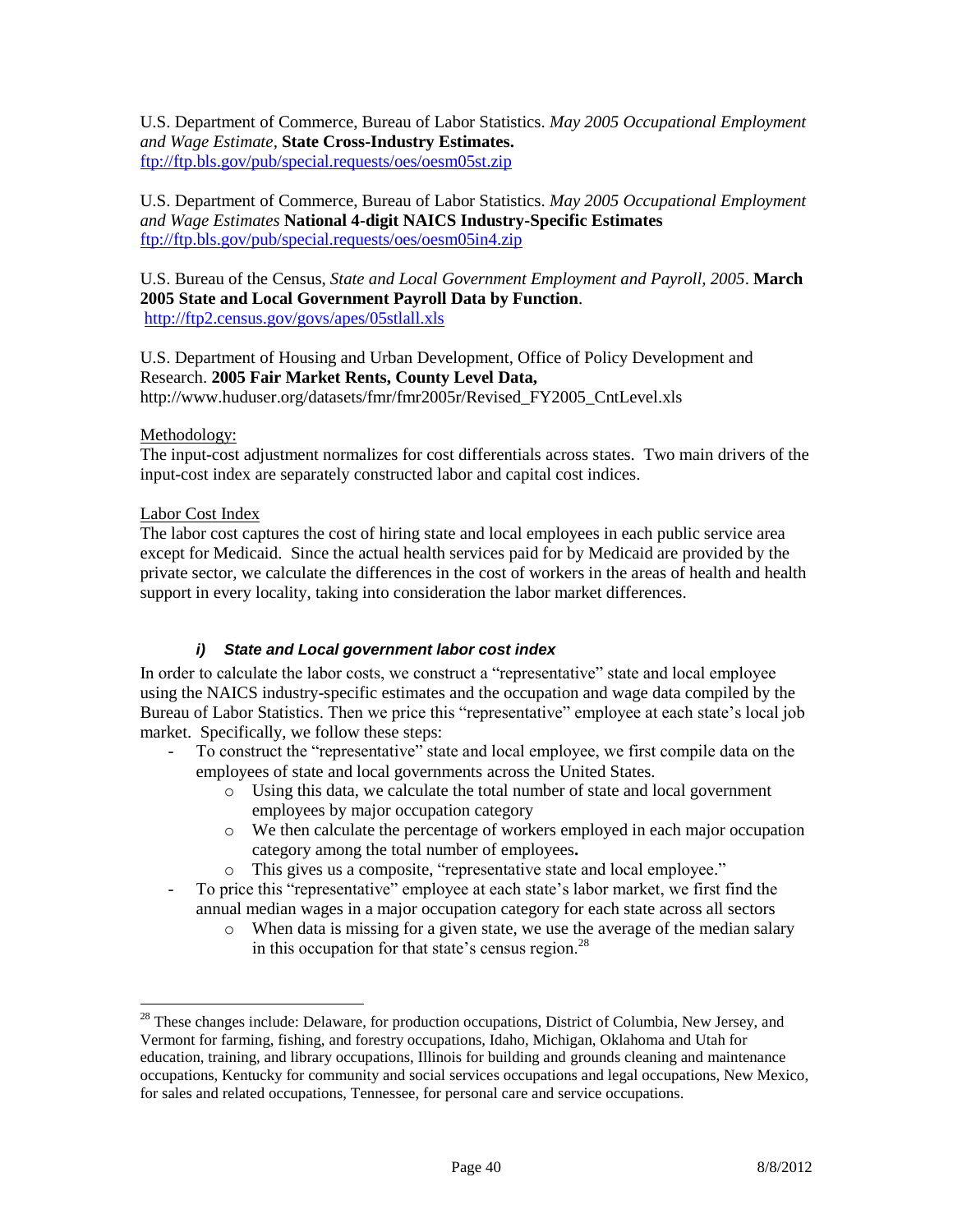U.S. Department of Commerce, Bureau of Labor Statistics. *May 2005 Occupational Employment and Wage Estimate,* **State Cross-Industry Estimates.**
ftp://ftp.bls.gov/pub/special.requests/oes/oesm05st.zip

U.S. Department of Commerce, Bureau of Labor Statistics. *May 2005 Occupational Employment and Wage Estimates* **National 4-digit NAICS Industry-Specific Estimates**
ftp://ftp.bls.gov/pub/special.requests/oes/oesm05in4.zip

U.S. Bureau of the Census, *State and Local Government Employment and Payroll, 2005*. **March 2005 State and Local Government Payroll Data by Function**.
http://ftp2.census.gov/govs/apes/05stlall.xls

U.S. Department of Housing and Urban Development, Office of Policy Development and Research. **2005 Fair Market Rents, County Level Data,**
http://www.huduser.org/datasets/fmr/fmr2005r/Revised_FY2005_CntLevel.xls

Methodology:

The input-cost adjustment normalizes for cost differentials across states. Two main drivers of the input-cost index are separately constructed labor and capital cost indices.

Labor Cost Index

The labor cost captures the cost of hiring state and local employees in each public service area except for Medicaid. Since the actual health services paid for by Medicaid are provided by the private sector, we calculate the differences in the cost of workers in the areas of health and health support in every locality, taking into consideration the labor market differences.

#### *i) State and Local government labor cost index*

In order to calculate the labor costs, we construct a "representative" state and local employee using the NAICS industry-specific estimates and the occupation and wage data compiled by the Bureau of Labor Statistics. Then we price this "representative" employee at each state's local job market. Specifically, we follow these steps:

- To construct the "representative" state and local employee, we first compile data on the employees of state and local governments across the United States.
  - Using this data, we calculate the total number of state and local government employees by major occupation category
  - We then calculate the percentage of workers employed in each major occupation category among the total number of employees**.**
  - This gives us a composite, "representative state and local employee."
- To price this "representative" employee at each state's labor market, we first find the annual median wages in a major occupation category for each state across all sectors
  - When data is missing for a given state, we use the average of the median salary in this occupation for that state's census region.[28]

[28] These changes include: Delaware, for production occupations, District of Columbia, New Jersey, and Vermont for farming, fishing, and forestry occupations, Idaho, Michigan, Oklahoma and Utah for education, training, and library occupations, Illinois for building and grounds cleaning and maintenance occupations, Kentucky for community and social services occupations and legal occupations, New Mexico, for sales and related occupations, Tennessee, for personal care and service occupations.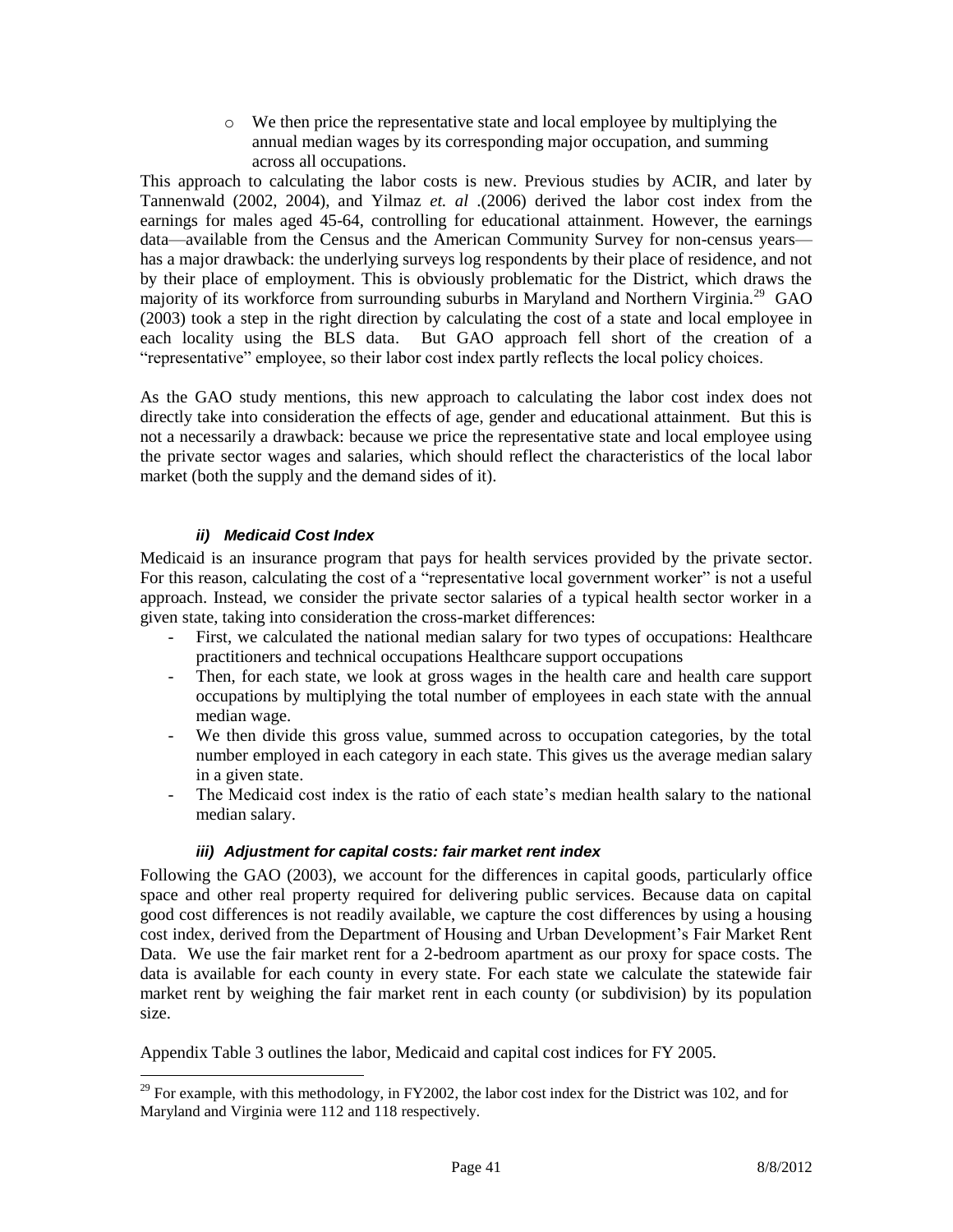- We then price the representative state and local employee by multiplying the annual median wages by its corresponding major occupation, and summing across all occupations.

This approach to calculating the labor costs is new. Previous studies by ACIR, and later by Tannenwald (2002, 2004), and Yilmaz *et. al* .(2006) derived the labor cost index from the earnings for males aged 45-64, controlling for educational attainment. However, the earnings data—available from the Census and the American Community Survey for non-census years—has a major drawback: the underlying surveys log respondents by their place of residence, and not by their place of employment. This is obviously problematic for the District, which draws the majority of its workforce from surrounding suburbs in Maryland and Northern Virginia.[29] GAO (2003) took a step in the right direction by calculating the cost of a state and local employee in each locality using the BLS data. But GAO approach fell short of the creation of a "representative" employee, so their labor cost index partly reflects the local policy choices.

As the GAO study mentions, this new approach to calculating the labor cost index does not directly take into consideration the effects of age, gender and educational attainment. But this is not a necessarily a drawback: because we price the representative state and local employee using the private sector wages and salaries, which should reflect the characteristics of the local labor market (both the supply and the demand sides of it).

#### *ii) Medicaid Cost Index*

Medicaid is an insurance program that pays for health services provided by the private sector. For this reason, calculating the cost of a "representative local government worker" is not a useful approach. Instead, we consider the private sector salaries of a typical health sector worker in a given state, taking into consideration the cross-market differences:

- First, we calculated the national median salary for two types of occupations: Healthcare practitioners and technical occupations Healthcare support occupations
- Then, for each state, we look at gross wages in the health care and health care support occupations by multiplying the total number of employees in each state with the annual median wage.
- We then divide this gross value, summed across to occupation categories, by the total number employed in each category in each state. This gives us the average median salary in a given state.
- The Medicaid cost index is the ratio of each state's median health salary to the national median salary.

#### *iii) Adjustment for capital costs: fair market rent index*

Following the GAO (2003), we account for the differences in capital goods, particularly office space and other real property required for delivering public services. Because data on capital good cost differences is not readily available, we capture the cost differences by using a housing cost index, derived from the Department of Housing and Urban Development's Fair Market Rent Data. We use the fair market rent for a 2-bedroom apartment as our proxy for space costs. The data is available for each county in every state. For each state we calculate the statewide fair market rent by weighing the fair market rent in each county (or subdivision) by its population size.

Appendix Table 3 outlines the labor, Medicaid and capital cost indices for FY 2005.

---

[29] For example, with this methodology, in FY2002, the labor cost index for the District was 102, and for Maryland and Virginia were 112 and 118 respectively.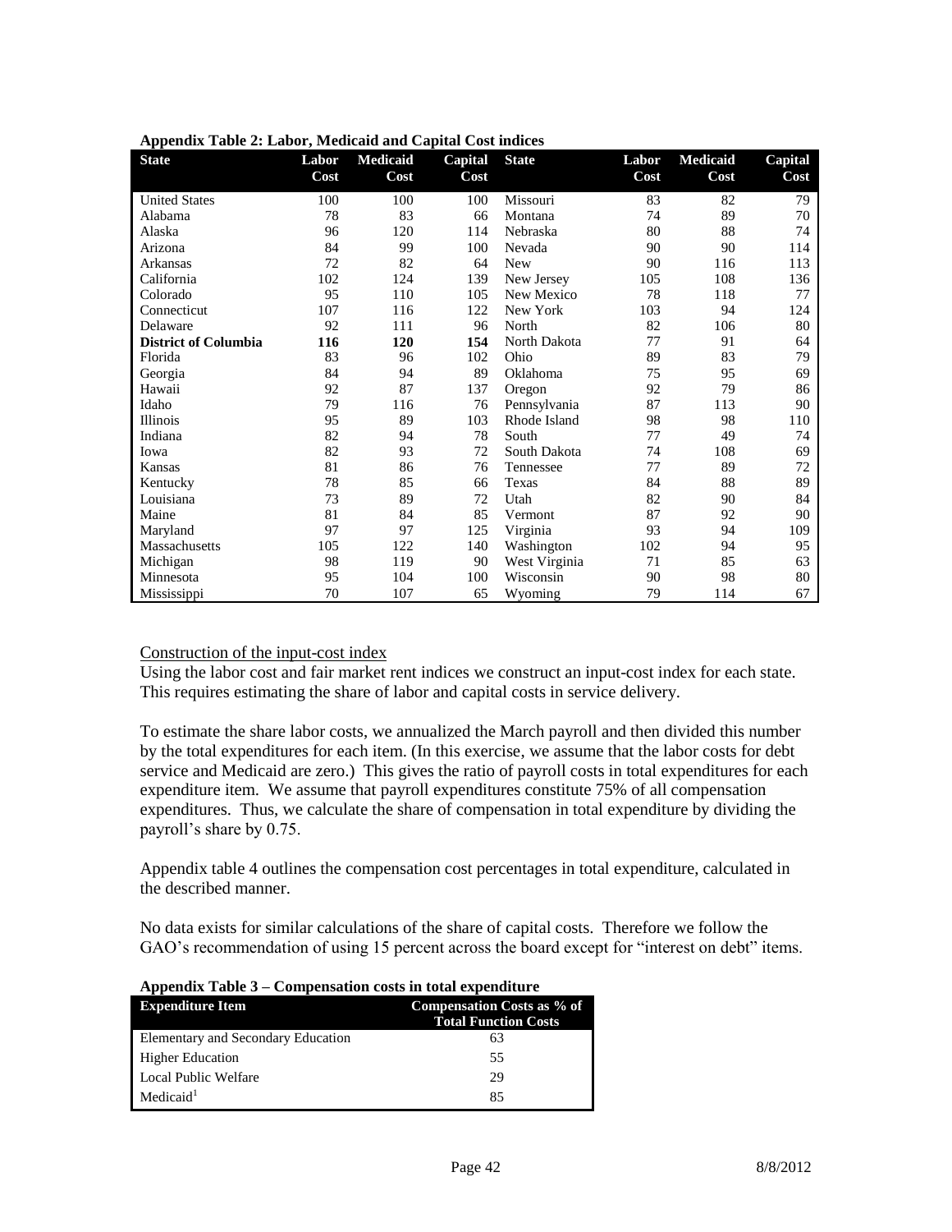**Appendix Table 2: Labor, Medicaid and Capital Cost indices**

| State | Labor Cost | Medicaid Cost | Capital Cost | State | Labor Cost | Medicaid Cost | Capital Cost |
|---|---|---|---|---|---|---|---|
| United States | 100 | 100 | 100 | Missouri | 83 | 82 | 79 |
| Alabama | 78 | 83 | 66 | Montana | 74 | 89 | 70 |
| Alaska | 96 | 120 | 114 | Nebraska | 80 | 88 | 74 |
| Arizona | 84 | 99 | 100 | Nevada | 90 | 90 | 114 |
| Arkansas | 72 | 82 | 64 | New | 90 | 116 | 113 |
| California | 102 | 124 | 139 | New Jersey | 105 | 108 | 136 |
| Colorado | 95 | 110 | 105 | New Mexico | 78 | 118 | 77 |
| Connecticut | 107 | 116 | 122 | New York | 103 | 94 | 124 |
| Delaware | 92 | 111 | 96 | North | 82 | 106 | 80 |
| **District of Columbia** | **116** | **120** | **154** | North Dakota | 77 | 91 | 64 |
| Florida | 83 | 96 | 102 | Ohio | 89 | 83 | 79 |
| Georgia | 84 | 94 | 89 | Oklahoma | 75 | 95 | 69 |
| Hawaii | 92 | 87 | 137 | Oregon | 92 | 79 | 86 |
| Idaho | 79 | 116 | 76 | Pennsylvania | 87 | 113 | 90 |
| Illinois | 95 | 89 | 103 | Rhode Island | 98 | 98 | 110 |
| Indiana | 82 | 94 | 78 | South | 77 | 49 | 74 |
| Iowa | 82 | 93 | 72 | South Dakota | 74 | 108 | 69 |
| Kansas | 81 | 86 | 76 | Tennessee | 77 | 89 | 72 |
| Kentucky | 78 | 85 | 66 | Texas | 84 | 88 | 89 |
| Louisiana | 73 | 89 | 72 | Utah | 82 | 90 | 84 |
| Maine | 81 | 84 | 85 | Vermont | 87 | 92 | 90 |
| Maryland | 97 | 97 | 125 | Virginia | 93 | 94 | 109 |
| Massachusetts | 105 | 122 | 140 | Washington | 102 | 94 | 95 |
| Michigan | 98 | 119 | 90 | West Virginia | 71 | 85 | 63 |
| Minnesota | 95 | 104 | 100 | Wisconsin | 90 | 98 | 80 |
| Mississippi | 70 | 107 | 65 | Wyoming | 79 | 114 | 67 |

Construction of the input-cost index

Using the labor cost and fair market rent indices we construct an input-cost index for each state. This requires estimating the share of labor and capital costs in service delivery.

To estimate the share labor costs, we annualized the March payroll and then divided this number by the total expenditures for each item. (In this exercise, we assume that the labor costs for debt service and Medicaid are zero.) This gives the ratio of payroll costs in total expenditures for each expenditure item. We assume that payroll expenditures constitute 75% of all compensation expenditures. Thus, we calculate the share of compensation in total expenditure by dividing the payroll's share by 0.75.

Appendix table 4 outlines the compensation cost percentages in total expenditure, calculated in the described manner.

No data exists for similar calculations of the share of capital costs. Therefore we follow the GAO's recommendation of using 15 percent across the board except for "interest on debt" items.

**Appendix Table 3 – Compensation costs in total expenditure**

| Expenditure Item | Compensation Costs as % of Total Function Costs |
|---|---|
| Elementary and Secondary Education | 63 |
| Higher Education | 55 |
| Local Public Welfare | 29 |
| Medicaid[1] | 85 |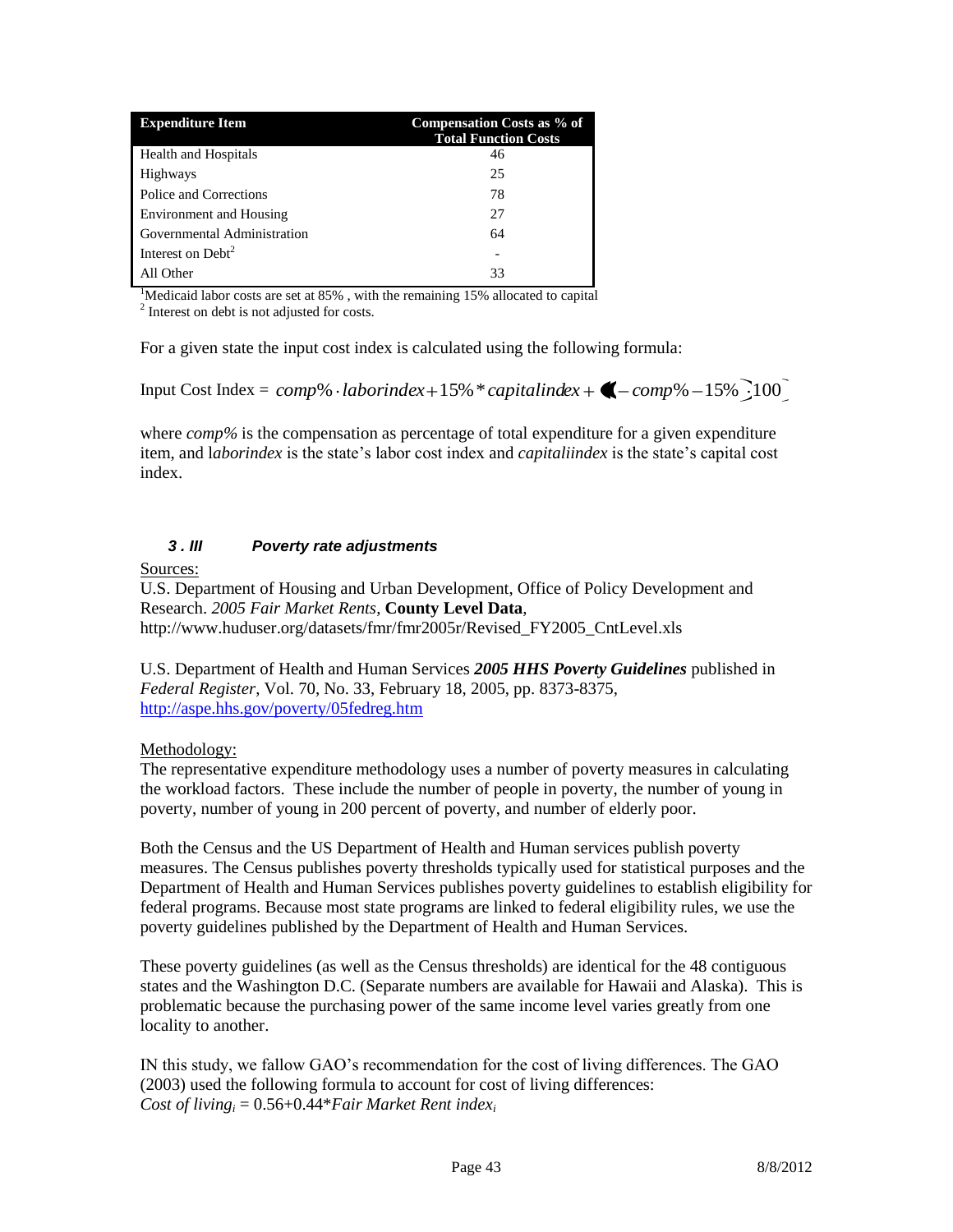| Expenditure Item | Compensation Costs as % of Total Function Costs |
| --- | --- |
| Health and Hospitals | 46 |
| Highways | 25 |
| Police and Corrections | 78 |
| Environment and Housing | 27 |
| Governmental Administration | 64 |
| Interest on Debt[2] | - |
| All Other | 33 |

[1]Medicaid labor costs are set at 85% , with the remaining 15% allocated to capital
[2] Interest on debt is not adjusted for costs.

For a given state the input cost index is calculated using the following formula:

$$\text{Input Cost Index} = comp\% \cdot laborindex + 15\% * capitalindex + (1 - comp\% - 15\%)100$$

where *comp%* is the compensation as percentage of total expenditure for a given expenditure item, and l*aborindex* is the state's labor cost index and *capitaliindex* is the state's capital cost index.

### *3 . III Poverty rate adjustments*

Sources:
U.S. Department of Housing and Urban Development, Office of Policy Development and Research. *2005 Fair Market Rents*, **County Level Data**, http://www.huduser.org/datasets/fmr/fmr2005r/Revised_FY2005_CntLevel.xls

U.S. Department of Health and Human Services ***2005 HHS Poverty Guidelines*** published in *Federal Register*, Vol. 70, No. 33, February 18, 2005, pp. 8373-8375, http://aspe.hhs.gov/poverty/05fedreg.htm

Methodology:
The representative expenditure methodology uses a number of poverty measures in calculating the workload factors. These include the number of people in poverty, the number of young in poverty, number of young in 200 percent of poverty, and number of elderly poor.

Both the Census and the US Department of Health and Human services publish poverty measures. The Census publishes poverty thresholds typically used for statistical purposes and the Department of Health and Human Services publishes poverty guidelines to establish eligibility for federal programs. Because most state programs are linked to federal eligibility rules, we use the poverty guidelines published by the Department of Health and Human Services.

These poverty guidelines (as well as the Census thresholds) are identical for the 48 contiguous states and the Washington D.C. (Separate numbers are available for Hawaii and Alaska). This is problematic because the purchasing power of the same income level varies greatly from one locality to another.

IN this study, we fallow GAO's recommendation for the cost of living differences. The GAO (2003) used the following formula to account for cost of living differences:
$\textit{Cost of living}_i = 0.56 + 0.44 * \textit{Fair Market Rent index}_i$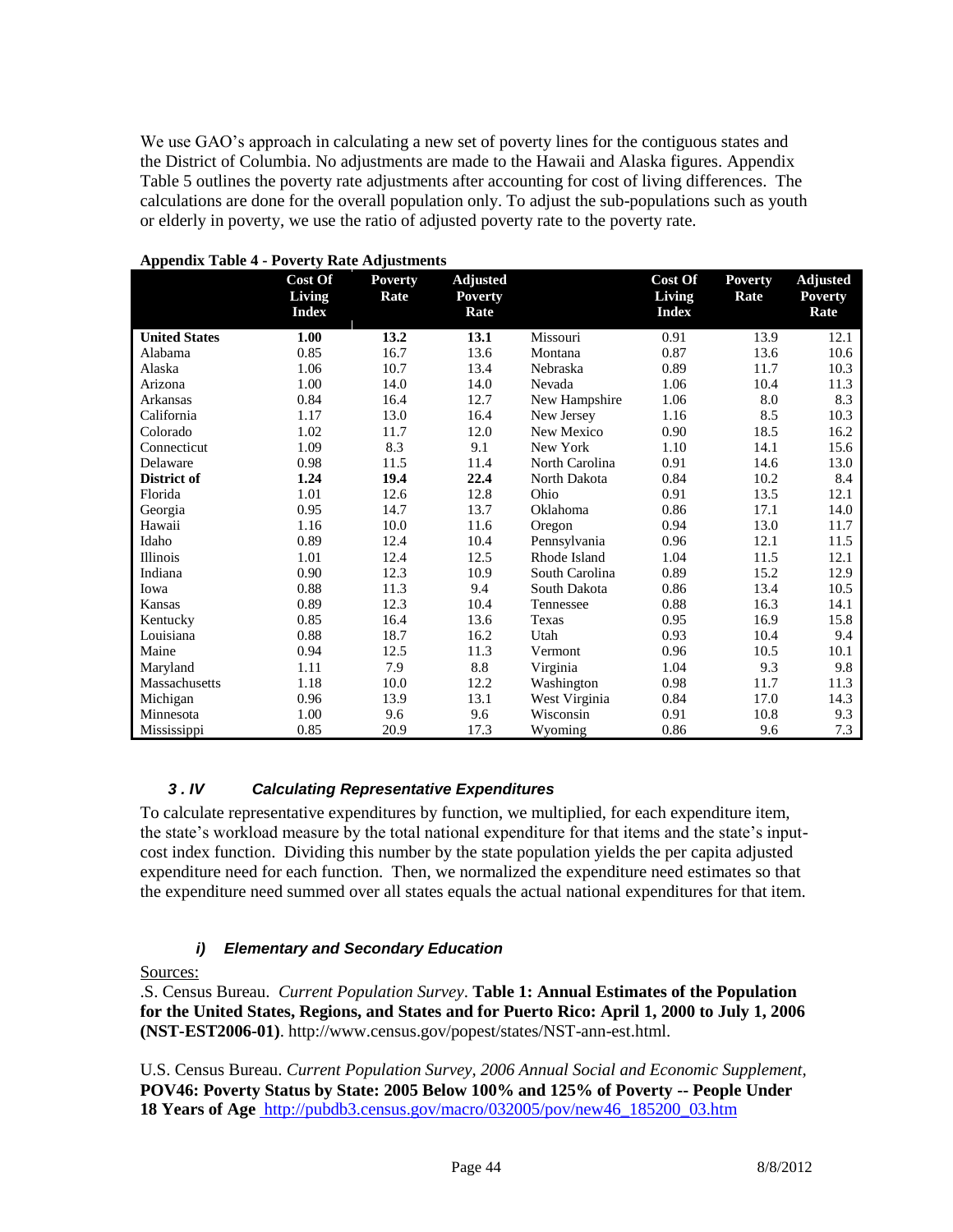We use GAO's approach in calculating a new set of poverty lines for the contiguous states and the District of Columbia. No adjustments are made to the Hawaii and Alaska figures. Appendix Table 5 outlines the poverty rate adjustments after accounting for cost of living differences. The calculations are done for the overall population only. To adjust the sub-populations such as youth or elderly in poverty, we use the ratio of adjusted poverty rate to the poverty rate.

**Appendix Table 4 - Poverty Rate Adjustments**

| | Cost Of Living Index | Poverty Rate | Adjusted Poverty Rate | | Cost Of Living Index | Poverty Rate | Adjusted Poverty Rate |
|---|---|---|---|---|---|---|---|
| **United States** | **1.00** | **13.2** | **13.1** | Missouri | 0.91 | 13.9 | 12.1 |
| Alabama | 0.85 | 16.7 | 13.6 | Montana | 0.87 | 13.6 | 10.6 |
| Alaska | 1.06 | 10.7 | 13.4 | Nebraska | 0.89 | 11.7 | 10.3 |
| Arizona | 1.00 | 14.0 | 14.0 | Nevada | 1.06 | 10.4 | 11.3 |
| Arkansas | 0.84 | 16.4 | 12.7 | New Hampshire | 1.06 | 8.0 | 8.3 |
| California | 1.17 | 13.0 | 16.4 | New Jersey | 1.16 | 8.5 | 10.3 |
| Colorado | 1.02 | 11.7 | 12.0 | New Mexico | 0.90 | 18.5 | 16.2 |
| Connecticut | 1.09 | 8.3 | 9.1 | New York | 1.10 | 14.1 | 15.6 |
| Delaware | 0.98 | 11.5 | 11.4 | North Carolina | 0.91 | 14.6 | 13.0 |
| **District of** | **1.24** | **19.4** | **22.4** | North Dakota | 0.84 | 10.2 | 8.4 |
| Florida | 1.01 | 12.6 | 12.8 | Ohio | 0.91 | 13.5 | 12.1 |
| Georgia | 0.95 | 14.7 | 13.7 | Oklahoma | 0.86 | 17.1 | 14.0 |
| Hawaii | 1.16 | 10.0 | 11.6 | Oregon | 0.94 | 13.0 | 11.7 |
| Idaho | 0.89 | 12.4 | 10.4 | Pennsylvania | 0.96 | 12.1 | 11.5 |
| Illinois | 1.01 | 12.4 | 12.5 | Rhode Island | 1.04 | 11.5 | 12.1 |
| Indiana | 0.90 | 12.3 | 10.9 | South Carolina | 0.89 | 15.2 | 12.9 |
| Iowa | 0.88 | 11.3 | 9.4 | South Dakota | 0.86 | 13.4 | 10.5 |
| Kansas | 0.89 | 12.3 | 10.4 | Tennessee | 0.88 | 16.3 | 14.1 |
| Kentucky | 0.85 | 16.4 | 13.6 | Texas | 0.95 | 16.9 | 15.8 |
| Louisiana | 0.88 | 18.7 | 16.2 | Utah | 0.93 | 10.4 | 9.4 |
| Maine | 0.94 | 12.5 | 11.3 | Vermont | 0.96 | 10.5 | 10.1 |
| Maryland | 1.11 | 7.9 | 8.8 | Virginia | 1.04 | 9.3 | 9.8 |
| Massachusetts | 1.18 | 10.0 | 12.2 | Washington | 0.98 | 11.7 | 11.3 |
| Michigan | 0.96 | 13.9 | 13.1 | West Virginia | 0.84 | 17.0 | 14.3 |
| Minnesota | 1.00 | 9.6 | 9.6 | Wisconsin | 0.91 | 10.8 | 9.3 |
| Mississippi | 0.85 | 20.9 | 17.3 | Wyoming | 0.86 | 9.6 | 7.3 |

### *3 . IV Calculating Representative Expenditures*

To calculate representative expenditures by function, we multiplied, for each expenditure item, the state's workload measure by the total national expenditure for that items and the state's input-cost index function. Dividing this number by the state population yields the per capita adjusted expenditure need for each function. Then, we normalized the expenditure need estimates so that the expenditure need summed over all states equals the actual national expenditures for that item.

#### *i) Elementary and Secondary Education*

Sources:

.S. Census Bureau. *Current Population Survey*. **Table 1: Annual Estimates of the Population for the United States, Regions, and States and for Puerto Rico: April 1, 2000 to July 1, 2006 (NST-EST2006-01)**. http://www.census.gov/popest/states/NST-ann-est.html.

U.S. Census Bureau. *Current Population Survey, 2006 Annual Social and Economic Supplement*, **POV46: Poverty Status by State: 2005 Below 100% and 125% of Poverty -- People Under 18 Years of Age** http://pubdb3.census.gov/macro/032005/pov/new46_185200_03.htm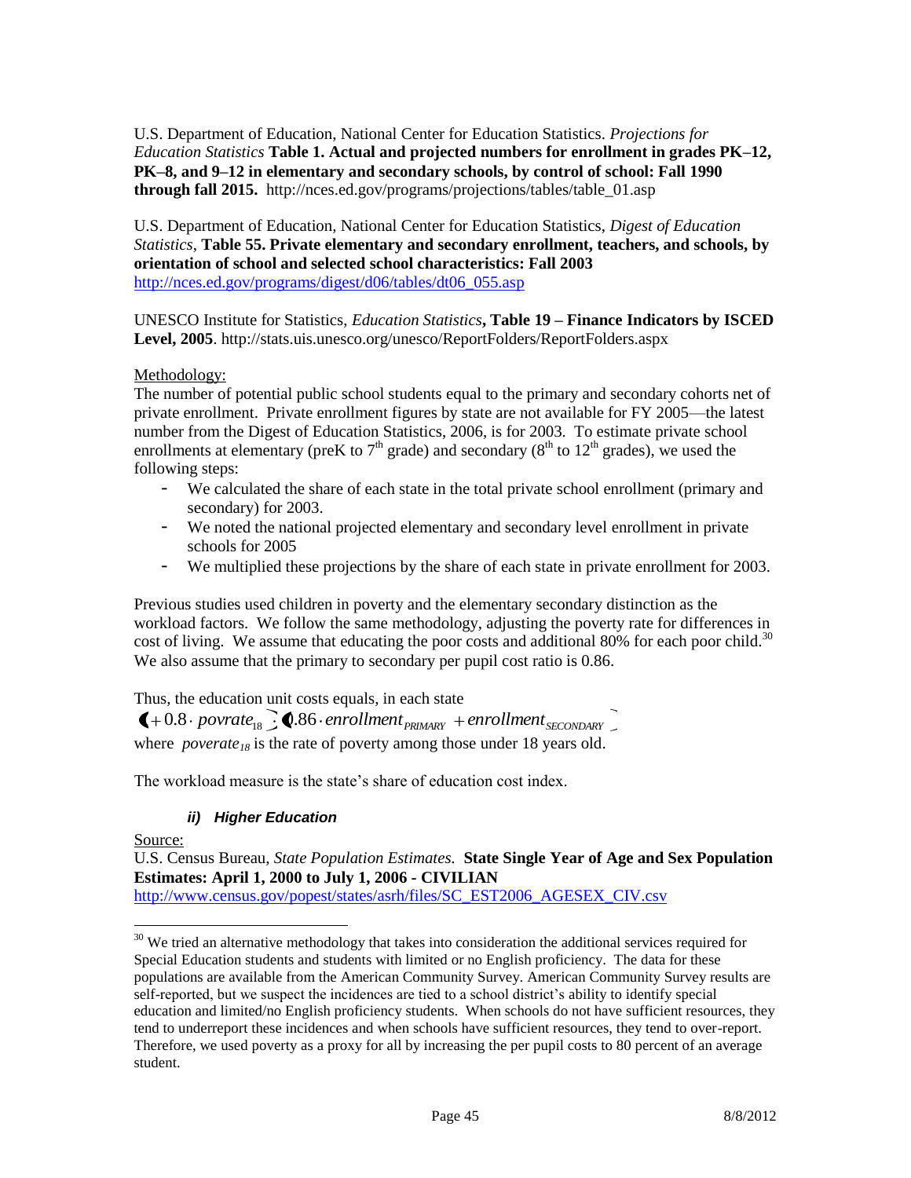U.S. Department of Education, National Center for Education Statistics. *Projections for Education Statistics* **Table 1. Actual and projected numbers for enrollment in grades PK–12, PK–8, and 9–12 in elementary and secondary schools, by control of school: Fall 1990 through fall 2015.** http://nces.ed.gov/programs/projections/tables/table_01.asp

U.S. Department of Education, National Center for Education Statistics, *Digest of Education Statistics*, **Table 55. Private elementary and secondary enrollment, teachers, and schools, by orientation of school and selected school characteristics: Fall 2003** http://nces.ed.gov/programs/digest/d06/tables/dt06_055.asp

UNESCO Institute for Statistics, *Education Statistics*, **Table 19 – Finance Indicators by ISCED Level, 2005**. http://stats.uis.unesco.org/unesco/ReportFolders/ReportFolders.aspx

Methodology:

The number of potential public school students equal to the primary and secondary cohorts net of private enrollment. Private enrollment figures by state are not available for FY 2005—the latest number from the Digest of Education Statistics, 2006, is for 2003. To estimate private school enrollments at elementary (preK to 7th grade) and secondary (8th to 12th grades), we used the following steps:

- We calculated the share of each state in the total private school enrollment (primary and secondary) for 2003.
- We noted the national projected elementary and secondary level enrollment in private schools for 2005
- We multiplied these projections by the share of each state in private enrollment for 2003.

Previous studies used children in poverty and the elementary secondary distinction as the workload factors. We follow the same methodology, adjusting the poverty rate for differences in cost of living. We assume that educating the poor costs and additional 80% for each poor child.[30] We also assume that the primary to secondary per pupil cost ratio is 0.86.

Thus, the education unit costs equals, in each state

$$(1 + 0.8 \cdot povrate_{18}) \cdot (0.86 \cdot enrollment_{PRIMARY} + enrollment_{SECONDARY})$$

where $poverate_{18}$ is the rate of poverty among those under 18 years old.

The workload measure is the state's share of education cost index.

#### *ii) Higher Education*

Source:

U.S. Census Bureau, *State Population Estimates.* **State Single Year of Age and Sex Population Estimates: April 1, 2000 to July 1, 2006 - CIVILIAN** http://www.census.gov/popest/states/asrh/files/SC_EST2006_AGESEX_CIV.csv

[30] We tried an alternative methodology that takes into consideration the additional services required for Special Education students and students with limited or no English proficiency. The data for these populations are available from the American Community Survey. American Community Survey results are self-reported, but we suspect the incidences are tied to a school district's ability to identify special education and limited/no English proficiency students. When schools do not have sufficient resources, they tend to underreport these incidences and when schools have sufficient resources, they tend to over-report. Therefore, we used poverty as a proxy for all by increasing the per pupil costs to 80 percent of an average student.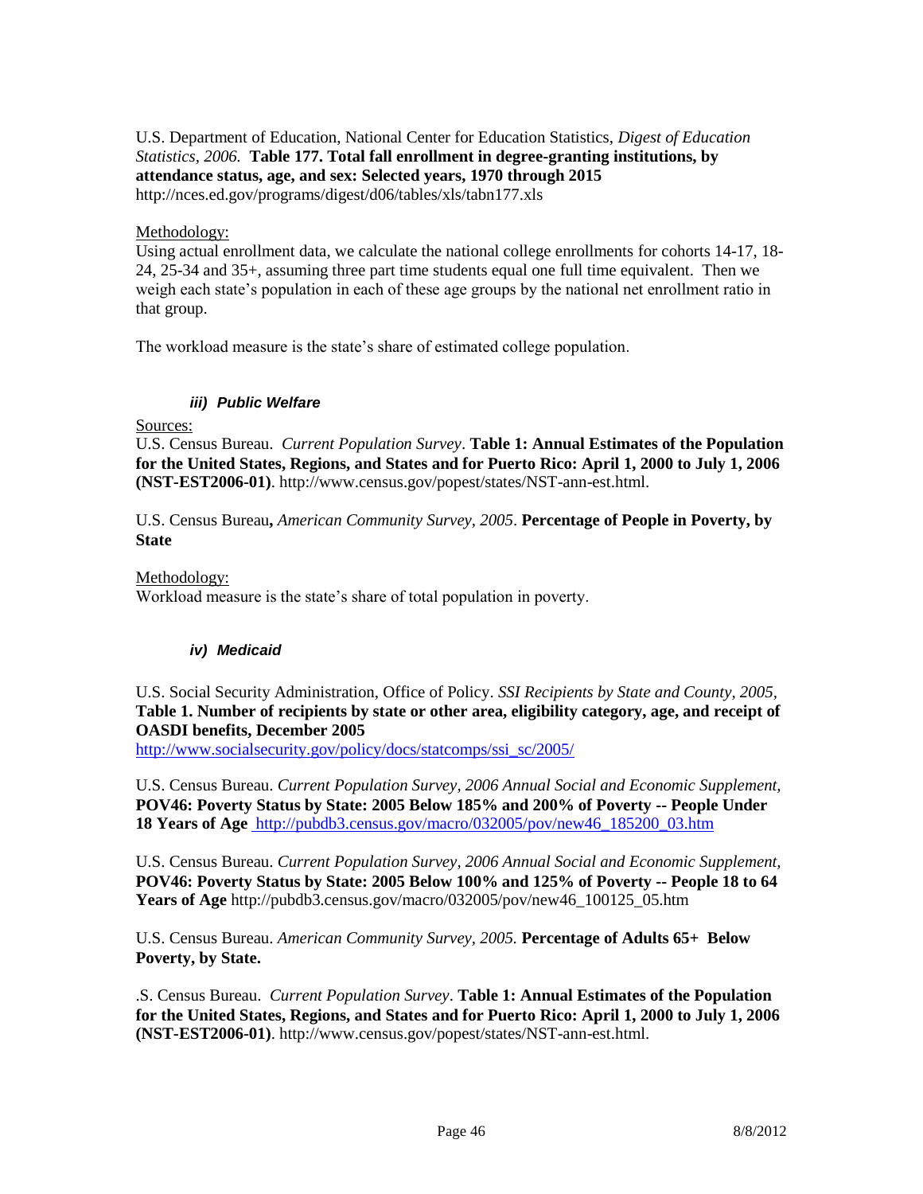U.S. Department of Education, National Center for Education Statistics, *Digest of Education Statistics, 2006.* **Table 177. Total fall enrollment in degree-granting institutions, by attendance status, age, and sex: Selected years, 1970 through 2015**
http://nces.ed.gov/programs/digest/d06/tables/xls/tabn177.xls

Methodology:
Using actual enrollment data, we calculate the national college enrollments for cohorts 14-17, 18-24, 25-34 and 35+, assuming three part time students equal one full time equivalent. Then we weigh each state's population in each of these age groups by the national net enrollment ratio in that group.

The workload measure is the state's share of estimated college population.

#### *iii) Public Welfare*

Sources:
U.S. Census Bureau. *Current Population Survey*. **Table 1: Annual Estimates of the Population for the United States, Regions, and States and for Puerto Rico: April 1, 2000 to July 1, 2006 (NST-EST2006-01)**. http://www.census.gov/popest/states/NST-ann-est.html.

U.S. Census Bureau**,** *American Community Survey, 2005*. **Percentage of People in Poverty, by State**

Methodology:
Workload measure is the state's share of total population in poverty.

#### *iv) Medicaid*

U.S. Social Security Administration, Office of Policy. *SSI Recipients by State and County, 2005,* **Table 1. Number of recipients by state or other area, eligibility category, age, and receipt of OASDI benefits, December 2005**
http://www.socialsecurity.gov/policy/docs/statcomps/ssi_sc/2005/

U.S. Census Bureau. *Current Population Survey, 2006 Annual Social and Economic Supplement,* **POV46: Poverty Status by State: 2005 Below 185% and 200% of Poverty -- People Under 18 Years of Age** http://pubdb3.census.gov/macro/032005/pov/new46_185200_03.htm

U.S. Census Bureau. *Current Population Survey, 2006 Annual Social and Economic Supplement,* **POV46: Poverty Status by State: 2005 Below 100% and 125% of Poverty -- People 18 to 64 Years of Age** http://pubdb3.census.gov/macro/032005/pov/new46_100125_05.htm

U.S. Census Bureau. *American Community Survey, 2005.* **Percentage of Adults 65+ Below Poverty, by State.**

.S. Census Bureau. *Current Population Survey*. **Table 1: Annual Estimates of the Population for the United States, Regions, and States and for Puerto Rico: April 1, 2000 to July 1, 2006 (NST-EST2006-01)**. http://www.census.gov/popest/states/NST-ann-est.html.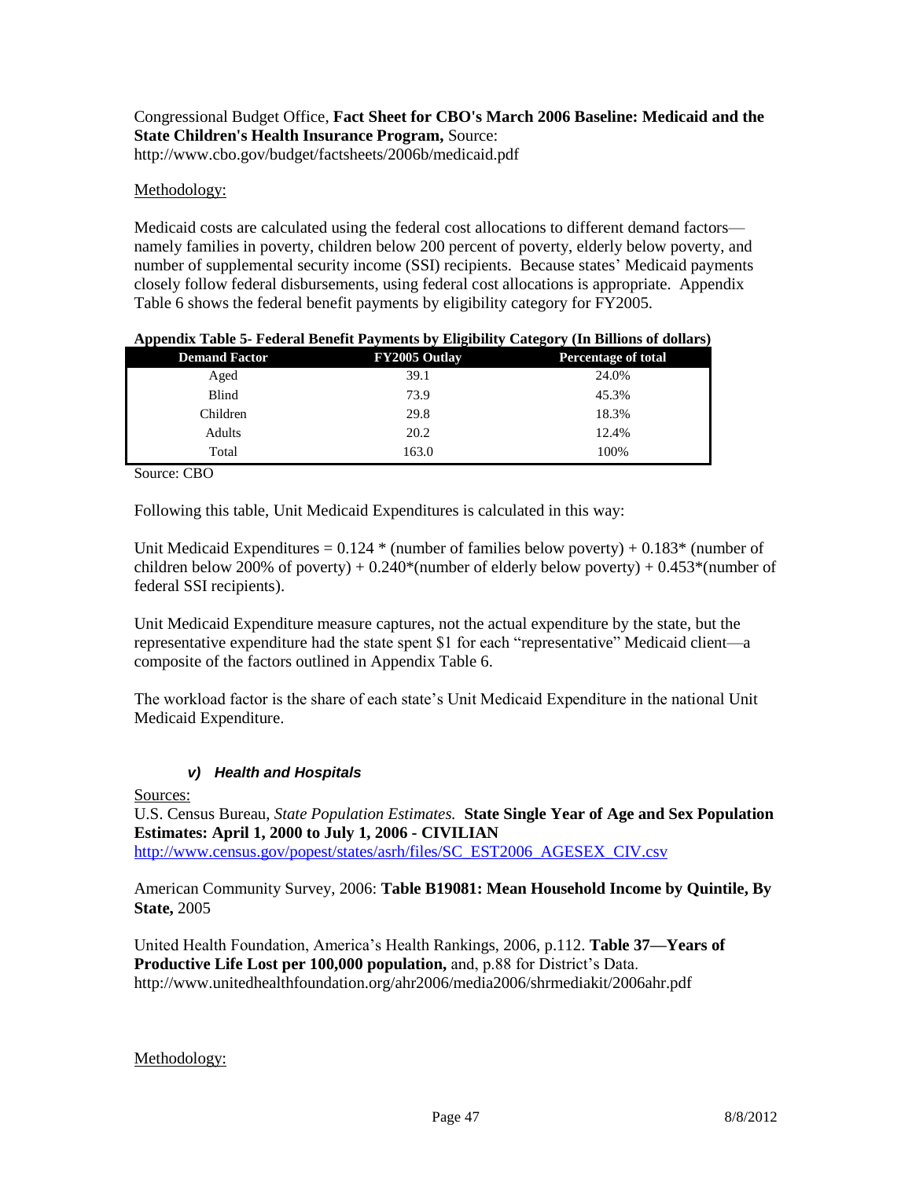Congressional Budget Office, **Fact Sheet for CBO's March 2006 Baseline: Medicaid and the State Children's Health Insurance Program,** Source: http://www.cbo.gov/budget/factsheets/2006b/medicaid.pdf

Methodology:

Medicaid costs are calculated using the federal cost allocations to different demand factors—namely families in poverty, children below 200 percent of poverty, elderly below poverty, and number of supplemental security income (SSI) recipients. Because states' Medicaid payments closely follow federal disbursements, using federal cost allocations is appropriate. Appendix Table 6 shows the federal benefit payments by eligibility category for FY2005.

**Appendix Table 5- Federal Benefit Payments by Eligibility Category (In Billions of dollars)**

| Demand Factor | FY2005 Outlay | Percentage of total |
|---|---|---|
| Aged | 39.1 | 24.0% |
| Blind | 73.9 | 45.3% |
| Children | 29.8 | 18.3% |
| Adults | 20.2 | 12.4% |
| Total | 163.0 | 100% |

Source: CBO

Following this table, Unit Medicaid Expenditures is calculated in this way:

Unit Medicaid Expenditures = 0.124 * (number of families below poverty) + 0.183* (number of children below 200% of poverty) + 0.240*(number of elderly below poverty) + 0.453*(number of federal SSI recipients).

Unit Medicaid Expenditure measure captures, not the actual expenditure by the state, but the representative expenditure had the state spent $1 for each "representative" Medicaid client—a composite of the factors outlined in Appendix Table 6.

The workload factor is the share of each state's Unit Medicaid Expenditure in the national Unit Medicaid Expenditure.

### *v) Health and Hospitals*

Sources:

U.S. Census Bureau, *State Population Estimates.* **State Single Year of Age and Sex Population Estimates: April 1, 2000 to July 1, 2006 - CIVILIAN**
http://www.census.gov/popest/states/asrh/files/SC_EST2006_AGESEX_CIV.csv

American Community Survey, 2006: **Table B19081: Mean Household Income by Quintile, By State,** 2005

United Health Foundation, America's Health Rankings, 2006, p.112. **Table 37—Years of Productive Life Lost per 100,000 population,** and, p.88 for District's Data.
http://www.unitedhealthfoundation.org/ahr2006/media2006/shrmediakit/2006ahr.pdf

Methodology: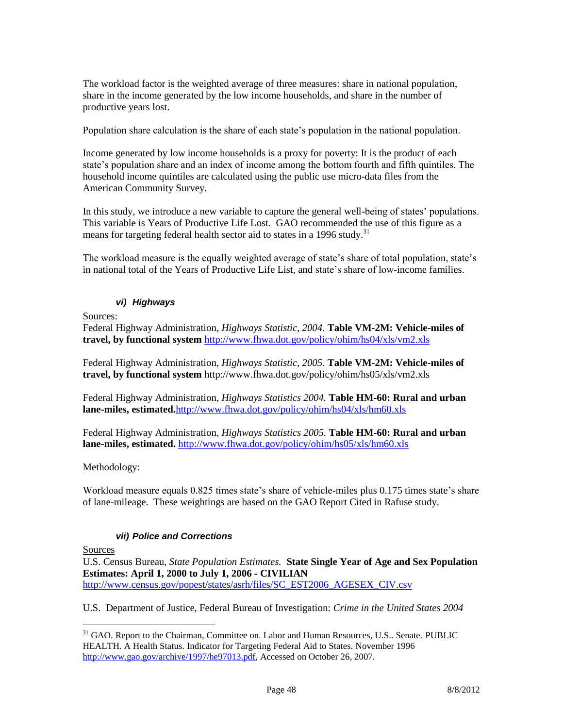The workload factor is the weighted average of three measures: share in national population, share in the income generated by the low income households, and share in the number of productive years lost.

Population share calculation is the share of each state's population in the national population.

Income generated by low income households is a proxy for poverty: It is the product of each state's population share and an index of income among the bottom fourth and fifth quintiles. The household income quintiles are calculated using the public use micro-data files from the American Community Survey.

In this study, we introduce a new variable to capture the general well-being of states' populations. This variable is Years of Productive Life Lost. GAO recommended the use of this figure as a means for targeting federal health sector aid to states in a 1996 study.[31]

The workload measure is the equally weighted average of state's share of total population, state's in national total of the Years of Productive Life List, and state's share of low-income families.

#### *vi) Highways*

Sources:

Federal Highway Administration, *Highways Statistic, 2004.* **Table VM-2M: Vehicle-miles of travel, by functional system** http://www.fhwa.dot.gov/policy/ohim/hs04/xls/vm2.xls

Federal Highway Administration, *Highways Statistic, 2005.* **Table VM-2M: Vehicle-miles of travel, by functional system** http://www.fhwa.dot.gov/policy/ohim/hs05/xls/vm2.xls

Federal Highway Administration, *Highways Statistics 2004.* **Table HM-60: Rural and urban lane-miles, estimated.** http://www.fhwa.dot.gov/policy/ohim/hs04/xls/hm60.xls

Federal Highway Administration, *Highways Statistics 2005.* **Table HM-60: Rural and urban lane-miles, estimated.** http://www.fhwa.dot.gov/policy/ohim/hs05/xls/hm60.xls

Methodology:

Workload measure equals 0.825 times state's share of vehicle-miles plus 0.175 times state's share of lane-mileage. These weightings are based on the GAO Report Cited in Rafuse study.

#### *vii) Police and Corrections*

Sources

U.S. Census Bureau, *State Population Estimates.* **State Single Year of Age and Sex Population Estimates: April 1, 2000 to July 1, 2006 - CIVILIAN** http://www.census.gov/popest/states/asrh/files/SC_EST2006_AGESEX_CIV.csv

U.S. Department of Justice, Federal Bureau of Investigation: *Crime in the United States 2004*

---

[31] GAO. Report to the Chairman, Committee on. Labor and Human Resources, U.S.. Senate. PUBLIC HEALTH. A Health Status. Indicator for Targeting Federal Aid to States. November 1996 http://www.gao.gov/archive/1997/he97013.pdf, Accessed on October 26, 2007.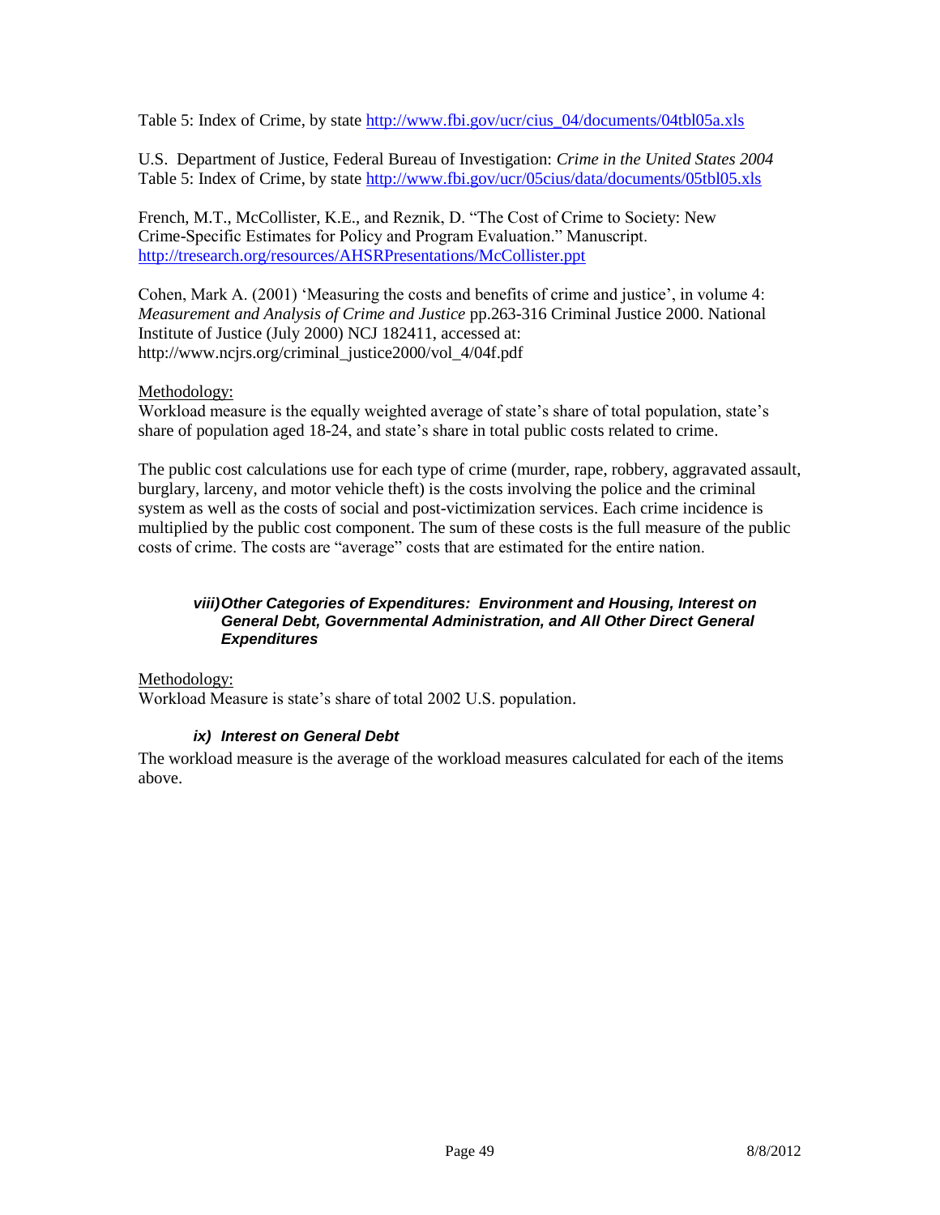Table 5: Index of Crime, by state [http://www.fbi.gov/ucr/cius_04/documents/04tbl05a.xls](http://www.fbi.gov/ucr/cius_04/documents/04tbl05a.xls)

U.S. Department of Justice, Federal Bureau of Investigation: *Crime in the United States 2004* Table 5: Index of Crime, by state [http://www.fbi.gov/ucr/05cius/data/documents/05tbl05.xls](http://www.fbi.gov/ucr/05cius/data/documents/05tbl05.xls)

French, M.T., McCollister, K.E., and Reznik, D. "The Cost of Crime to Society: New Crime-Specific Estimates for Policy and Program Evaluation." Manuscript. [http://tresearch.org/resources/AHSRPresentations/McCollister.ppt](http://tresearch.org/resources/AHSRPresentations/McCollister.ppt)

Cohen, Mark A. (2001) 'Measuring the costs and benefits of crime and justice', in volume 4: *Measurement and Analysis of Crime and Justice* pp.263-316 Criminal Justice 2000. National Institute of Justice (July 2000) NCJ 182411, accessed at: http://www.ncjrs.org/criminal_justice2000/vol_4/04f.pdf

Methodology:
Workload measure is the equally weighted average of state's share of total population, state's share of population aged 18-24, and state's share in total public costs related to crime.

The public cost calculations use for each type of crime (murder, rape, robbery, aggravated assault, burglary, larceny, and motor vehicle theft) is the costs involving the police and the criminal system as well as the costs of social and post-victimization services. Each crime incidence is multiplied by the public cost component. The sum of these costs is the full measure of the public costs of crime. The costs are "average" costs that are estimated for the entire nation.

#### *viii) Other Categories of Expenditures: Environment and Housing, Interest on General Debt, Governmental Administration, and All Other Direct General Expenditures*

Methodology:
Workload Measure is state's share of total 2002 U.S. population.

#### *ix) Interest on General Debt*

The workload measure is the average of the workload measures calculated for each of the items above.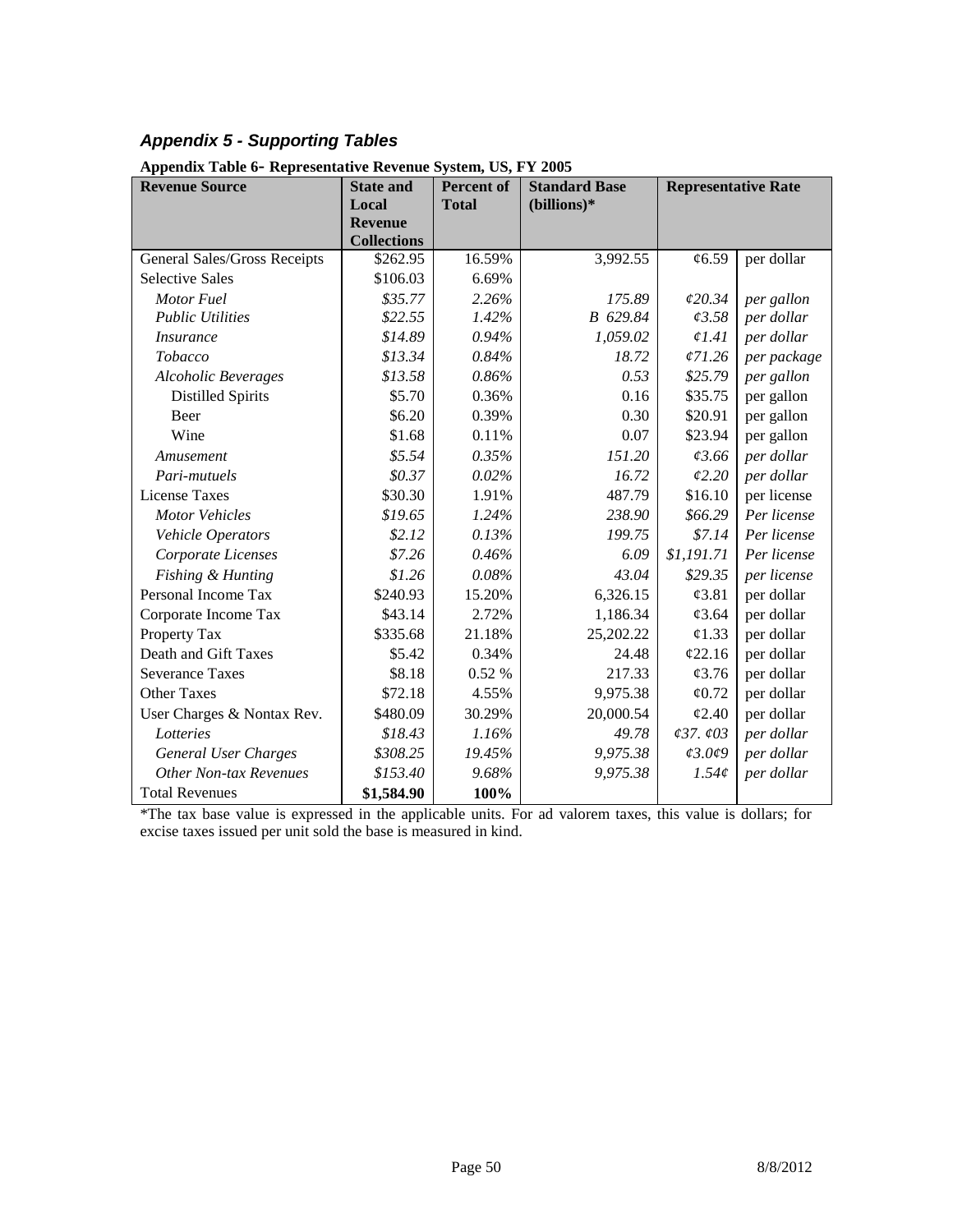## *Appendix 5 - Supporting Tables*

**Appendix Table 6- Representative Revenue System, US, FY 2005**

| Revenue Source | State and Local Revenue Collections | Percent of Total | Standard Base (billions)* | Representative Rate | |
|---|---|---|---|---|---|
| General Sales/Gross Receipts | $262.95 | 16.59% | 3,992.55 | ¢6.59 | per dollar |
| Selective Sales | $106.03 | 6.69% | | | |
| *Motor Fuel* | *$35.77* | *2.26%* | *175.89* | *¢20.34* | *per gallon* |
| *Public Utilities* | *$22.55* | *1.42%* | *B 629.84* | *¢3.58* | *per dollar* |
| *Insurance* | *$14.89* | *0.94%* | *1,059.02* | *¢1.41* | *per dollar* |
| *Tobacco* | *$13.34* | *0.84%* | *18.72* | *¢71.26* | *per package* |
| *Alcoholic Beverages* | *$13.58* | *0.86%* | *0.53* | *$25.79* | *per gallon* |
| Distilled Spirits | $5.70 | 0.36% | 0.16 | $35.75 | per gallon |
| Beer | $6.20 | 0.39% | 0.30 | $20.91 | per gallon |
| Wine | $1.68 | 0.11% | 0.07 | $23.94 | per gallon |
| *Amusement* | *$5.54* | *0.35%* | *151.20* | *¢3.66* | *per dollar* |
| *Pari-mutuels* | *$0.37* | *0.02%* | *16.72* | *¢2.20* | *per dollar* |
| License Taxes | $30.30 | 1.91% | 487.79 | $16.10 | per license |
| *Motor Vehicles* | *$19.65* | *1.24%* | *238.90* | *$66.29* | *Per license* |
| *Vehicle Operators* | *$2.12* | *0.13%* | *199.75* | *$7.14* | *Per license* |
| *Corporate Licenses* | *$7.26* | *0.46%* | *6.09* | *$1,191.71* | *Per license* |
| *Fishing & Hunting* | *$1.26* | *0.08%* | *43.04* | *$29.35* | *per license* |
| Personal Income Tax | $240.93 | 15.20% | 6,326.15 | ¢3.81 | per dollar |
| Corporate Income Tax | $43.14 | 2.72% | 1,186.34 | ¢3.64 | per dollar |
| Property Tax | $335.68 | 21.18% | 25,202.22 | ¢1.33 | per dollar |
| Death and Gift Taxes | $5.42 | 0.34% | 24.48 | ¢22.16 | per dollar |
| Severance Taxes | $8.18 | 0.52 % | 217.33 | ¢3.76 | per dollar |
| Other Taxes | $72.18 | 4.55% | 9,975.38 | ¢0.72 | per dollar |
| User Charges & Nontax Rev. | $480.09 | 30.29% | 20,000.54 | ¢2.40 | per dollar |
| *Lotteries* | *$18.43* | *1.16%* | *49.78* | *¢37. ¢03* | *per dollar* |
| *General User Charges* | *$308.25* | *19.45%* | *9,975.38* | *¢3.0¢9* | *per dollar* |
| *Other Non-tax Revenues* | *$153.40* | *9.68%* | *9,975.38* | *1.54¢* | *per dollar* |
| Total Revenues | **$1,584.90** | **100%** | | | |

*The tax base value is expressed in the applicable units. For ad valorem taxes, this value is dollars; for excise taxes issued per unit sold the base is measured in kind.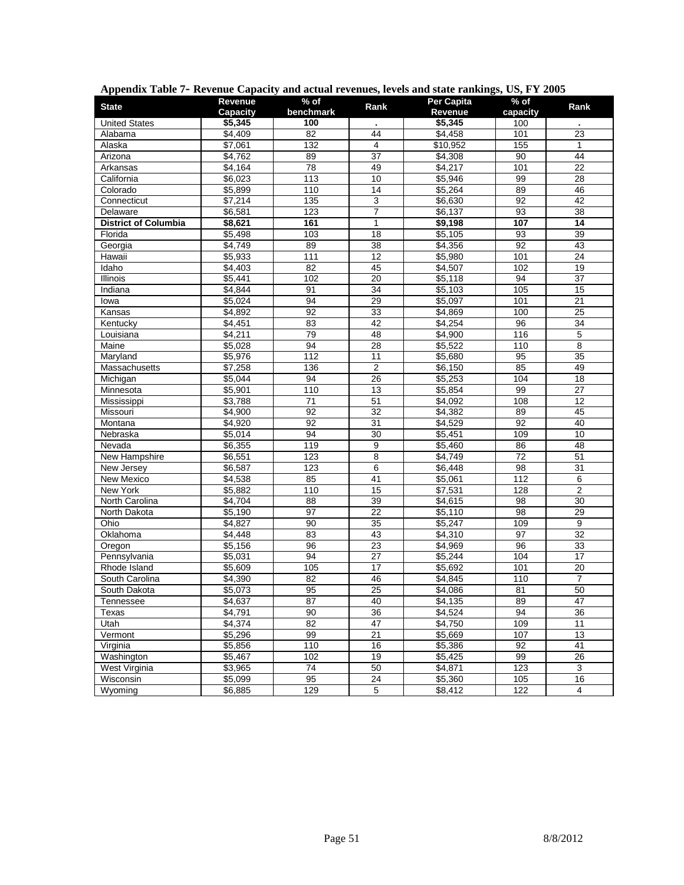**Appendix Table 7- Revenue Capacity and actual revenues, levels and state rankings, US, FY 2005**

| State | Revenue Capacity | % of benchmark | Rank | Per Capita Revenue | % of capacity | Rank |
|---|---|---|---|---|---|---|
| United States | **$5,345** | **100** | **.** | **$5,345** | 100 | **.** |
| Alabama | $4,409 | 82 | 44 | $4,458 | 101 | 23 |
| Alaska | $7,061 | 132 | 4 | $10,952 | 155 | 1 |
| Arizona | $4,762 | 89 | 37 | $4,308 | 90 | 44 |
| Arkansas | $4,164 | 78 | 49 | $4,217 | 101 | 22 |
| California | $6,023 | 113 | 10 | $5,946 | 99 | 28 |
| Colorado | $5,899 | 110 | 14 | $5,264 | 89 | 46 |
| Connecticut | $7,214 | 135 | 3 | $6,630 | 92 | 42 |
| Delaware | $6,581 | 123 | 7 | $6,137 | 93 | 38 |
| **District of Columbia** | **$8,621** | **161** | **1** | **$9,198** | **107** | **14** |
| Florida | $5,498 | 103 | 18 | $5,105 | 93 | 39 |
| Georgia | $4,749 | 89 | 38 | $4,356 | 92 | 43 |
| Hawaii | $5,933 | 111 | 12 | $5,980 | 101 | 24 |
| Idaho | $4,403 | 82 | 45 | $4,507 | 102 | 19 |
| Illinois | $5,441 | 102 | 20 | $5,118 | 94 | 37 |
| Indiana | $4,844 | 91 | 34 | $5,103 | 105 | 15 |
| Iowa | $5,024 | 94 | 29 | $5,097 | 101 | 21 |
| Kansas | $4,892 | 92 | 33 | $4,869 | 100 | 25 |
| Kentucky | $4,451 | 83 | 42 | $4,254 | 96 | 34 |
| Louisiana | $4,211 | 79 | 48 | $4,900 | 116 | 5 |
| Maine | $5,028 | 94 | 28 | $5,522 | 110 | 8 |
| Maryland | $5,976 | 112 | 11 | $5,680 | 95 | 35 |
| Massachusetts | $7,258 | 136 | 2 | $6,150 | 85 | 49 |
| Michigan | $5,044 | 94 | 26 | $5,253 | 104 | 18 |
| Minnesota | $5,901 | 110 | 13 | $5,854 | 99 | 27 |
| Mississippi | $3,788 | 71 | 51 | $4,092 | 108 | 12 |
| Missouri | $4,900 | 92 | 32 | $4,382 | 89 | 45 |
| Montana | $4,920 | 92 | 31 | $4,529 | 92 | 40 |
| Nebraska | $5,014 | 94 | 30 | $5,451 | 109 | 10 |
| Nevada | $6,355 | 119 | 9 | $5,460 | 86 | 48 |
| New Hampshire | $6,551 | 123 | 8 | $4,749 | 72 | 51 |
| New Jersey | $6,587 | 123 | 6 | $6,448 | 98 | 31 |
| New Mexico | $4,538 | 85 | 41 | $5,061 | 112 | 6 |
| New York | $5,882 | 110 | 15 | $7,531 | 128 | 2 |
| North Carolina | $4,704 | 88 | 39 | $4,615 | 98 | 30 |
| North Dakota | $5,190 | 97 | 22 | $5,110 | 98 | 29 |
| Ohio | $4,827 | 90 | 35 | $5,247 | 109 | 9 |
| Oklahoma | $4,448 | 83 | 43 | $4,310 | 97 | 32 |
| Oregon | $5,156 | 96 | 23 | $4,969 | 96 | 33 |
| Pennsylvania | $5,031 | 94 | 27 | $5,244 | 104 | 17 |
| Rhode Island | $5,609 | 105 | 17 | $5,692 | 101 | 20 |
| South Carolina | $4,390 | 82 | 46 | $4,845 | 110 | 7 |
| South Dakota | $5,073 | 95 | 25 | $4,086 | 81 | 50 |
| Tennessee | $4,637 | 87 | 40 | $4,135 | 89 | 47 |
| Texas | $4,791 | 90 | 36 | $4,524 | 94 | 36 |
| Utah | $4,374 | 82 | 47 | $4,750 | 109 | 11 |
| Vermont | $5,296 | 99 | 21 | $5,669 | 107 | 13 |
| Virginia | $5,856 | 110 | 16 | $5,386 | 92 | 41 |
| Washington | $5,467 | 102 | 19 | $5,425 | 99 | 26 |
| West Virginia | $3,965 | 74 | 50 | $4,871 | 123 | 3 |
| Wisconsin | $5,099 | 95 | 24 | $5,360 | 105 | 16 |
| Wyoming | $6,885 | 129 | 5 | $8,412 | 122 | 4 |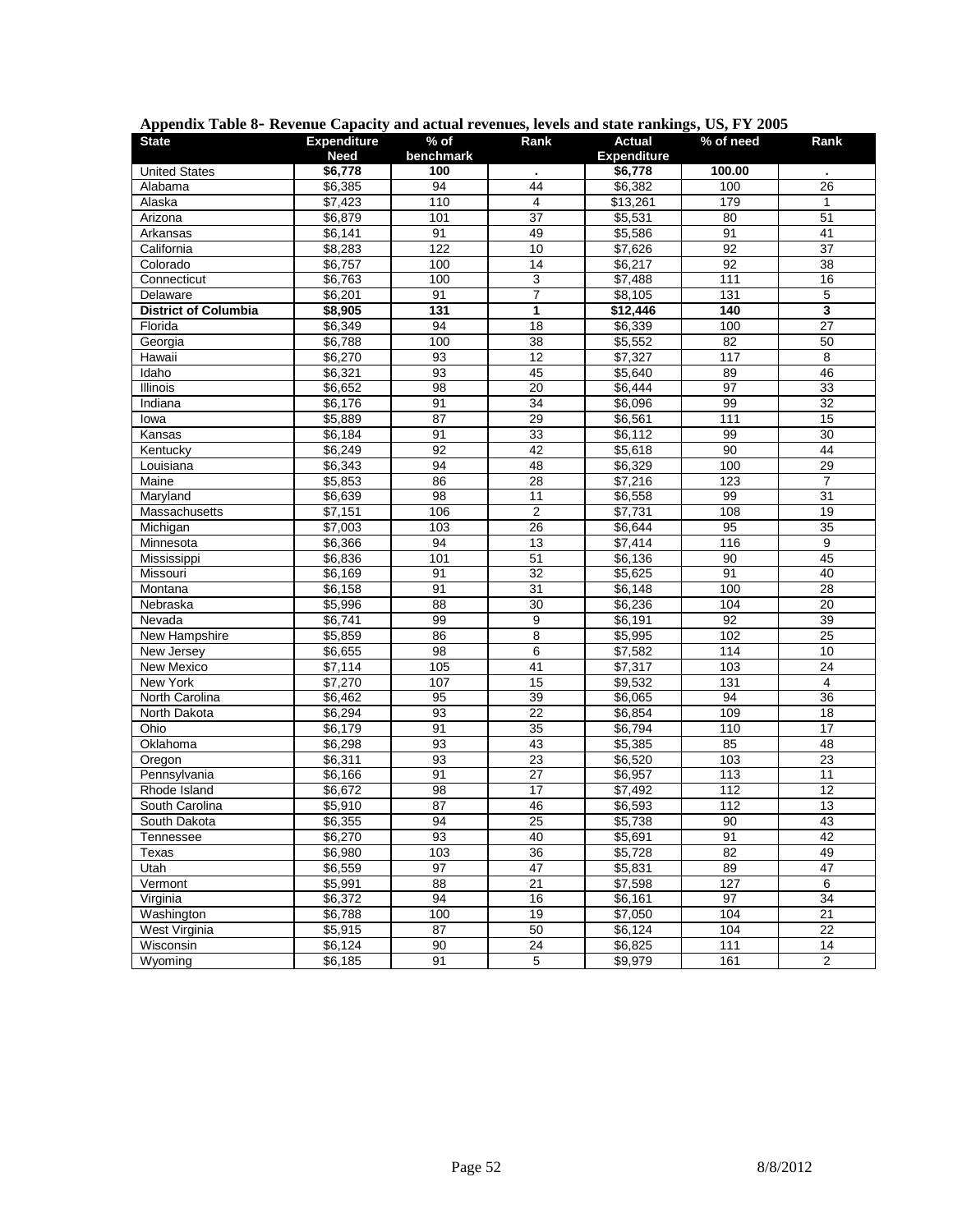**Appendix Table 8- Revenue Capacity and actual revenues, levels and state rankings, US, FY 2005**

| State | Expenditure Need | % of benchmark | Rank | Actual Expenditure | % of need | Rank |
|---|---|---|---|---|---|---|
| United States | **$6,778** | **100** | **.** | **$6,778** | **100.00** | **.** |
| Alabama | $6,385 | 94 | 44 | $6,382 | 100 | 26 |
| Alaska | $7,423 | 110 | 4 | $13,261 | 179 | 1 |
| Arizona | $6,879 | 101 | 37 | $5,531 | 80 | 51 |
| Arkansas | $6,141 | 91 | 49 | $5,586 | 91 | 41 |
| California | $8,283 | 122 | 10 | $7,626 | 92 | 37 |
| Colorado | $6,757 | 100 | 14 | $6,217 | 92 | 38 |
| Connecticut | $6,763 | 100 | 3 | $7,488 | 111 | 16 |
| Delaware | $6,201 | 91 | 7 | $8,105 | 131 | 5 |
| **District of Columbia** | **$8,905** | **131** | **1** | **$12,446** | **140** | **3** |
| Florida | $6,349 | 94 | 18 | $6,339 | 100 | 27 |
| Georgia | $6,788 | 100 | 38 | $5,552 | 82 | 50 |
| Hawaii | $6,270 | 93 | 12 | $7,327 | 117 | 8 |
| Idaho | $6,321 | 93 | 45 | $5,640 | 89 | 46 |
| Illinois | $6,652 | 98 | 20 | $6,444 | 97 | 33 |
| Indiana | $6,176 | 91 | 34 | $6,096 | 99 | 32 |
| Iowa | $5,889 | 87 | 29 | $6,561 | 111 | 15 |
| Kansas | $6,184 | 91 | 33 | $6,112 | 99 | 30 |
| Kentucky | $6,249 | 92 | 42 | $5,618 | 90 | 44 |
| Louisiana | $6,343 | 94 | 48 | $6,329 | 100 | 29 |
| Maine | $5,853 | 86 | 28 | $7,216 | 123 | 7 |
| Maryland | $6,639 | 98 | 11 | $6,558 | 99 | 31 |
| Massachusetts | $7,151 | 106 | 2 | $7,731 | 108 | 19 |
| Michigan | $7,003 | 103 | 26 | $6,644 | 95 | 35 |
| Minnesota | $6,366 | 94 | 13 | $7,414 | 116 | 9 |
| Mississippi | $6,836 | 101 | 51 | $6,136 | 90 | 45 |
| Missouri | $6,169 | 91 | 32 | $5,625 | 91 | 40 |
| Montana | $6,158 | 91 | 31 | $6,148 | 100 | 28 |
| Nebraska | $5,996 | 88 | 30 | $6,236 | 104 | 20 |
| Nevada | $6,741 | 99 | 9 | $6,191 | 92 | 39 |
| New Hampshire | $5,859 | 86 | 8 | $5,995 | 102 | 25 |
| New Jersey | $6,655 | 98 | 6 | $7,582 | 114 | 10 |
| New Mexico | $7,114 | 105 | 41 | $7,317 | 103 | 24 |
| New York | $7,270 | 107 | 15 | $9,532 | 131 | 4 |
| North Carolina | $6,462 | 95 | 39 | $6,065 | 94 | 36 |
| North Dakota | $6,294 | 93 | 22 | $6,854 | 109 | 18 |
| Ohio | $6,179 | 91 | 35 | $6,794 | 110 | 17 |
| Oklahoma | $6,298 | 93 | 43 | $5,385 | 85 | 48 |
| Oregon | $6,311 | 93 | 23 | $6,520 | 103 | 23 |
| Pennsylvania | $6,166 | 91 | 27 | $6,957 | 113 | 11 |
| Rhode Island | $6,672 | 98 | 17 | $7,492 | 112 | 12 |
| South Carolina | $5,910 | 87 | 46 | $6,593 | 112 | 13 |
| South Dakota | $6,355 | 94 | 25 | $5,738 | 90 | 43 |
| Tennessee | $6,270 | 93 | 40 | $5,691 | 91 | 42 |
| Texas | $6,980 | 103 | 36 | $5,728 | 82 | 49 |
| Utah | $6,559 | 97 | 47 | $5,831 | 89 | 47 |
| Vermont | $5,991 | 88 | 21 | $7,598 | 127 | 6 |
| Virginia | $6,372 | 94 | 16 | $6,161 | 97 | 34 |
| Washington | $6,788 | 100 | 19 | $7,050 | 104 | 21 |
| West Virginia | $5,915 | 87 | 50 | $6,124 | 104 | 22 |
| Wisconsin | $6,124 | 90 | 24 | $6,825 | 111 | 14 |
| Wyoming | $6,185 | 91 | 5 | $9,979 | 161 | 2 |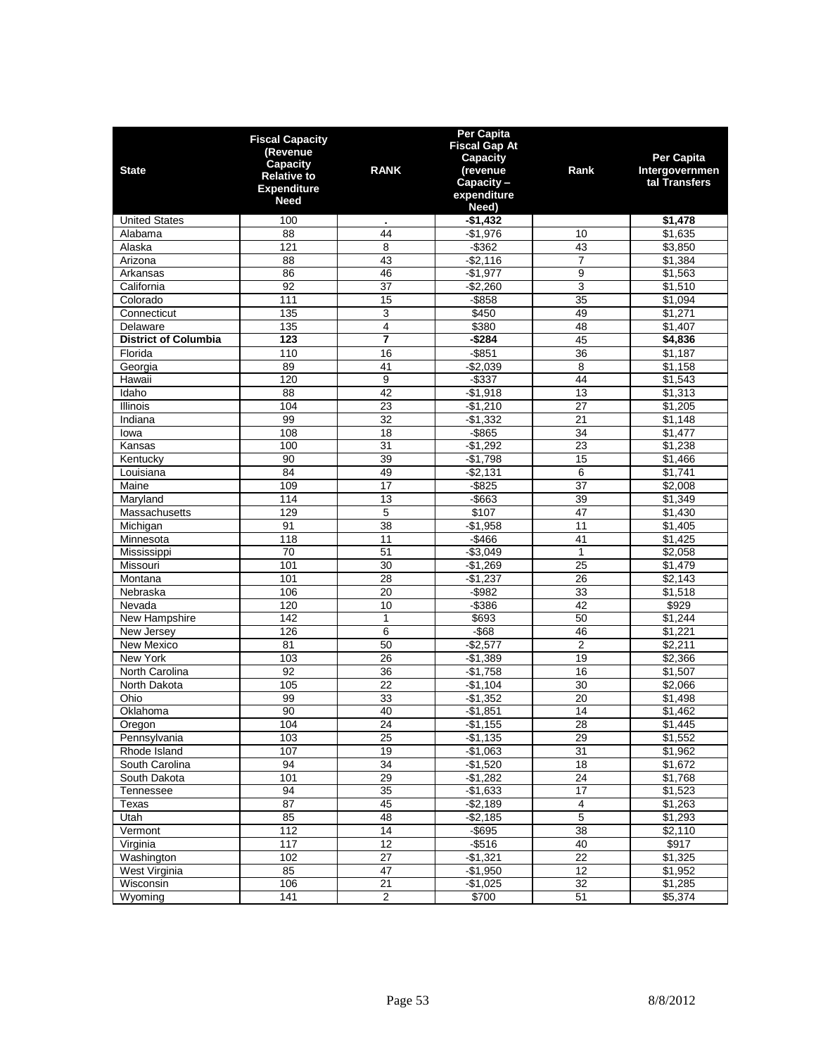| State | Fiscal Capacity (Revenue Capacity Relative to Expenditure Need | RANK | Per Capita Fiscal Gap At Capacity (revenue Capacity – expenditure Need) | Rank | Per Capita Intergovernmental Transfers |
|---|---|---|---|---|---|
| United States | 100 | . | **-$1,432** | | **$1,478** |
| Alabama | 88 | 44 | -$1,976 | 10 | $1,635 |
| Alaska | 121 | 8 | -$362 | 43 | $3,850 |
| Arizona | 88 | 43 | -$2,116 | 7 | $1,384 |
| Arkansas | 86 | 46 | -$1,977 | 9 | $1,563 |
| California | 92 | 37 | -$2,260 | 3 | $1,510 |
| Colorado | 111 | 15 | -$858 | 35 | $1,094 |
| Connecticut | 135 | 3 | $450 | 49 | $1,271 |
| Delaware | 135 | 4 | $380 | 48 | $1,407 |
| **District of Columbia** | **123** | **7** | **-$284** | 45 | **$4,836** |
| Florida | 110 | 16 | -$851 | 36 | $1,187 |
| Georgia | 89 | 41 | -$2,039 | 8 | $1,158 |
| Hawaii | 120 | 9 | -$337 | 44 | $1,543 |
| Idaho | 88 | 42 | -$1,918 | 13 | $1,313 |
| Illinois | 104 | 23 | -$1,210 | 27 | $1,205 |
| Indiana | 99 | 32 | -$1,332 | 21 | $1,148 |
| Iowa | 108 | 18 | -$865 | 34 | $1,477 |
| Kansas | 100 | 31 | -$1,292 | 23 | $1,238 |
| Kentucky | 90 | 39 | -$1,798 | 15 | $1,466 |
| Louisiana | 84 | 49 | -$2,131 | 6 | $1,741 |
| Maine | 109 | 17 | -$825 | 37 | $2,008 |
| Maryland | 114 | 13 | -$663 | 39 | $1,349 |
| Massachusetts | 129 | 5 | $107 | 47 | $1,430 |
| Michigan | 91 | 38 | -$1,958 | 11 | $1,405 |
| Minnesota | 118 | 11 | -$466 | 41 | $1,425 |
| Mississippi | 70 | 51 | -$3,049 | 1 | $2,058 |
| Missouri | 101 | 30 | -$1,269 | 25 | $1,479 |
| Montana | 101 | 28 | -$1,237 | 26 | $2,143 |
| Nebraska | 106 | 20 | -$982 | 33 | $1,518 |
| Nevada | 120 | 10 | -$386 | 42 | $929 |
| New Hampshire | 142 | 1 | $693 | 50 | $1,244 |
| New Jersey | 126 | 6 | -$68 | 46 | $1,221 |
| New Mexico | 81 | 50 | -$2,577 | 2 | $2,211 |
| New York | 103 | 26 | -$1,389 | 19 | $2,366 |
| North Carolina | 92 | 36 | -$1,758 | 16 | $1,507 |
| North Dakota | 105 | 22 | -$1,104 | 30 | $2,066 |
| Ohio | 99 | 33 | -$1,352 | 20 | $1,498 |
| Oklahoma | 90 | 40 | -$1,851 | 14 | $1,462 |
| Oregon | 104 | 24 | -$1,155 | 28 | $1,445 |
| Pennsylvania | 103 | 25 | -$1,135 | 29 | $1,552 |
| Rhode Island | 107 | 19 | -$1,063 | 31 | $1,962 |
| South Carolina | 94 | 34 | -$1,520 | 18 | $1,672 |
| South Dakota | 101 | 29 | -$1,282 | 24 | $1,768 |
| Tennessee | 94 | 35 | -$1,633 | 17 | $1,523 |
| Texas | 87 | 45 | -$2,189 | 4 | $1,263 |
| Utah | 85 | 48 | -$2,185 | 5 | $1,293 |
| Vermont | 112 | 14 | -$695 | 38 | $2,110 |
| Virginia | 117 | 12 | -$516 | 40 | $917 |
| Washington | 102 | 27 | -$1,321 | 22 | $1,325 |
| West Virginia | 85 | 47 | -$1,950 | 12 | $1,952 |
| Wisconsin | 106 | 21 | -$1,025 | 32 | $1,285 |
| Wyoming | 141 | 2 | $700 | 51 | $5,374 |